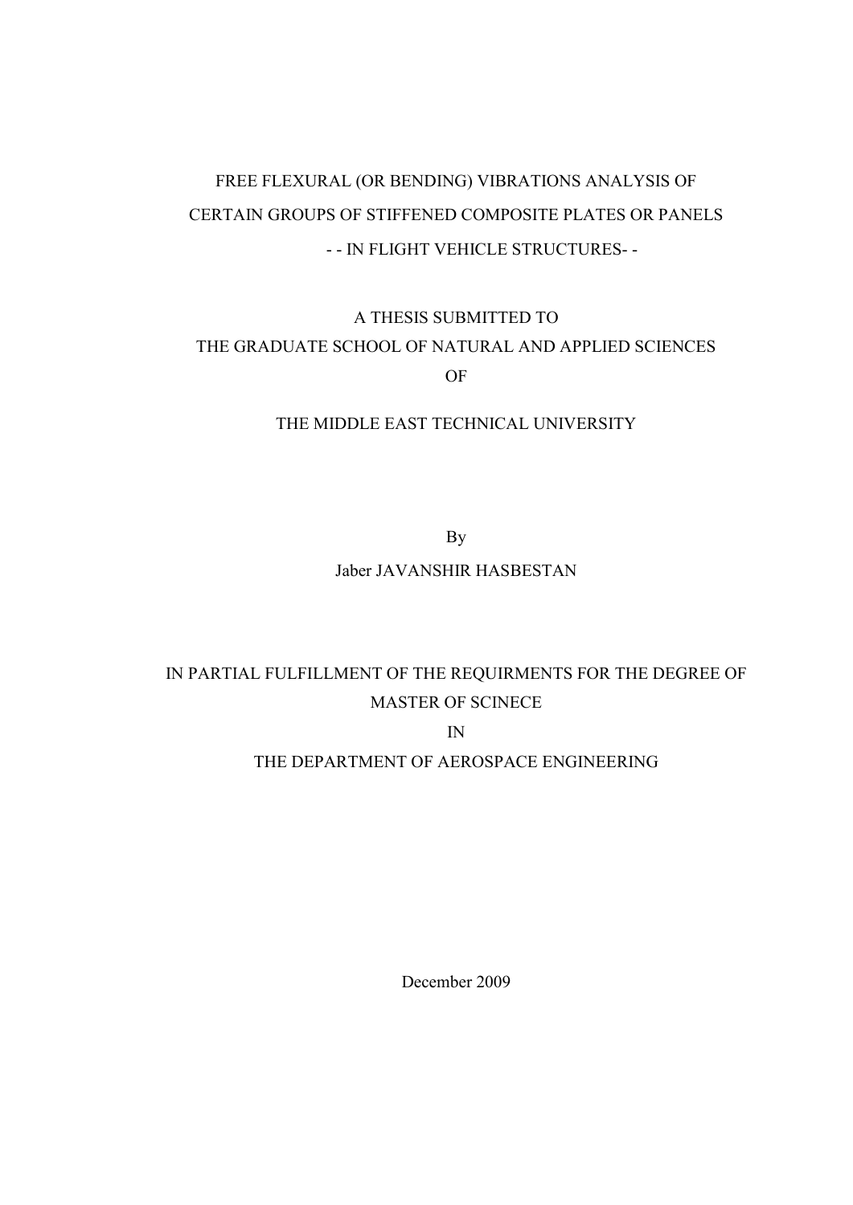# FREE FLEXURAL (OR BENDING) VIBRATIONS ANALYSIS OF CERTAIN GROUPS OF STIFFENED COMPOSITE PLATES OR PANELS

## - - IN FLIGHT VEHICLE STRUCTURES- -

A THESIS SUBMITTED TO

THE GRADUATE SCHOOL OF NATURAL AND APPLIED SCIENCES

OF

THE MIDDLE EAST TECHNICAL UNIVERSITY

By

Jaber JAVANSHIR HASBESTAN

IN PARTIAL FULFILLMENT OF THE REQUIRMENTS FOR THE DEGREE OF

MASTER OF SCINECE

IN

THE DEPARTMENT OF AEROSPACE ENGINEERING

December 2009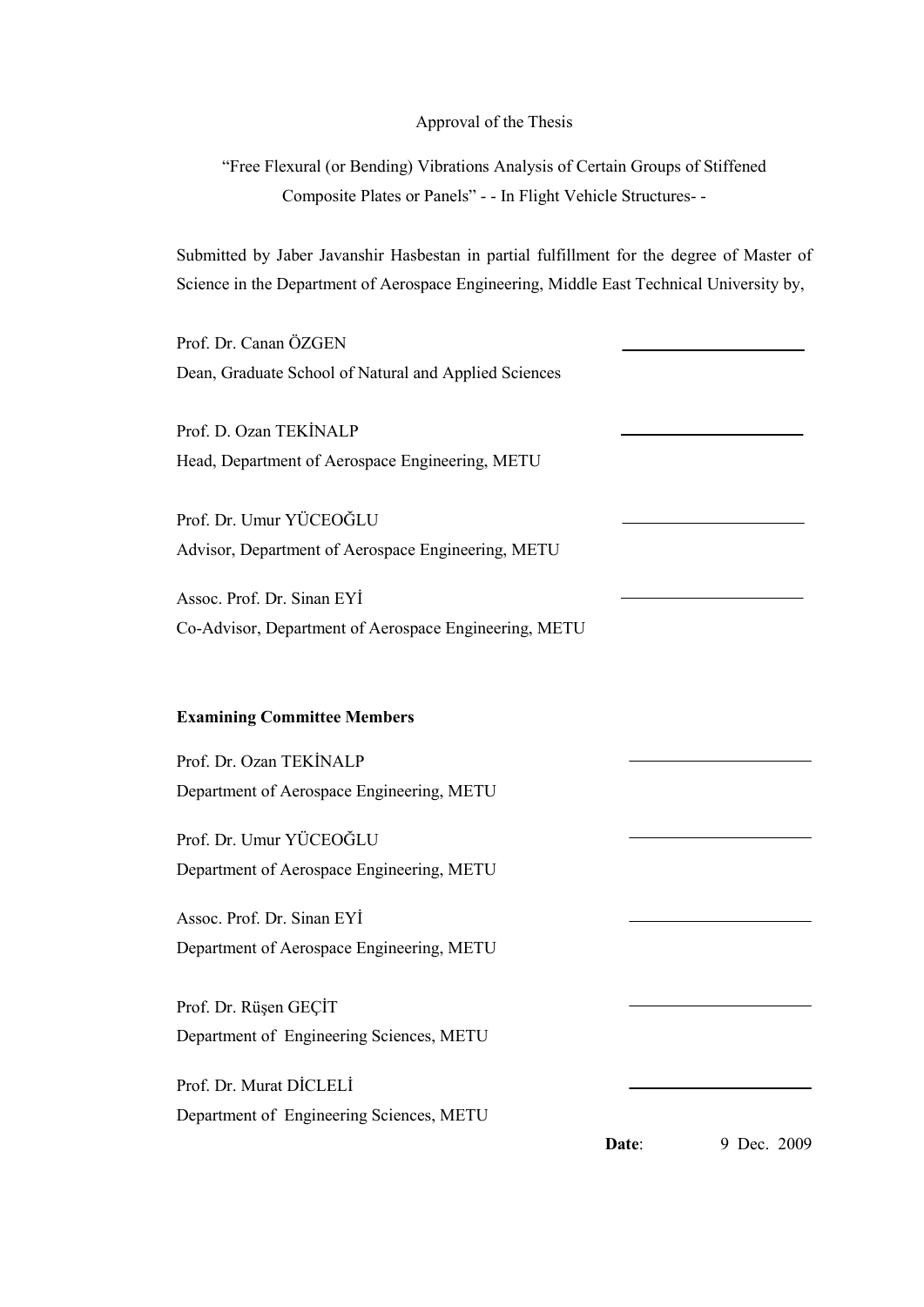Approval of the Thesis

"Free Flexural (or Bending) Vibrations Analysis of Certain Groups of Stiffened Composite Plates or Panels" - - In Flight Vehicle Structures- -

Submitted by Jaber Javanshir Hasbestan in partial fulfillment for the degree of Master of Science in the Department of Aerospace Engineering, Middle East Technical University by,

Prof. Dr. Canan ÖZGEN ______________________
Dean, Graduate School of Natural and Applied Sciences

Prof. D. Ozan TEKİNALP ______________________
Head, Department of Aerospace Engineering, METU

Prof. Dr. Umur YÜCEOĞLU ______________________
Advisor, Department of Aerospace Engineering, METU

Assoc. Prof. Dr. Sinan EYİ ______________________
Co-Advisor, Department of Aerospace Engineering, METU

**Examining Committee Members**

Prof. Dr. Ozan TEKİNALP ______________________
Department of Aerospace Engineering, METU

Prof. Dr. Umur YÜCEOĞLU ______________________
Department of Aerospace Engineering, METU

Assoc. Prof. Dr. Sinan EYİ ______________________
Department of Aerospace Engineering, METU

Prof. Dr. Rüşen GEÇİT ______________________
Department of Engineering Sciences, METU

Prof. Dr. Murat DİCLELİ ______________________
Department of Engineering Sciences, METU

**Date**: 9 Dec. 2009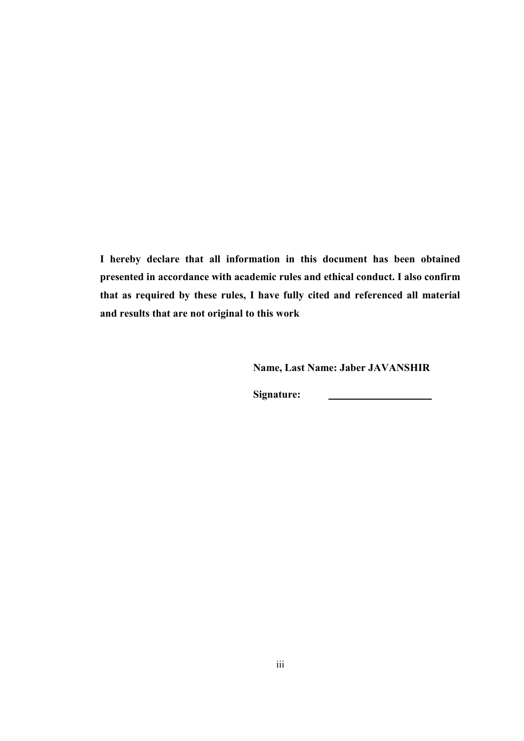**I hereby declare that all information in this document has been obtained presented in accordance with academic rules and ethical conduct. I also confirm that as required by these rules, I have fully cited and referenced all material and results that are not original to this work**

**Name, Last Name: Jaber JAVANSHIR**

**Signature:** \_\_\_\_\_\_\_\_\_\_\_\_\_\_\_\_\_\_\_\_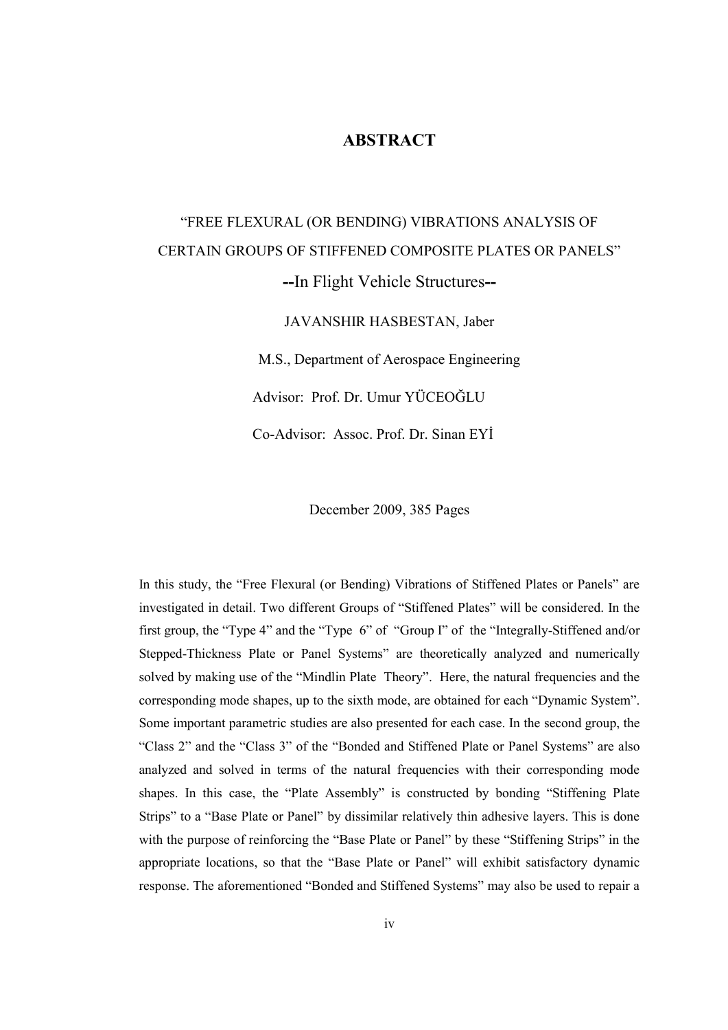# ABSTRACT

"FREE FLEXURAL (OR BENDING) VIBRATIONS ANALYSIS OF CERTAIN GROUPS OF STIFFENED COMPOSITE PLATES OR PANELS"

**--In Flight Vehicle Structures--**

JAVANSHIR HASBESTAN, Jaber

M.S., Department of Aerospace Engineering

Advisor: Prof. Dr. Umur YÜCEOĞLU

Co-Advisor: Assoc. Prof. Dr. Sinan EYİ

December 2009, 385 Pages

In this study, the "Free Flexural (or Bending) Vibrations of Stiffened Plates or Panels" are investigated in detail. Two different Groups of "Stiffened Plates" will be considered. In the first group, the "Type 4" and the "Type 6" of "Group I" of the "Integrally-Stiffened and/or Stepped-Thickness Plate or Panel Systems" are theoretically analyzed and numerically solved by making use of the "Mindlin Plate Theory". Here, the natural frequencies and the corresponding mode shapes, up to the sixth mode, are obtained for each "Dynamic System". Some important parametric studies are also presented for each case. In the second group, the "Class 2" and the "Class 3" of the "Bonded and Stiffened Plate or Panel Systems" are also analyzed and solved in terms of the natural frequencies with their corresponding mode shapes. In this case, the "Plate Assembly" is constructed by bonding "Stiffening Plate Strips" to a "Base Plate or Panel" by dissimilar relatively thin adhesive layers. This is done with the purpose of reinforcing the "Base Plate or Panel" by these "Stiffening Strips" in the appropriate locations, so that the "Base Plate or Panel" will exhibit satisfactory dynamic response. The aforementioned "Bonded and Stiffened Systems" may also be used to repair a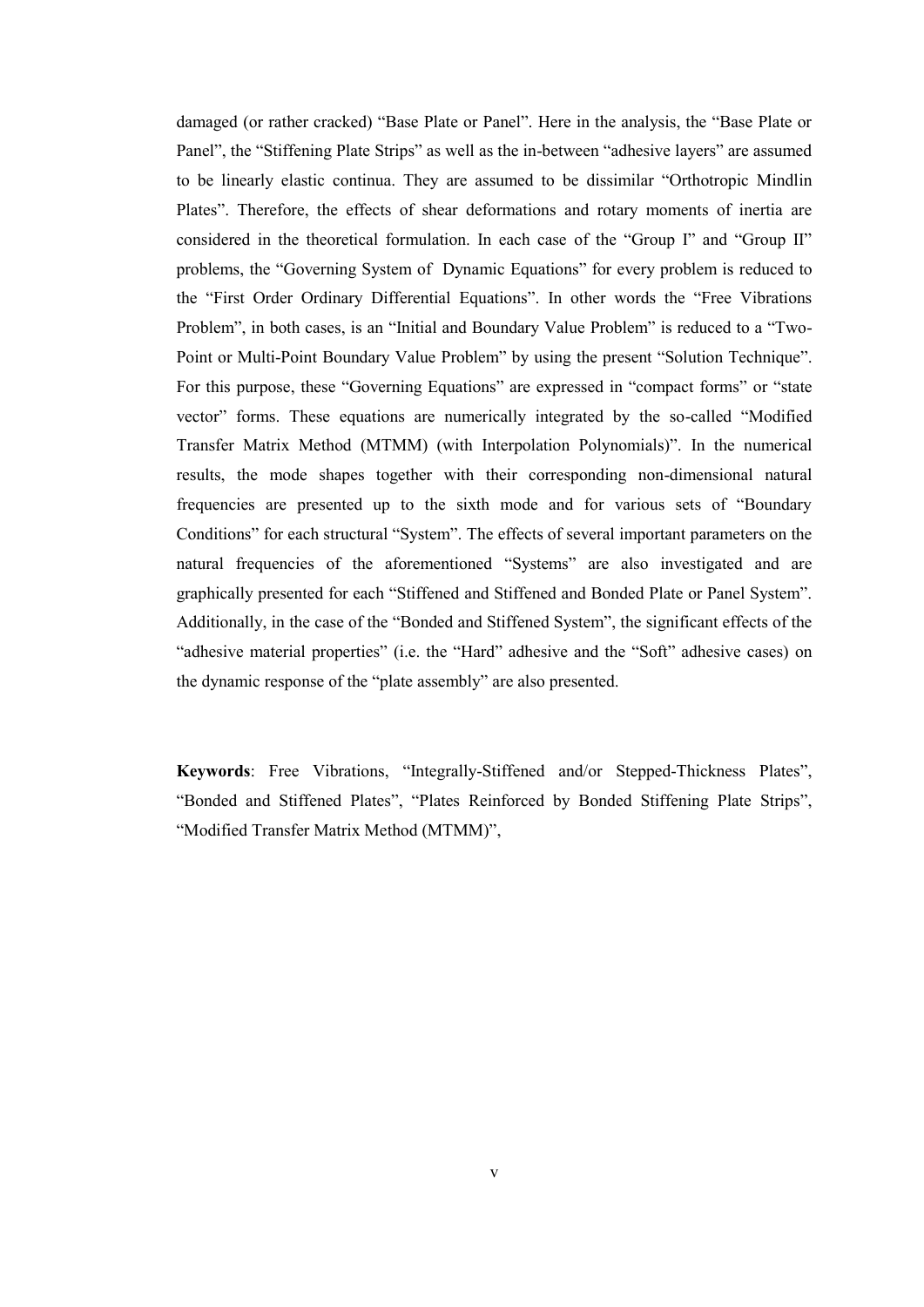damaged (or rather cracked) “Base Plate or Panel”. Here in the analysis, the “Base Plate or Panel”, the “Stiffening Plate Strips” as well as the in-between “adhesive layers” are assumed to be linearly elastic continua. They are assumed to be dissimilar “Orthotropic Mindlin Plates”. Therefore, the effects of shear deformations and rotary moments of inertia are considered in the theoretical formulation. In each case of the “Group I” and “Group II” problems, the “Governing System of Dynamic Equations” for every problem is reduced to the “First Order Ordinary Differential Equations”. In other words the “Free Vibrations Problem”, in both cases, is an “Initial and Boundary Value Problem” is reduced to a “Two-Point or Multi-Point Boundary Value Problem” by using the present “Solution Technique”. For this purpose, these “Governing Equations” are expressed in “compact forms” or “state vector” forms. These equations are numerically integrated by the so-called “Modified Transfer Matrix Method (MTMM) (with Interpolation Polynomials)”. In the numerical results, the mode shapes together with their corresponding non-dimensional natural frequencies are presented up to the sixth mode and for various sets of “Boundary Conditions” for each structural “System”. The effects of several important parameters on the natural frequencies of the aforementioned “Systems” are also investigated and are graphically presented for each “Stiffened and Stiffened and Bonded Plate or Panel System”. Additionally, in the case of the “Bonded and Stiffened System”, the significant effects of the “adhesive material properties” (i.e. the “Hard” adhesive and the “Soft” adhesive cases) on the dynamic response of the “plate assembly” are also presented.

**Keywords**: Free Vibrations, “Integrally-Stiffened and/or Stepped-Thickness Plates”, “Bonded and Stiffened Plates”, “Plates Reinforced by Bonded Stiffening Plate Strips”, “Modified Transfer Matrix Method (MTMM)”,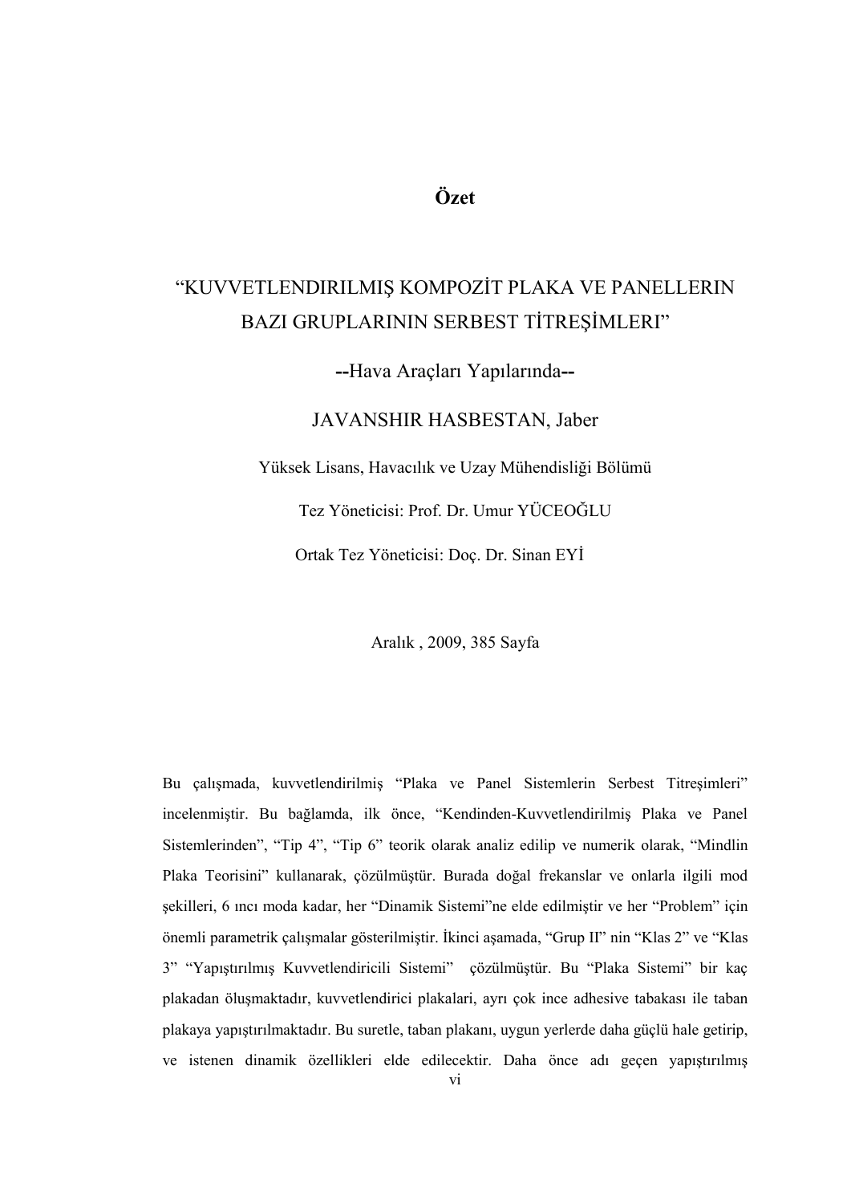# Özet

“KUVVETLENDIRILMIŞ KOMPOZİT PLAKA VE PANELLERIN BAZI GRUPLARININ SERBEST TİTREŞİMLERİ”

--Hava Araçları Yapılarında--

JAVANSHIR HASBESTAN, Jaber

Yüksek Lisans, Havacılık ve Uzay Mühendisliği Bölümü

Tez Yöneticisi: Prof. Dr. Umur YÜCEOĞLU

Ortak Tez Yöneticisi: Doç. Dr. Sinan EYİ

Aralık , 2009, 385 Sayfa

Bu çalışmada, kuvvetlendirilmiş “Plaka ve Panel Sistemlerin Serbest Titreşimleri” incelenmiştir. Bu bağlamda, ilk önce, “Kendinden-Kuvvetlendirilmiş Plaka ve Panel Sistemlerinden”, “Tip 4”, “Tip 6” teorik olarak analiz edilip ve numerik olarak, “Mindlin Plaka Teorisini” kullanarak, çözülmüştür. Burada doğal frekanslar ve onlarla ilgili mod şekilleri, 6 ıncı moda kadar, her “Dinamik Sistemi”ne elde edilmiştir ve her “Problem” için önemli parametrik çalışmalar gösterilmiştir. İkinci aşamada, “Grup II” nin “Klas 2” ve “Klas 3” “Yapıştırılmış Kuvvetlendiricili Sistemi” çözülmüştür. Bu “Plaka Sistemi” bir kaç plakadan ölüşmaktadır, kuvvetlendirici plakalari, ayrı çok ince adhesive tabakası ile taban plakaya yapıştırılmaktadır. Bu suretle, taban plakanı, uygun yerlerde daha güçlü hale getirip, ve istenen dinamik özellikleri elde edilecektir. Daha önce adı geçen yapıştırılmış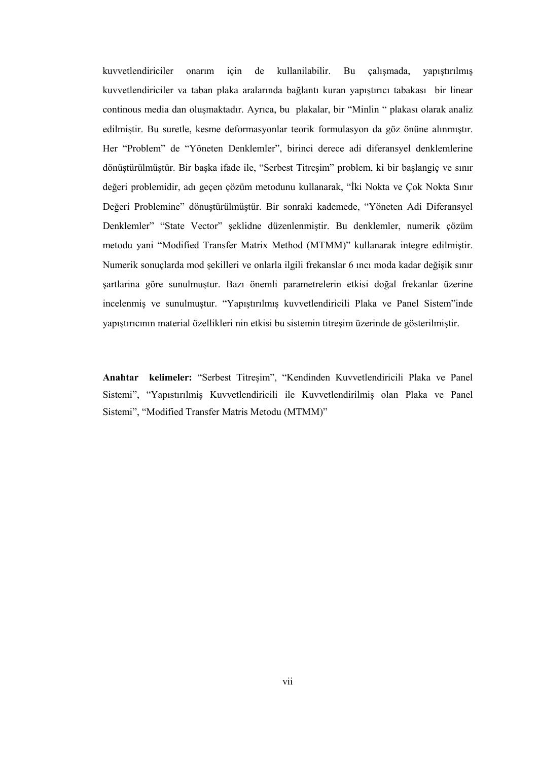kuvvetlendiriciler onarım için de kullanilabilir. Bu çalışmada, yapıştırılmış kuvvetlendiriciler va taban plaka aralarında bağlantı kuran yapıştırıcı tabakası bir linear continous media dan oluşmaktadır. Ayrıca, bu plakalar, bir "Minlin " plakası olarak analiz edilmiştir. Bu suretle, kesme deformasyonlar teorik formulasyon da göz önüne alınmıştır. Her "Problem" de "Yöneten Denklemler", birinci derece adi diferansyel denklemlerine dönüştürülmüştür. Bir başka ifade ile, "Serbest Titreşim" problem, ki bir başlangiç ve sınır değeri problemidir, adı geçen çözüm metodunu kullanarak, "İki Nokta ve Çok Nokta Sınır Değeri Problemine" dönuştürülmüştür. Bir sonraki kademede, "Yöneten Adi Diferansyel Denklemler" "State Vector" şeklidne düzenlenmiştir. Bu denklemler, numerik çözüm metodu yani "Modified Transfer Matrix Method (MTMM)" kullanarak integre edilmiştir. Numerik sonuçlarda mod şekilleri ve onlarla ilgili frekanslar 6 ıncı moda kadar değişik sınır şartlarina göre sunulmuştur. Bazı önemli parametrelerin etkisi doğal frekanlar üzerine incelenmiş ve sunulmuştur. "Yapıştırılmış kuvvetlendiricili Plaka ve Panel Sistem"inde yapıştırıcının material özellikleri nin etkisi bu sistemin titreşim üzerinde de gösterilmiştir.

**Anahtar kelimeler:** "Serbest Titreşim", "Kendinden Kuvvetlendiricili Plaka ve Panel Sistemi", "Yapıstırılmiş Kuvvetlendiricili ile Kuvvetlendirilmiş olan Plaka ve Panel Sistemi", "Modified Transfer Matris Metodu (MTMM)"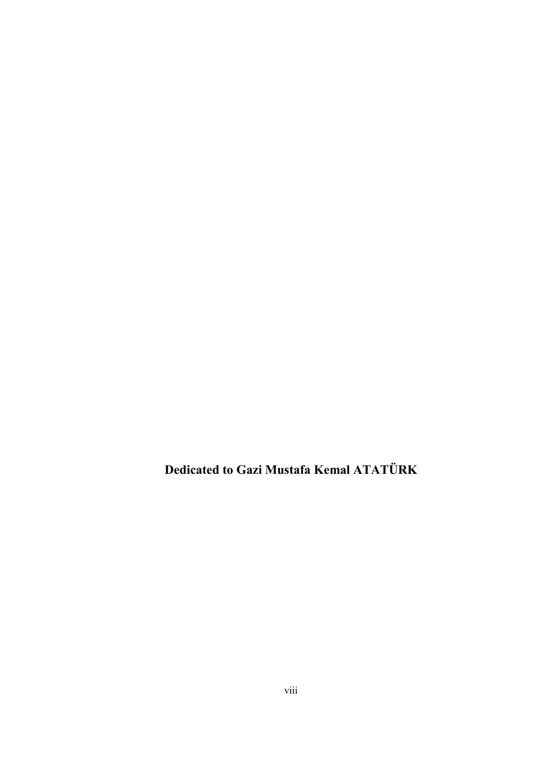**Dedicated to Gazi Mustafa Kemal ATATÜRK**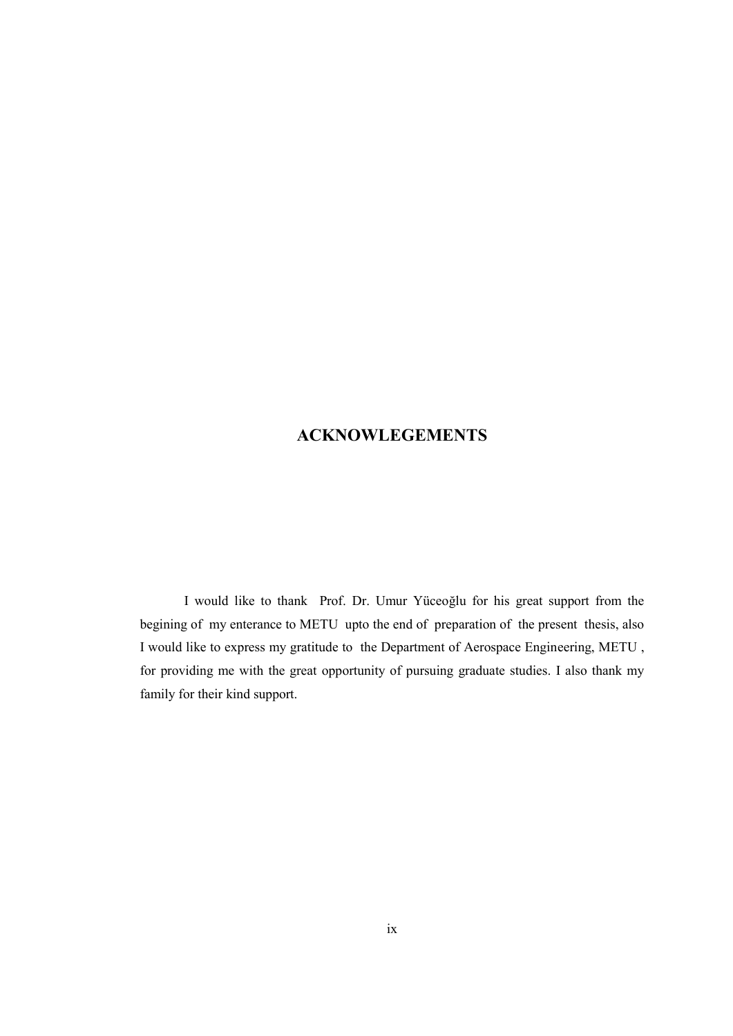# ACKNOWLEGEMENTS

I would like to thank Prof. Dr. Umur Yüceoğlu for his great support from the begining of my enterance to METU upto the end of preparation of the present thesis, also I would like to express my gratitude to the Department of Aerospace Engineering, METU , for providing me with the great opportunity of pursuing graduate studies. I also thank my family for their kind support.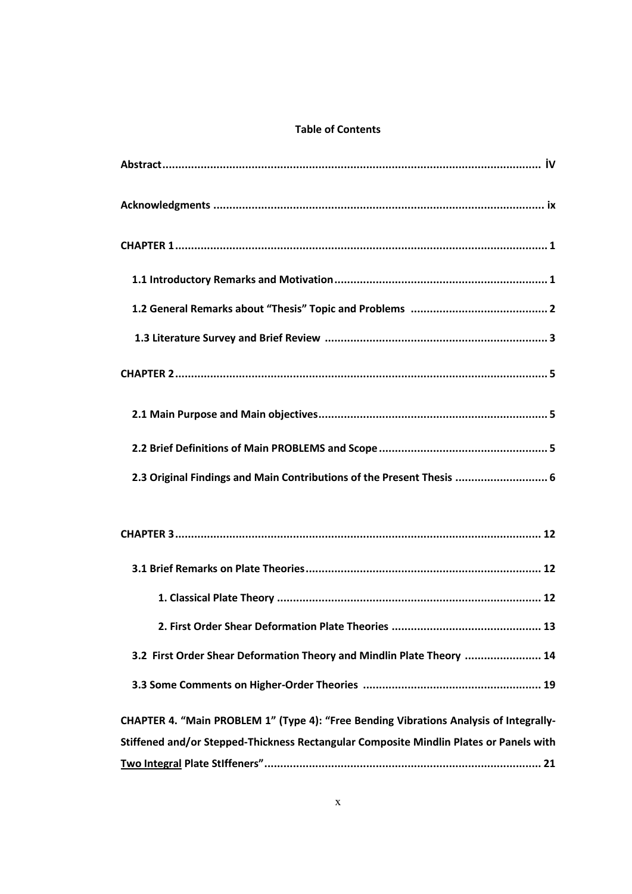**Table of Contents**

**Abstract........................................................................................................................ İV**

**Acknowledgments ........................................................................................................ ix**

**CHAPTER 1.................................................................................................................... 1**

**1.1 Introductory Remarks and Motivation................................................................... 1**

**1.2 General Remarks about "Thesis" Topic and Problems ........................................... 2**

**1.3 Literature Survey and Brief Review ...................................................................... 3**

**CHAPTER 2.................................................................................................................... 5**

**2.1 Main Purpose and Main objectives........................................................................ 5**

**2.2 Brief Definitions of Main PROBLEMS and Scope..................................................... 5**

**2.3 Original Findings and Main Contributions of the Present Thesis ............................. 6**

**CHAPTER 3.................................................................................................................. 12**

**3.1 Brief Remarks on Plate Theories.......................................................................... 12**

**1. Classical Plate Theory ................................................................................... 12**

**2. First Order Shear Deformation Plate Theories ............................................... 13**

**3.2 First Order Shear Deformation Theory and Mindlin Plate Theory ........................ 14**

**3.3 Some Comments on Higher-Order Theories ........................................................ 19**

**CHAPTER 4. "Main PROBLEM 1" (Type 4): "Free Bending Vibrations Analysis of Integrally-Stiffened and/or Stepped-Thickness Rectangular Composite Mindlin Plates or Panels with Two Integral Plate StIffeners"....................................................................................... 21**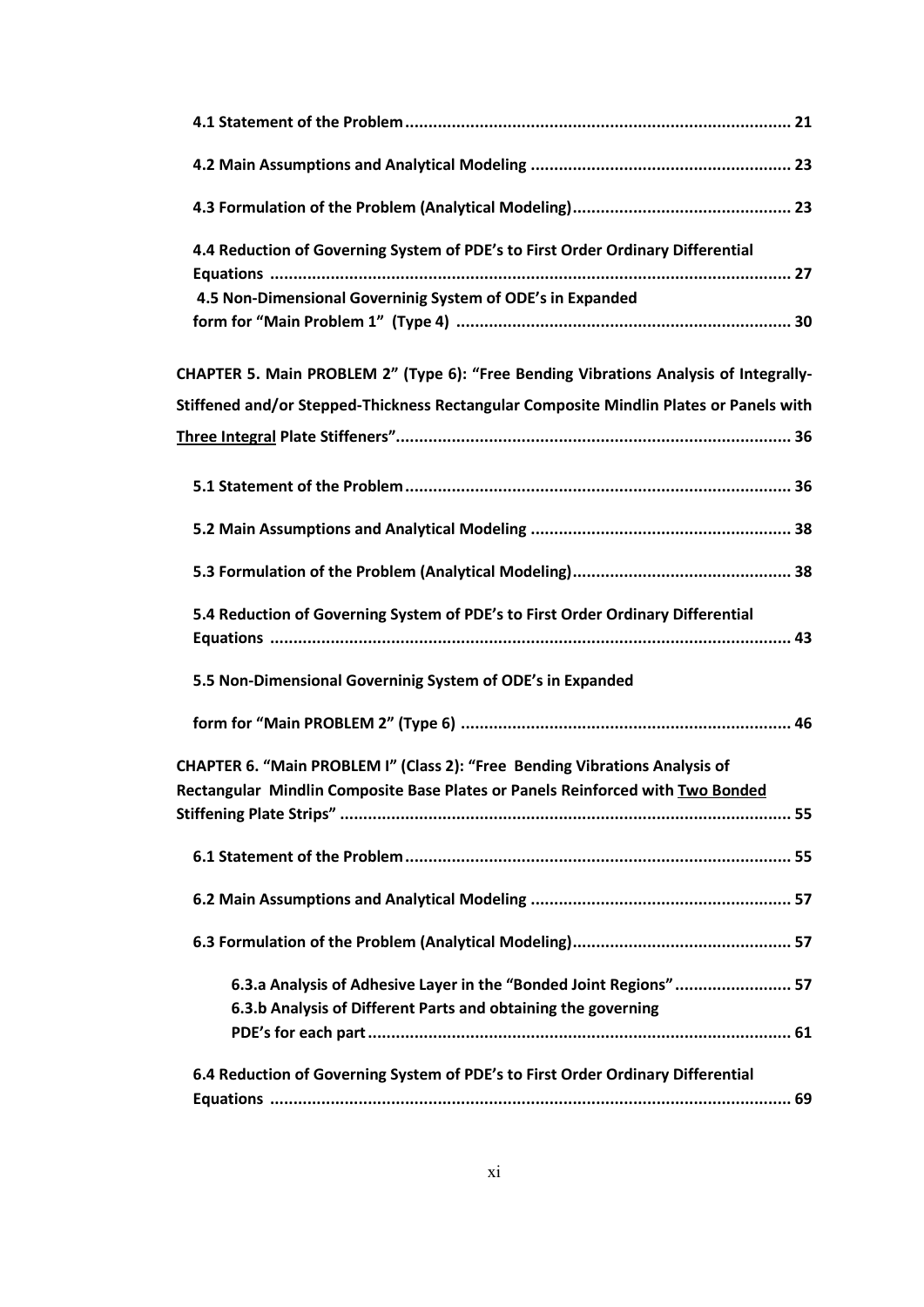**4.1 Statement of the Problem .................................................................................. 21**

**4.2 Main Assumptions and Analytical Modeling ........................................................ 23**

**4.3 Formulation of the Problem (Analytical Modeling)............................................... 23**

**4.4 Reduction of Governing System of PDE's to First Order Ordinary Differential Equations ............................................................................................................... 27**

**4.5 Non-Dimensional Governinig System of ODE's in Expanded form for "Main Problem 1" (Type 4) ....................................................................... 30**

**CHAPTER 5. Main PROBLEM 2" (Type 6): "Free Bending Vibrations Analysis of Integrally-Stiffened and/or Stepped-Thickness Rectangular Composite Mindlin Plates or Panels with <u>Three Integral</u> Plate Stiffeners"..................................................................................... 36**

**5.1 Statement of the Problem .................................................................................. 36**

**5.2 Main Assumptions and Analytical Modeling ........................................................ 38**

**5.3 Formulation of the Problem (Analytical Modeling)............................................... 38**

**5.4 Reduction of Governing System of PDE's to First Order Ordinary Differential Equations ............................................................................................................... 43**

**5.5 Non-Dimensional Governinig System of ODE's in Expanded form for "Main PROBLEM 2" (Type 6) ...................................................................... 46**

**CHAPTER 6. "Main PROBLEM I" (Class 2): "Free Bending Vibrations Analysis of Rectangular Mindlin Composite Base Plates or Panels Reinforced with <u>Two Bonded</u> Stiffening Plate Strips" ................................................................................................ 55**

**6.1 Statement of the Problem .................................................................................. 55**

**6.2 Main Assumptions and Analytical Modeling ........................................................ 57**

**6.3 Formulation of the Problem (Analytical Modeling)............................................... 57**

**6.3.a Analysis of Adhesive Layer in the "Bonded Joint Regions" ......................... 57**

**6.3.b Analysis of Different Parts and obtaining the governing PDE's for each part ........................................................................................... 61**

**6.4 Reduction of Governing System of PDE's to First Order Ordinary Differential Equations ............................................................................................................... 69**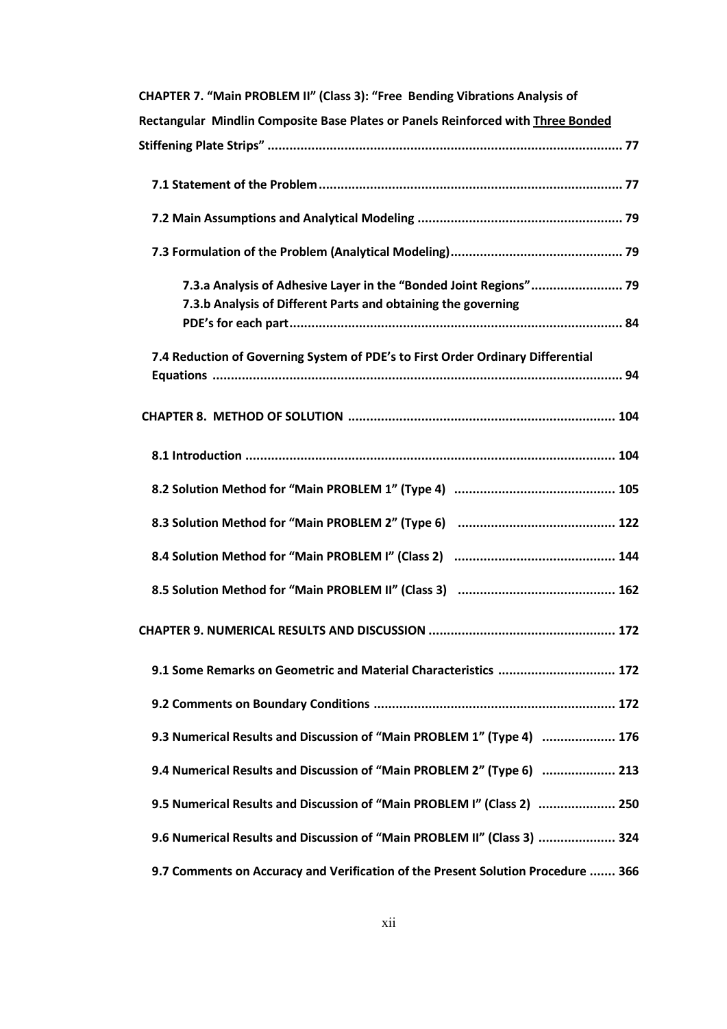**CHAPTER 7. "Main PROBLEM II" (Class 3): "Free Bending Vibrations Analysis of Rectangular Mindlin Composite Base Plates or Panels Reinforced with <u>Three Bonded</u> Stiffening Plate Strips"** ................................................................................................ **77**

- **7.1 Statement of the Problem** .................................................................................. **77**
- **7.2 Main Assumptions and Analytical Modeling** ........................................................ **79**
- **7.3 Formulation of the Problem (Analytical Modeling)** ............................................... **79**
  - **7.3.a Analysis of Adhesive Layer in the "Bonded Joint Regions"** ......................... **79**
  - **7.3.b Analysis of Different Parts and obtaining the governing PDE's for each part** .......................................................................................... **84**
- **7.4 Reduction of Governing System of PDE's to First Order Ordinary Differential Equations** ............................................................................................................... **94**

**CHAPTER 8. METHOD OF SOLUTION** ........................................................................ **104**

- **8.1 Introduction** .................................................................................................... **104**
- **8.2 Solution Method for "Main PROBLEM 1" (Type 4)** ............................................ **105**
- **8.3 Solution Method for "Main PROBLEM 2" (Type 6)** ........................................... **122**
- **8.4 Solution Method for "Main PROBLEM I" (Class 2)** ............................................ **144**
- **8.5 Solution Method for "Main PROBLEM II" (Class 3)** ........................................... **162**

**CHAPTER 9. NUMERICAL RESULTS AND DISCUSSION** .................................................. **172**

- **9.1 Some Remarks on Geometric and Material Characteristics** ................................ **172**
- **9.2 Comments on Boundary Conditions** ................................................................. **172**
- **9.3 Numerical Results and Discussion of "Main PROBLEM 1" (Type 4)** .................... **176**
- **9.4 Numerical Results and Discussion of "Main PROBLEM 2" (Type 6)** .................... **213**
- **9.5 Numerical Results and Discussion of "Main PROBLEM I" (Class 2)** ..................... **250**
- **9.6 Numerical Results and Discussion of "Main PROBLEM II" (Class 3)** ..................... **324**
- **9.7 Comments on Accuracy and Verification of the Present Solution Procedure** ....... **366**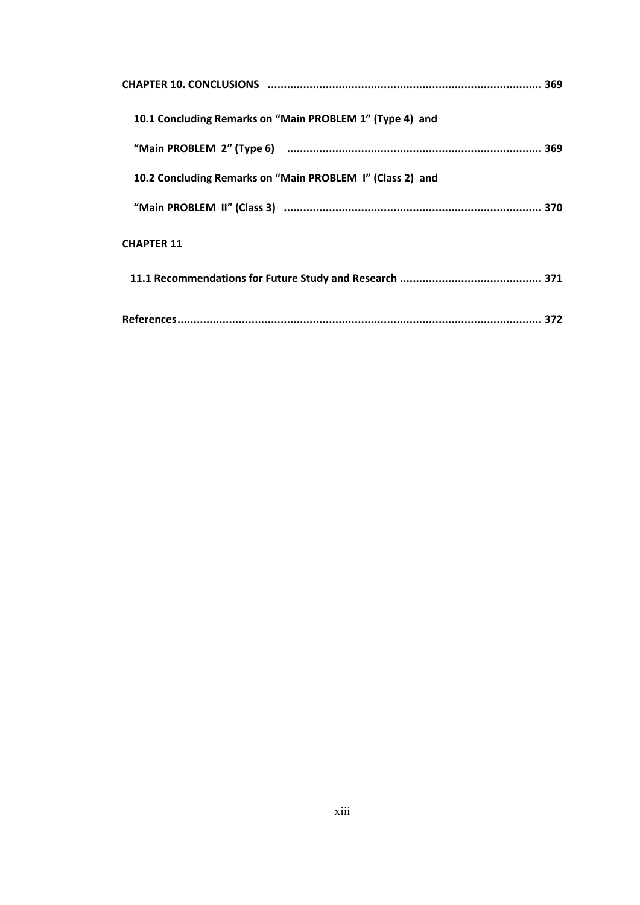**CHAPTER 10. CONCLUSIONS** .................................................................................... 369

**10.1 Concluding Remarks on "Main PROBLEM 1" (Type 4) and "Main PROBLEM 2" (Type 6)** ............................................................................... 369

**10.2 Concluding Remarks on "Main PROBLEM I" (Class 2) and "Main PROBLEM II" (Class 3)** ............................................................................... 370

**CHAPTER 11**

**11.1 Recommendations for Future Study and Research** ............................................ 371

**References**................................................................................................................ 372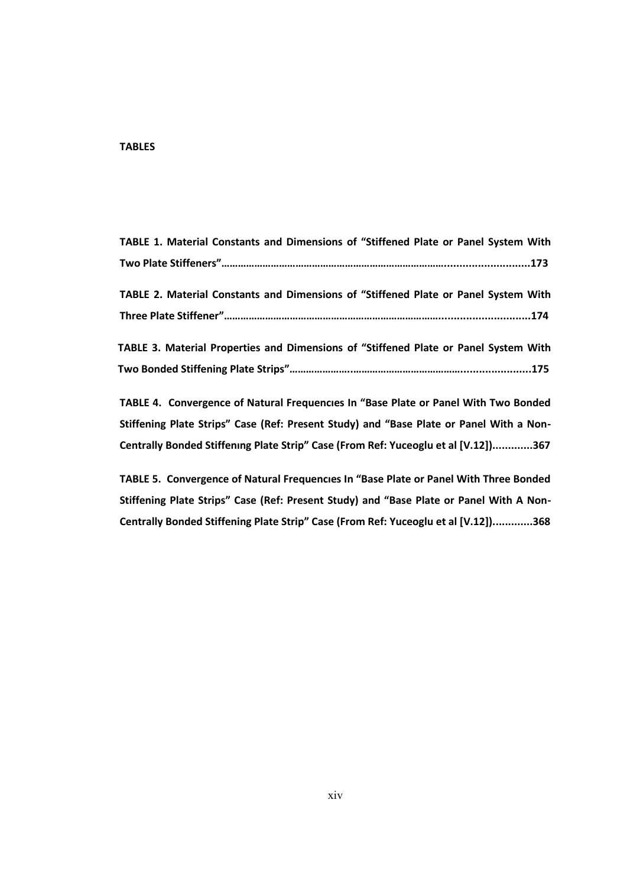**TABLES**

**TABLE 1. Material Constants and Dimensions of "Stiffened Plate or Panel System With Two Plate Stiffeners"……………………………………………………………………..........................173**

**TABLE 2. Material Constants and Dimensions of "Stiffened Plate or Panel System With Three Plate Stiffener"……………………………………………………………………..........................174**

**TABLE 3. Material Properties and Dimensions of "Stiffened Plate or Panel System With Two Bonded Stiffening Plate Strips"…………………..……………………………………......................175**

**TABLE 4. Convergence of Natural Frequencıes In "Base Plate or Panel With Two Bonded Stiffening Plate Strips" Case (Ref: Present Study) and "Base Plate or Panel With a Non-Centrally Bonded Stiffenıng Plate Strip" Case (From Ref: Yuceoglu et al [V.12]).............367**

**TABLE 5. Convergence of Natural Frequencıes In "Base Plate or Panel With Three Bonded Stiffening Plate Strips" Case (Ref: Present Study) and "Base Plate or Panel With A Non-Centrally Bonded Stiffening Plate Strip" Case (From Ref: Yuceoglu et al [V.12]).............368**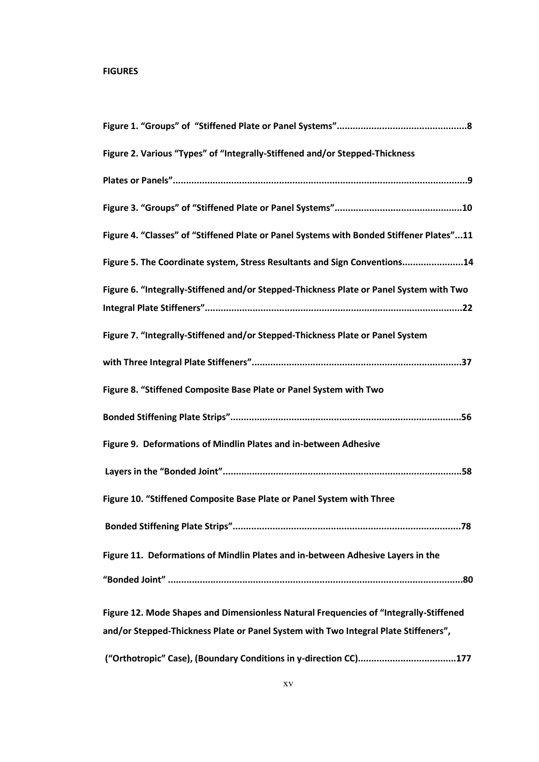**FIGURES**

**Figure 1. “Groups” of “Stiffened Plate or Panel Systems”................................................8**

**Figure 2. Various “Types” of “Integrally-Stiffened and/or Stepped-Thickness Plates or Panels”..............................................................................................................9**

**Figure 3. “Groups” of “Stiffened Plate or Panel Systems”................................................10**

**Figure 4. “Classes” of “Stiffened Plate or Panel Systems with Bonded Stiffener Plates”...11**

**Figure 5. The Coordinate system, Stress Resultants and Sign Conventions......................14**

**Figure 6. “Integrally-Stiffened and/or Stepped-Thickness Plate or Panel System with Two Integral Plate Stiffeners”................................................................................................22**

**Figure 7. “Integrally-Stiffened and/or Stepped-Thickness Plate or Panel System with Three Integral Plate Stiffeners”..............................................................................37**

**Figure 8. “Stiffened Composite Base Plate or Panel System with Two Bonded Stiffening Plate Strips”......................................................................................56**

**Figure 9. Deformations of Mindlin Plates and in-between Adhesive Layers in the “Bonded Joint”.........................................................................................58**

**Figure 10. “Stiffened Composite Base Plate or Panel System with Three Bonded Stiffening Plate Strips”....................................................................................78**

**Figure 11. Deformations of Mindlin Plates and in-between Adhesive Layers in the “Bonded Joint” ..............................................................................................................80**

**Figure 12. Mode Shapes and Dimensionless Natural Frequencies of “Integrally-Stiffened and/or Stepped-Thickness Plate or Panel System with Two Integral Plate Stiffeners”, (“Orthotropic” Case), (Boundary Conditions in y-direction CC)....................................177**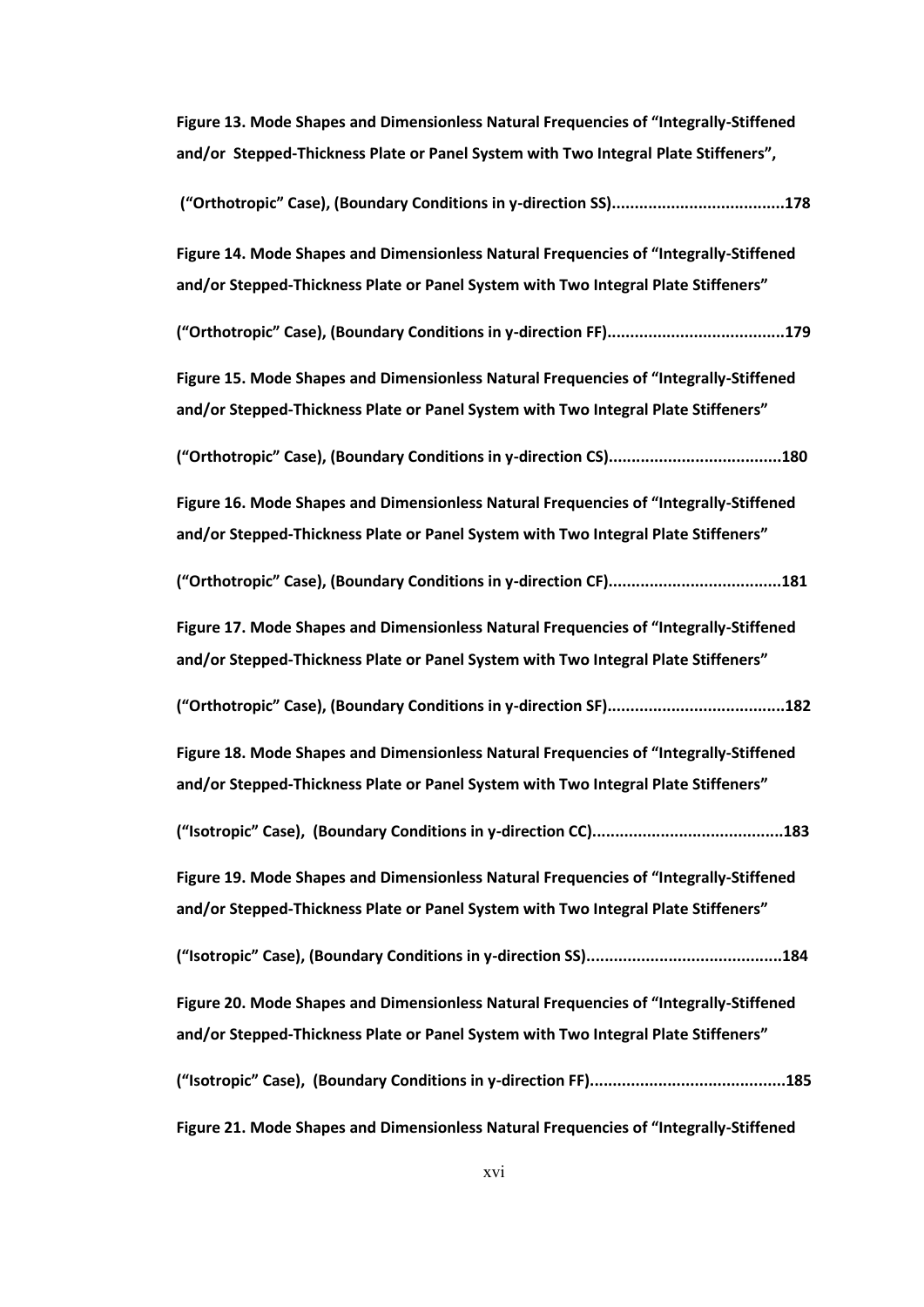**Figure 13. Mode Shapes and Dimensionless Natural Frequencies of “Integrally-Stiffened and/or Stepped-Thickness Plate or Panel System with Two Integral Plate Stiffeners”,**

**(“Orthotropic” Case), (Boundary Conditions in y-direction SS)......................................178**

**Figure 14. Mode Shapes and Dimensionless Natural Frequencies of “Integrally-Stiffened and/or Stepped-Thickness Plate or Panel System with Two Integral Plate Stiffeners”**

**(“Orthotropic” Case), (Boundary Conditions in y-direction FF).......................................179**

**Figure 15. Mode Shapes and Dimensionless Natural Frequencies of “Integrally-Stiffened and/or Stepped-Thickness Plate or Panel System with Two Integral Plate Stiffeners”**

**(“Orthotropic” Case), (Boundary Conditions in y-direction CS)......................................180**

**Figure 16. Mode Shapes and Dimensionless Natural Frequencies of “Integrally-Stiffened and/or Stepped-Thickness Plate or Panel System with Two Integral Plate Stiffeners”**

**(“Orthotropic” Case), (Boundary Conditions in y-direction CF)......................................181**

**Figure 17. Mode Shapes and Dimensionless Natural Frequencies of “Integrally-Stiffened and/or Stepped-Thickness Plate or Panel System with Two Integral Plate Stiffeners”**

**(“Orthotropic” Case), (Boundary Conditions in y-direction SF).......................................182**

**Figure 18. Mode Shapes and Dimensionless Natural Frequencies of “Integrally-Stiffened and/or Stepped-Thickness Plate or Panel System with Two Integral Plate Stiffeners”**

**(“Isotropic” Case), (Boundary Conditions in y-direction CC)..........................................183**

**Figure 19. Mode Shapes and Dimensionless Natural Frequencies of “Integrally-Stiffened and/or Stepped-Thickness Plate or Panel System with Two Integral Plate Stiffeners”**

**(“Isotropic” Case), (Boundary Conditions in y-direction SS)...........................................184**

**Figure 20. Mode Shapes and Dimensionless Natural Frequencies of “Integrally-Stiffened and/or Stepped-Thickness Plate or Panel System with Two Integral Plate Stiffeners”**

**(“Isotropic” Case), (Boundary Conditions in y-direction FF)...........................................185**

**Figure 21. Mode Shapes and Dimensionless Natural Frequencies of “Integrally-Stiffened**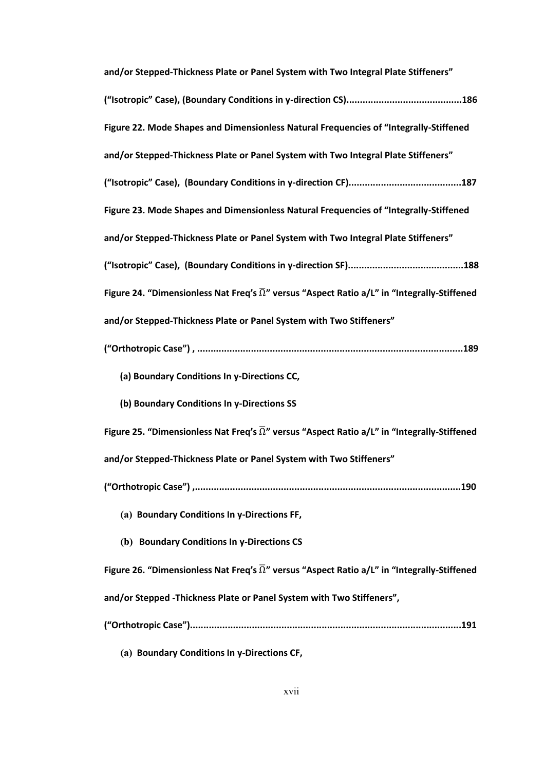**and/or Stepped-Thickness Plate or Panel System with Two Integral Plate Stiffeners" ("Isotropic" Case), (Boundary Conditions in y-direction CS)..........................................186**

**Figure 22. Mode Shapes and Dimensionless Natural Frequencies of "Integrally-Stiffened and/or Stepped-Thickness Plate or Panel System with Two Integral Plate Stiffeners" ("Isotropic" Case), (Boundary Conditions in y-direction CF)..........................................187**

**Figure 23. Mode Shapes and Dimensionless Natural Frequencies of "Integrally-Stiffened and/or Stepped-Thickness Plate or Panel System with Two Integral Plate Stiffeners" ("Isotropic" Case), (Boundary Conditions in y-direction SF)..........................................188**

**Figure 24. "Dimensionless Nat Freq's $\overline{\Omega}$" versus "Aspect Ratio a/L" in "Integrally-Stiffened and/or Stepped-Thickness Plate or Panel System with Two Stiffeners" ("Orthotropic Case") , ..................................................................................................189**

- **(a) Boundary Conditions In y-Directions CC,**
- **(b) Boundary Conditions In y-Directions SS**

**Figure 25. "Dimensionless Nat Freq's $\overline{\Omega}$" versus "Aspect Ratio a/L" in "Integrally-Stiffened and/or Stepped-Thickness Plate or Panel System with Two Stiffeners" ("Orthotropic Case") ,..................................................................................................190**

- **(a) Boundary Conditions In y-Directions FF,**
- **(b) Boundary Conditions In y-Directions CS**

**Figure 26. "Dimensionless Nat Freq's $\overline{\Omega}$" versus "Aspect Ratio a/L" in "Integrally-Stiffened and/or Stepped -Thickness Plate or Panel System with Two Stiffeners", ("Orthotropic Case")....................................................................................................191**

- **(a) Boundary Conditions In y-Directions CF,**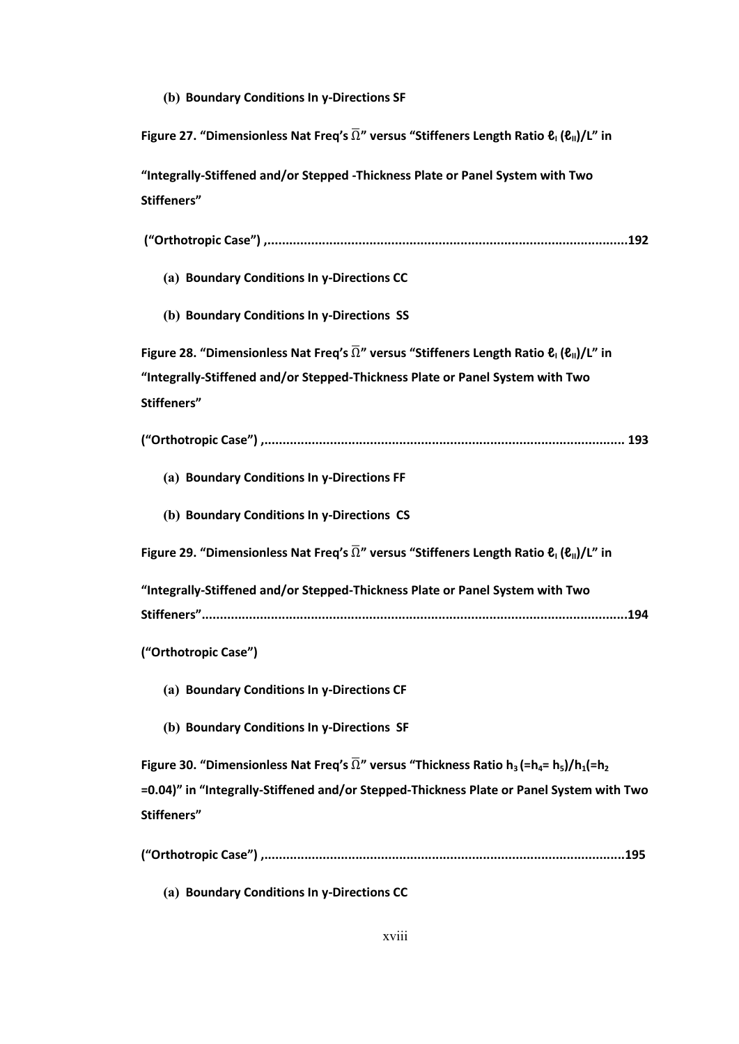**(b) Boundary Conditions In y-Directions SF**

**Figure 27. "Dimensionless Nat Freq's $\bar{\Omega}$" versus "Stiffeners Length Ratio $\ell_I$ ($\ell_{II}$)/L" in "Integrally-Stiffened and/or Stepped -Thickness Plate or Panel System with Two Stiffeners"**

**("Orthotropic Case") ,..................................................................................................192**

**(a) Boundary Conditions In y-Directions CC**

**(b) Boundary Conditions In y-Directions SS**

**Figure 28. "Dimensionless Nat Freq's $\bar{\Omega}$" versus "Stiffeners Length Ratio $\ell_I$ ($\ell_{II}$)/L" in "Integrally-Stiffened and/or Stepped-Thickness Plate or Panel System with Two Stiffeners"**

**("Orthotropic Case") ,.................................................................................................. 193**

**(a) Boundary Conditions In y-Directions FF**

**(b) Boundary Conditions In y-Directions CS**

**Figure 29. "Dimensionless Nat Freq's $\bar{\Omega}$" versus "Stiffeners Length Ratio $\ell_I$ ($\ell_{II}$)/L" in "Integrally-Stiffened and/or Stepped-Thickness Plate or Panel System with Two Stiffeners"..................................................................................................................194**

**("Orthotropic Case")**

**(a) Boundary Conditions In y-Directions CF**

**(b) Boundary Conditions In y-Directions SF**

**Figure 30. "Dimensionless Nat Freq's $\bar{\Omega}$" versus "Thickness Ratio $h_3$ (=$h_4$= $h_5$)/$h_1$(=$h_2$ =0.04)" in "Integrally-Stiffened and/or Stepped-Thickness Plate or Panel System with Two Stiffeners"**

**("Orthotropic Case") ,..................................................................................................195**

**(a) Boundary Conditions In y-Directions CC**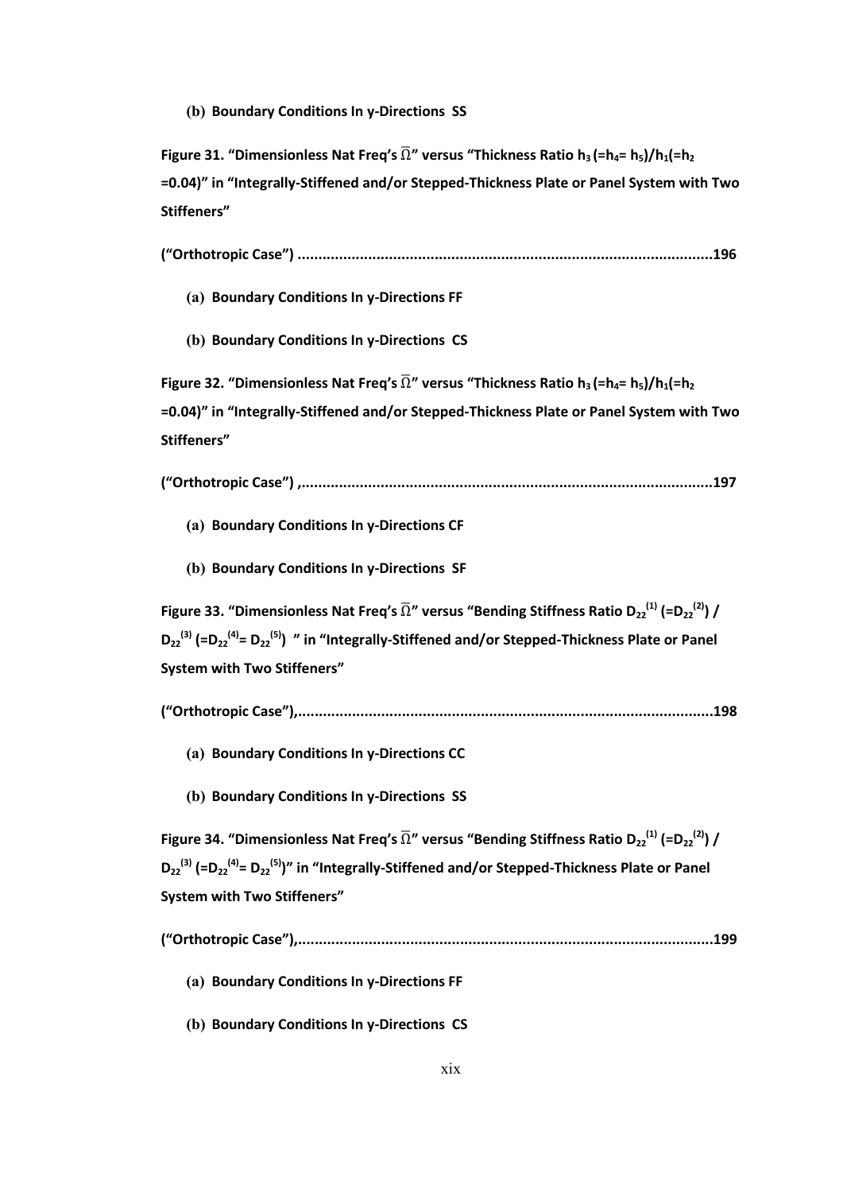**(b) Boundary Conditions In y-Directions SS**

**Figure 31. "Dimensionless Nat Freq's $\bar{\Omega}$" versus "Thickness Ratio $h_3$ (=$h_4$= $h_5$)/$h_1$(=$h_2$ =0.04)" in "Integrally-Stiffened and/or Stepped-Thickness Plate or Panel System with Two Stiffeners"**

**("Orthotropic Case") ..................................................................................................196**

**(a) Boundary Conditions In y-Directions FF**

**(b) Boundary Conditions In y-Directions CS**

**Figure 32. "Dimensionless Nat Freq's $\bar{\Omega}$" versus "Thickness Ratio $h_3$ (=$h_4$= $h_5$)/$h_1$(=$h_2$ =0.04)" in "Integrally-Stiffened and/or Stepped-Thickness Plate or Panel System with Two Stiffeners"**

**("Orthotropic Case") ,..................................................................................................197**

**(a) Boundary Conditions In y-Directions CF**

**(b) Boundary Conditions In y-Directions SF**

**Figure 33. "Dimensionless Nat Freq's $\bar{\Omega}$" versus "Bending Stiffness Ratio $D_{22}^{(1)}$ (=$D_{22}^{(2)}$) / $D_{22}^{(3)}$ (=$D_{22}^{(4)}$= $D_{22}^{(5)}$) " in "Integrally-Stiffened and/or Stepped-Thickness Plate or Panel System with Two Stiffeners"**

**("Orthotropic Case"),..................................................................................................198**

**(a) Boundary Conditions In y-Directions CC**

**(b) Boundary Conditions In y-Directions SS**

**Figure 34. "Dimensionless Nat Freq's $\bar{\Omega}$" versus "Bending Stiffness Ratio $D_{22}^{(1)}$ (=$D_{22}^{(2)}$) / $D_{22}^{(3)}$ (=$D_{22}^{(4)}$= $D_{22}^{(5)}$)" in "Integrally-Stiffened and/or Stepped-Thickness Plate or Panel System with Two Stiffeners"**

**("Orthotropic Case"),..................................................................................................199**

**(a) Boundary Conditions In y-Directions FF**

**(b) Boundary Conditions In y-Directions CS**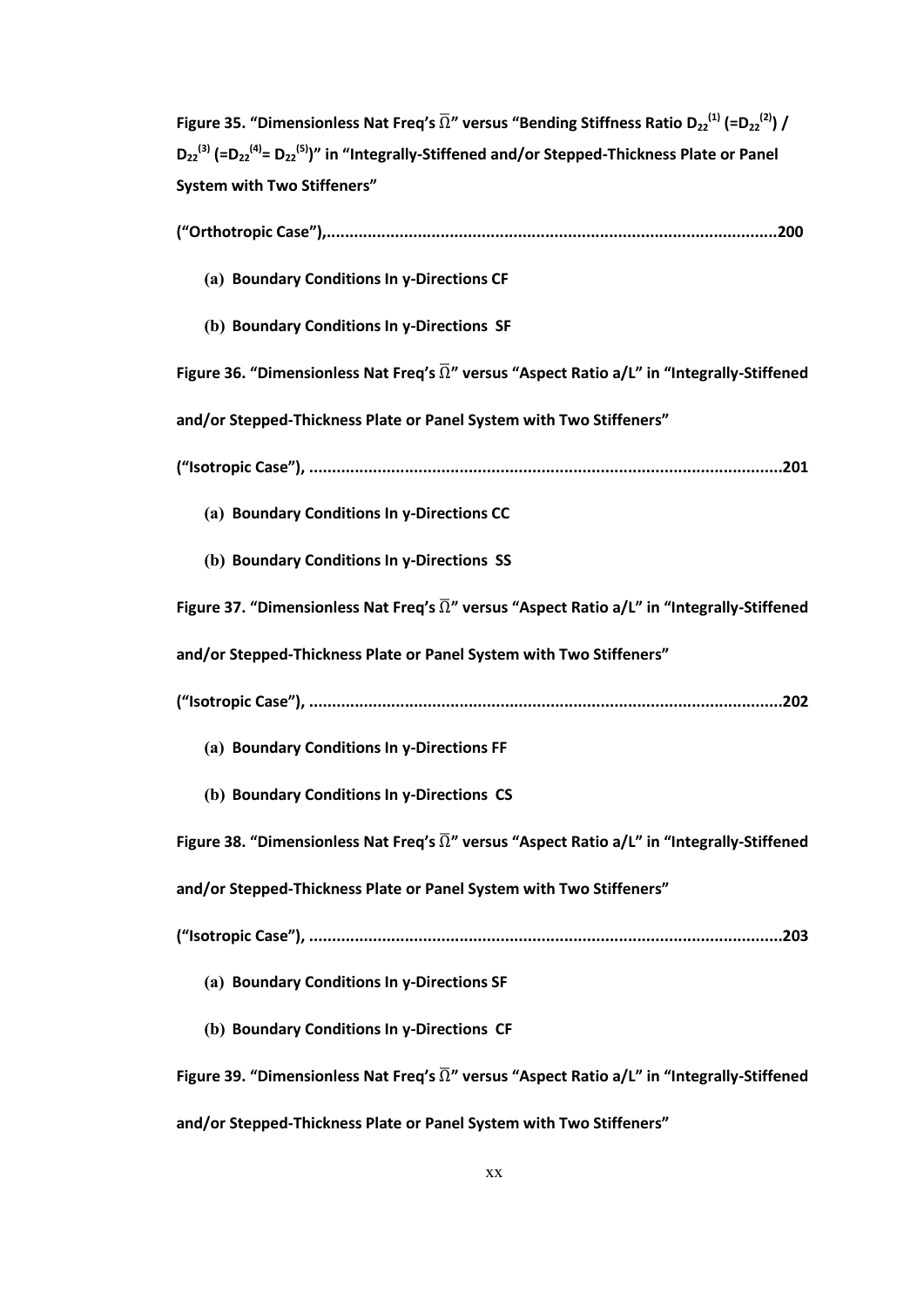**Figure 35. "Dimensionless Nat Freq's $\overline{\Omega}$" versus "Bending Stiffness Ratio $D_{22}^{(1)}$ (=$D_{22}^{(2)}$) / $D_{22}^{(3)}$ (=$D_{22}^{(4)}$= $D_{22}^{(5)}$)" in "Integrally-Stiffened and/or Stepped-Thickness Plate or Panel System with Two Stiffeners"**

**("Orthotropic Case"),..................................................................................................200**

- **(a) Boundary Conditions In y-Directions CF**
- **(b) Boundary Conditions In y-Directions SF**

**Figure 36. "Dimensionless Nat Freq's $\overline{\Omega}$" versus "Aspect Ratio a/L" in "Integrally-Stiffened and/or Stepped-Thickness Plate or Panel System with Two Stiffeners"**

**("Isotropic Case"), .......................................................................................................201**

- **(a) Boundary Conditions In y-Directions CC**
- **(b) Boundary Conditions In y-Directions SS**

**Figure 37. "Dimensionless Nat Freq's $\overline{\Omega}$" versus "Aspect Ratio a/L" in "Integrally-Stiffened and/or Stepped-Thickness Plate or Panel System with Two Stiffeners"**

**("Isotropic Case"), .......................................................................................................202**

- **(a) Boundary Conditions In y-Directions FF**
- **(b) Boundary Conditions In y-Directions CS**

**Figure 38. "Dimensionless Nat Freq's $\overline{\Omega}$" versus "Aspect Ratio a/L" in "Integrally-Stiffened and/or Stepped-Thickness Plate or Panel System with Two Stiffeners"**

**("Isotropic Case"), .......................................................................................................203**

- **(a) Boundary Conditions In y-Directions SF**
- **(b) Boundary Conditions In y-Directions CF**

**Figure 39. "Dimensionless Nat Freq's $\overline{\Omega}$" versus "Aspect Ratio a/L" in "Integrally-Stiffened and/or Stepped-Thickness Plate or Panel System with Two Stiffeners"**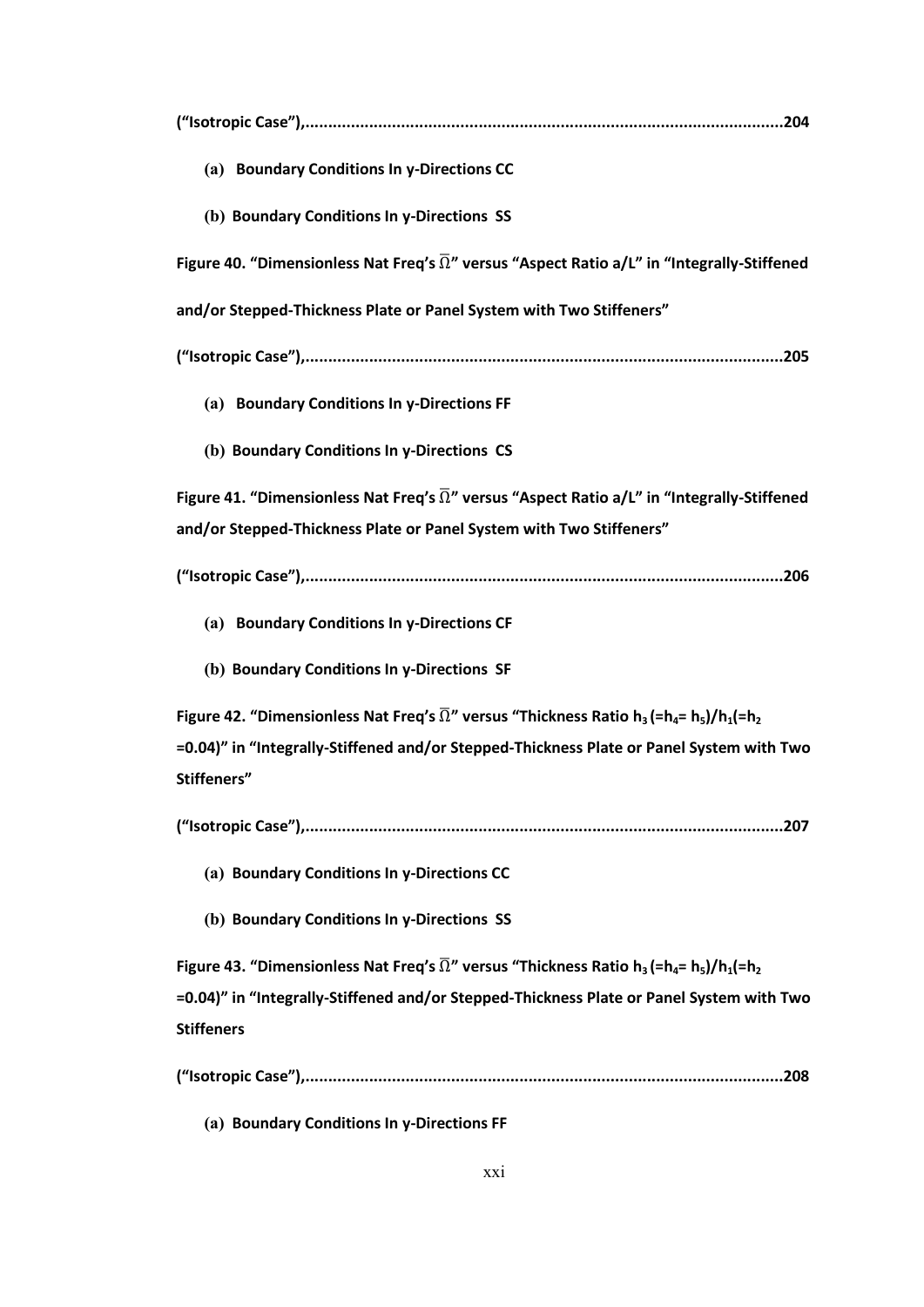**("Isotropic Case"),.........................................................................................................204**

**(a) Boundary Conditions In y-Directions CC**

**(b) Boundary Conditions In y-Directions SS**

**Figure 40. "Dimensionless Nat Freq's $\overline{\Omega}$" versus "Aspect Ratio a/L" in "Integrally-Stiffened and/or Stepped-Thickness Plate or Panel System with Two Stiffeners"**

**("Isotropic Case"),.........................................................................................................205**

**(a) Boundary Conditions In y-Directions FF**

**(b) Boundary Conditions In y-Directions CS**

**Figure 41. "Dimensionless Nat Freq's $\overline{\Omega}$" versus "Aspect Ratio a/L" in "Integrally-Stiffened and/or Stepped-Thickness Plate or Panel System with Two Stiffeners"**

**("Isotropic Case"),.........................................................................................................206**

**(a) Boundary Conditions In y-Directions CF**

**(b) Boundary Conditions In y-Directions SF**

**Figure 42. "Dimensionless Nat Freq's $\overline{\Omega}$" versus "Thickness Ratio $h_3\,(=h_4=h_5)/h_1(=h_2=0.04)$" in "Integrally-Stiffened and/or Stepped-Thickness Plate or Panel System with Two Stiffeners"**

**("Isotropic Case"),.........................................................................................................207**

**(a) Boundary Conditions In y-Directions CC**

**(b) Boundary Conditions In y-Directions SS**

**Figure 43. "Dimensionless Nat Freq's $\overline{\Omega}$" versus "Thickness Ratio $h_3\,(=h_4=h_5)/h_1(=h_2=0.04)$" in "Integrally-Stiffened and/or Stepped-Thickness Plate or Panel System with Two Stiffeners**

**("Isotropic Case"),.........................................................................................................208**

**(a) Boundary Conditions In y-Directions FF**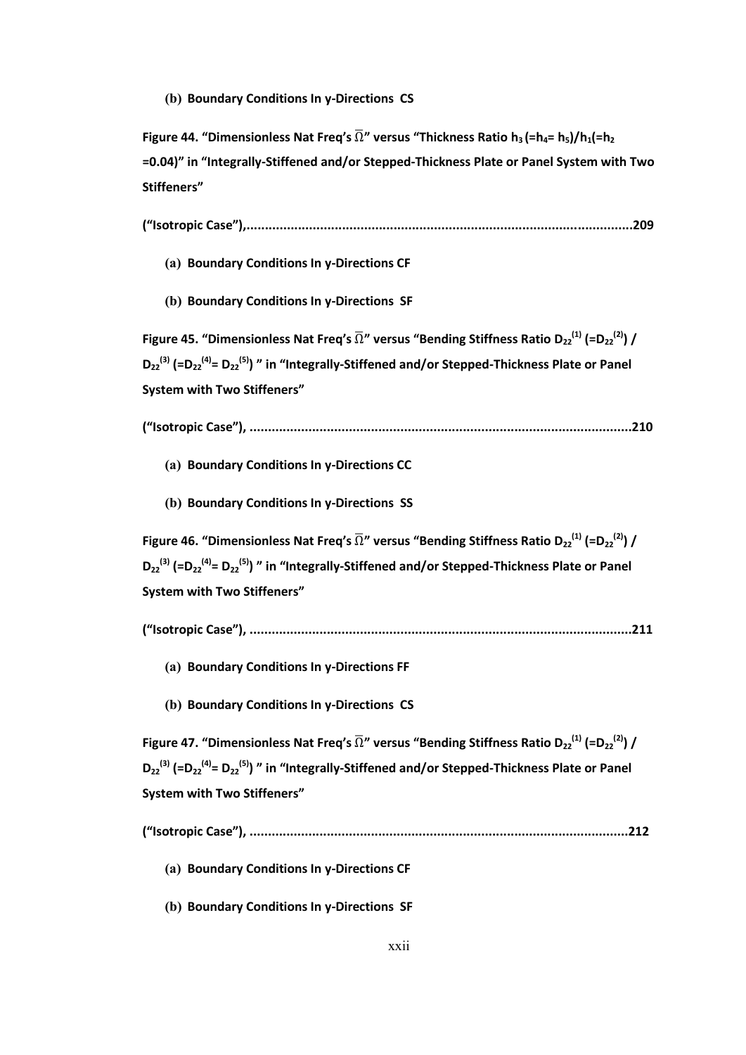**(b) Boundary Conditions In y-Directions CS**

**Figure 44. "Dimensionless Nat Freq's $\bar{\Omega}$" versus "Thickness Ratio $h_3$ (=$h_4$= $h_5$)/$h_1$(=$h_2$ =0.04)" in "Integrally-Stiffened and/or Stepped-Thickness Plate or Panel System with Two Stiffeners"**

**("Isotropic Case"),........................................................................................................209**

**(a) Boundary Conditions In y-Directions CF**

**(b) Boundary Conditions In y-Directions SF**

**Figure 45. "Dimensionless Nat Freq's $\bar{\Omega}$" versus "Bending Stiffness Ratio $D_{22}^{(1)}$ (=$D_{22}^{(2)}$) / $D_{22}^{(3)}$ (=$D_{22}^{(4)}$= $D_{22}^{(5)}$) " in "Integrally-Stiffened and/or Stepped-Thickness Plate or Panel System with Two Stiffeners"**

**("Isotropic Case"), .......................................................................................................210**

**(a) Boundary Conditions In y-Directions CC**

**(b) Boundary Conditions In y-Directions SS**

**Figure 46. "Dimensionless Nat Freq's $\bar{\Omega}$" versus "Bending Stiffness Ratio $D_{22}^{(1)}$ (=$D_{22}^{(2)}$) / $D_{22}^{(3)}$ (=$D_{22}^{(4)}$= $D_{22}^{(5)}$) " in "Integrally-Stiffened and/or Stepped-Thickness Plate or Panel System with Two Stiffeners"**

**("Isotropic Case"), .......................................................................................................211**

**(a) Boundary Conditions In y-Directions FF**

**(b) Boundary Conditions In y-Directions CS**

**Figure 47. "Dimensionless Nat Freq's $\bar{\Omega}$" versus "Bending Stiffness Ratio $D_{22}^{(1)}$ (=$D_{22}^{(2)}$) / $D_{22}^{(3)}$ (=$D_{22}^{(4)}$= $D_{22}^{(5)}$) " in "Integrally-Stiffened and/or Stepped-Thickness Plate or Panel System with Two Stiffeners"**

**("Isotropic Case"), ......................................................................................................212**

**(a) Boundary Conditions In y-Directions CF**

**(b) Boundary Conditions In y-Directions SF**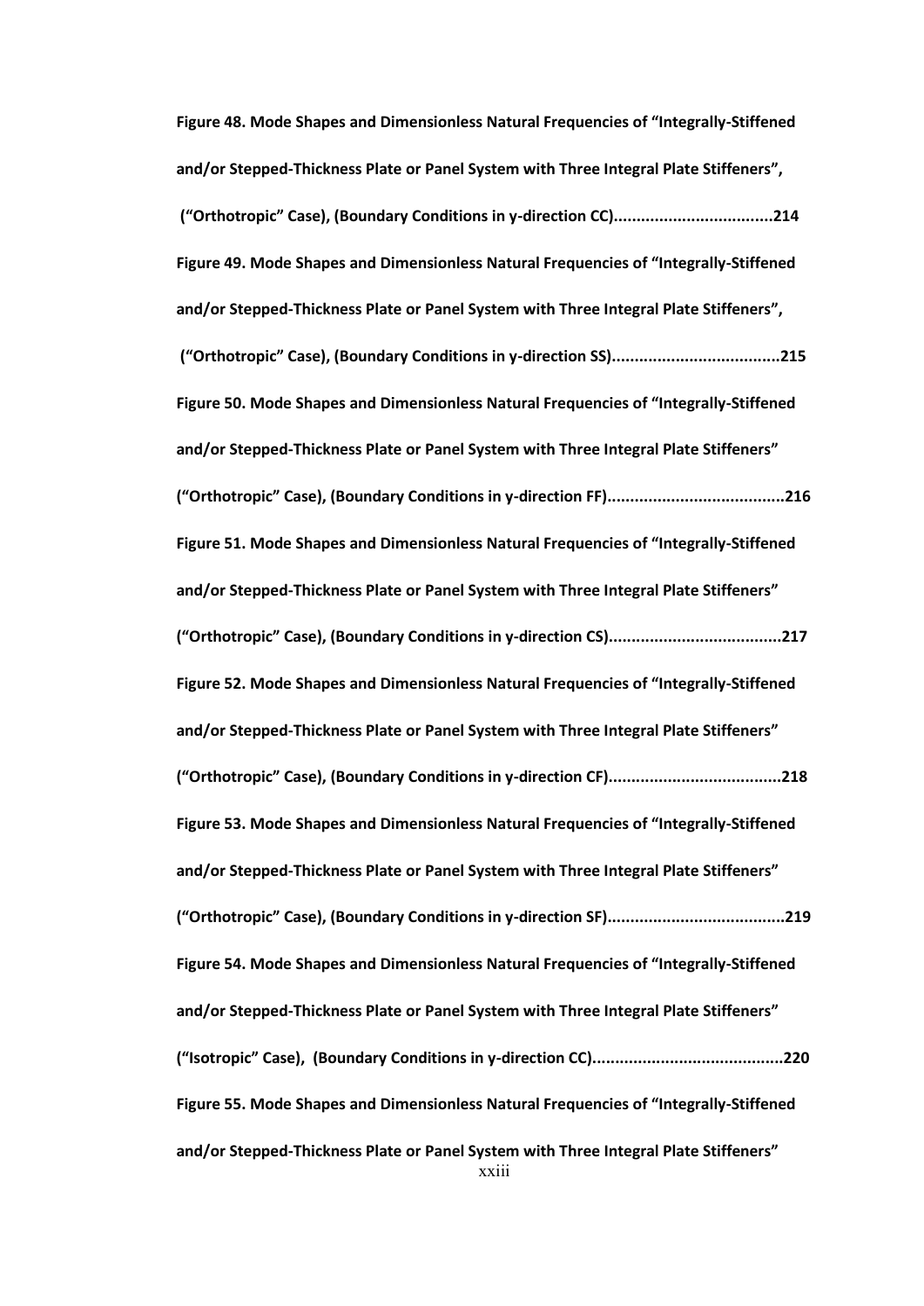**Figure 48. Mode Shapes and Dimensionless Natural Frequencies of "Integrally-Stiffened and/or Stepped-Thickness Plate or Panel System with Three Integral Plate Stiffeners", ("Orthotropic" Case), (Boundary Conditions in y-direction CC)..................................214**

**Figure 49. Mode Shapes and Dimensionless Natural Frequencies of "Integrally-Stiffened and/or Stepped-Thickness Plate or Panel System with Three Integral Plate Stiffeners", ("Orthotropic" Case), (Boundary Conditions in y-direction SS)....................................215**

**Figure 50. Mode Shapes and Dimensionless Natural Frequencies of "Integrally-Stiffened and/or Stepped-Thickness Plate or Panel System with Three Integral Plate Stiffeners" ("Orthotropic" Case), (Boundary Conditions in y-direction FF)......................................216**

**Figure 51. Mode Shapes and Dimensionless Natural Frequencies of "Integrally-Stiffened and/or Stepped-Thickness Plate or Panel System with Three Integral Plate Stiffeners" ("Orthotropic" Case), (Boundary Conditions in y-direction CS).....................................217**

**Figure 52. Mode Shapes and Dimensionless Natural Frequencies of "Integrally-Stiffened and/or Stepped-Thickness Plate or Panel System with Three Integral Plate Stiffeners" ("Orthotropic" Case), (Boundary Conditions in y-direction CF).....................................218**

**Figure 53. Mode Shapes and Dimensionless Natural Frequencies of "Integrally-Stiffened and/or Stepped-Thickness Plate or Panel System with Three Integral Plate Stiffeners" ("Orthotropic" Case), (Boundary Conditions in y-direction SF)......................................219**

**Figure 54. Mode Shapes and Dimensionless Natural Frequencies of "Integrally-Stiffened and/or Stepped-Thickness Plate or Panel System with Three Integral Plate Stiffeners" ("Isotropic" Case), (Boundary Conditions in y-direction CC).........................................220**

**Figure 55. Mode Shapes and Dimensionless Natural Frequencies of "Integrally-Stiffened and/or Stepped-Thickness Plate or Panel System with Three Integral Plate Stiffeners"**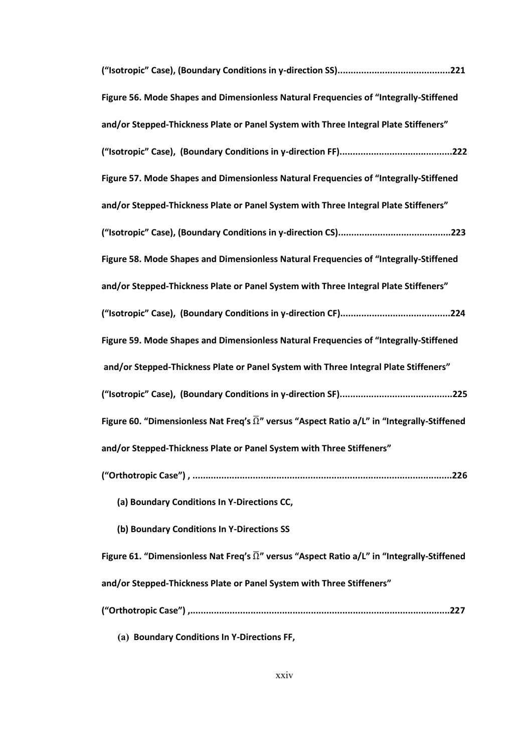**("Isotropic" Case), (Boundary Conditions in y-direction SS)...........................................221**

**Figure 56. Mode Shapes and Dimensionless Natural Frequencies of "Integrally-Stiffened and/or Stepped-Thickness Plate or Panel System with Three Integral Plate Stiffeners" ("Isotropic" Case), (Boundary Conditions in y-direction FF)...........................................222**

**Figure 57. Mode Shapes and Dimensionless Natural Frequencies of "Integrally-Stiffened and/or Stepped-Thickness Plate or Panel System with Three Integral Plate Stiffeners" ("Isotropic" Case), (Boundary Conditions in y-direction CS)...........................................223**

**Figure 58. Mode Shapes and Dimensionless Natural Frequencies of "Integrally-Stiffened and/or Stepped-Thickness Plate or Panel System with Three Integral Plate Stiffeners" ("Isotropic" Case), (Boundary Conditions in y-direction CF)...........................................224**

**Figure 59. Mode Shapes and Dimensionless Natural Frequencies of "Integrally-Stiffened and/or Stepped-Thickness Plate or Panel System with Three Integral Plate Stiffeners" ("Isotropic" Case), (Boundary Conditions in y-direction SF)...........................................225**

**Figure 60. "Dimensionless Nat Freq's $\overline{\Omega}$" versus "Aspect Ratio a/L" in "Integrally-Stiffened and/or Stepped-Thickness Plate or Panel System with Three Stiffeners" ("Orthotropic Case") , ..................................................................................................226**

**(a) Boundary Conditions In Y-Directions CC,**

**(b) Boundary Conditions In Y-Directions SS**

**Figure 61. "Dimensionless Nat Freq's $\overline{\Omega}$" versus "Aspect Ratio a/L" in "Integrally-Stiffened and/or Stepped-Thickness Plate or Panel System with Three Stiffeners" ("Orthotropic Case") ,..................................................................................................227**

**(a) Boundary Conditions In Y-Directions FF,**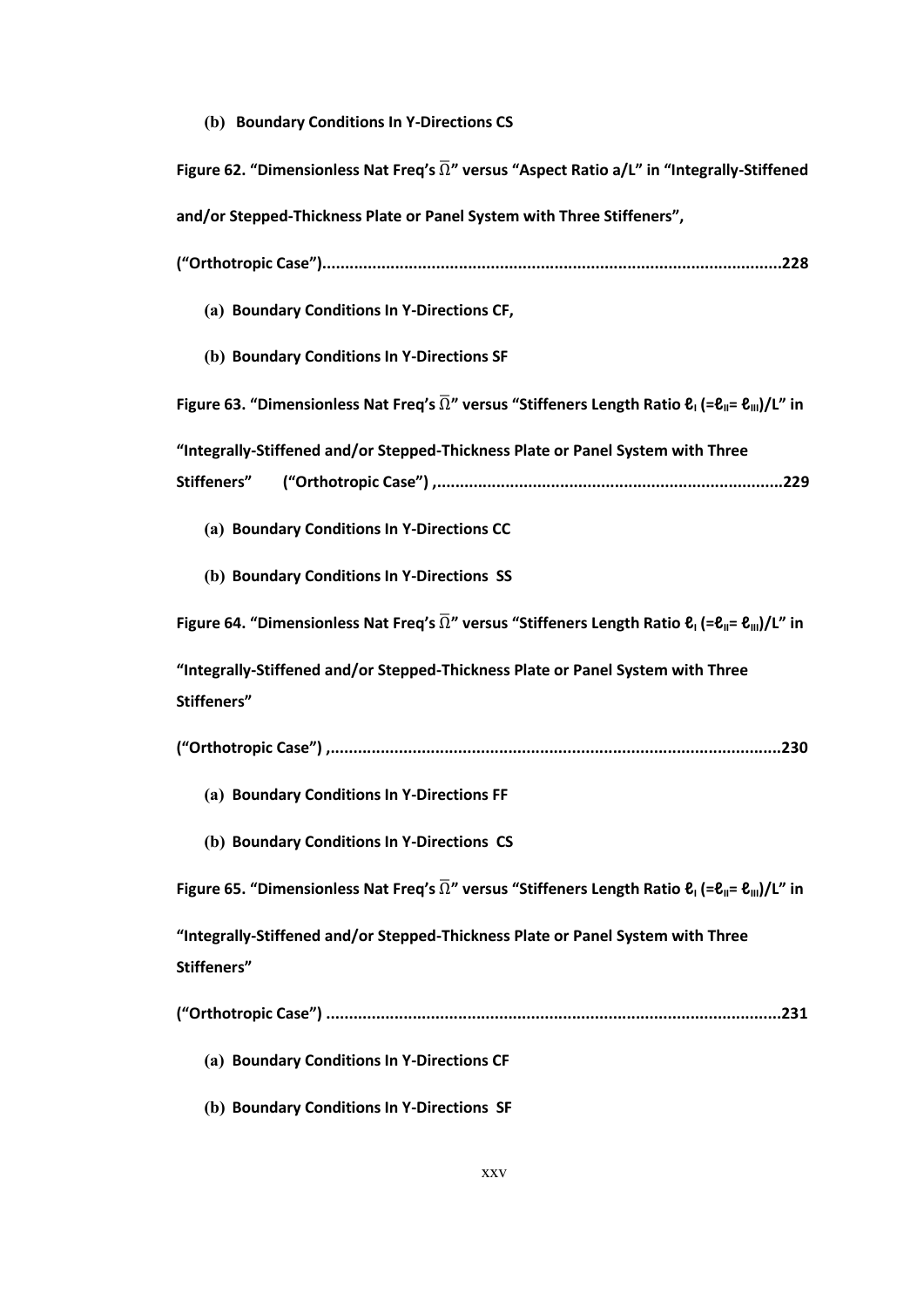**(b) Boundary Conditions In Y-Directions CS**

**Figure 62. "Dimensionless Nat Freq's $\bar{\Omega}$" versus "Aspect Ratio a/L" in "Integrally-Stiffened and/or Stepped-Thickness Plate or Panel System with Three Stiffeners", ("Orthotropic Case")....................................................................................................228**

**(a) Boundary Conditions In Y-Directions CF,**

**(b) Boundary Conditions In Y-Directions SF**

**Figure 63. "Dimensionless Nat Freq's $\bar{\Omega}$" versus "Stiffeners Length Ratio $\ell_I$ ($=\ell_{II}=\ell_{III}$)/L" in "Integrally-Stiffened and/or Stepped-Thickness Plate or Panel System with Three Stiffeners" ("Orthotropic Case") ,............................................................................229**

**(a) Boundary Conditions In Y-Directions CC**

**(b) Boundary Conditions In Y-Directions SS**

**Figure 64. "Dimensionless Nat Freq's $\bar{\Omega}$" versus "Stiffeners Length Ratio $\ell_I$ ($=\ell_{II}=\ell_{III}$)/L" in "Integrally-Stiffened and/or Stepped-Thickness Plate or Panel System with Three Stiffeners" ("Orthotropic Case") ,..................................................................................................230**

**(a) Boundary Conditions In Y-Directions FF**

**(b) Boundary Conditions In Y-Directions CS**

**Figure 65. "Dimensionless Nat Freq's $\bar{\Omega}$" versus "Stiffeners Length Ratio $\ell_I$ ($=\ell_{II}=\ell_{III}$)/L" in "Integrally-Stiffened and/or Stepped-Thickness Plate or Panel System with Three Stiffeners" ("Orthotropic Case") ..................................................................................................231**

**(a) Boundary Conditions In Y-Directions CF**

**(b) Boundary Conditions In Y-Directions SF**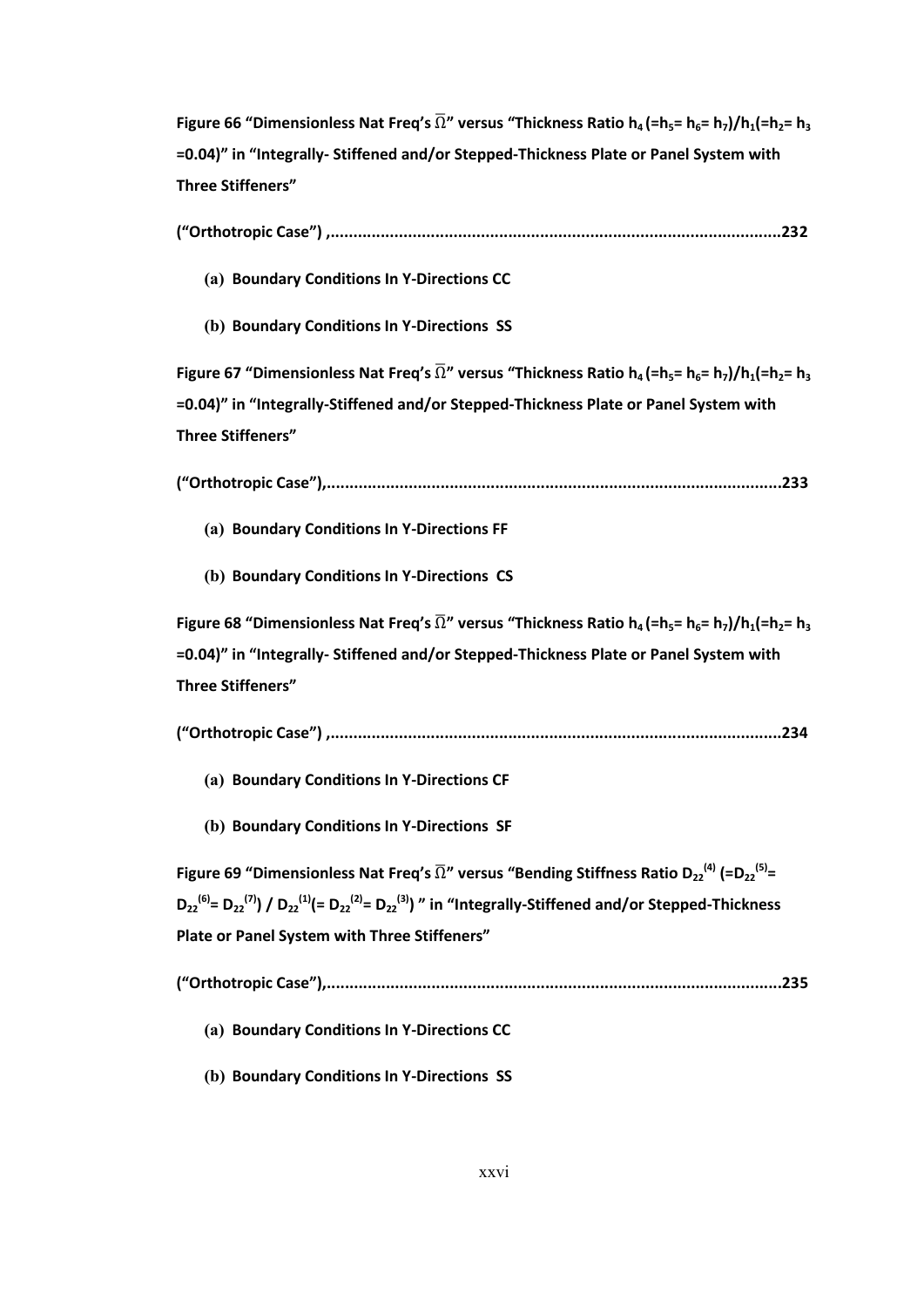**Figure 66 "Dimensionless Nat Freq's $\overline{\Omega}$" versus "Thickness Ratio $h_4$ ($=h_5= h_6= h_7$)/$h_1$($=h_2= h_3$ $=0.04$)" in "Integrally- Stiffened and/or Stepped-Thickness Plate or Panel System with Three Stiffeners"**

**("Orthotropic Case") ,..................................................................................................232**

**(a) Boundary Conditions In Y-Directions CC**

**(b) Boundary Conditions In Y-Directions SS**

**Figure 67 "Dimensionless Nat Freq's $\overline{\Omega}$" versus "Thickness Ratio $h_4$ ($=h_5= h_6= h_7$)/$h_1$($=h_2= h_3$ $=0.04$)" in "Integrally-Stiffened and/or Stepped-Thickness Plate or Panel System with Three Stiffeners"**

**("Orthotropic Case"),..................................................................................................233**

**(a) Boundary Conditions In Y-Directions FF**

**(b) Boundary Conditions In Y-Directions CS**

**Figure 68 "Dimensionless Nat Freq's $\overline{\Omega}$" versus "Thickness Ratio $h_4$ ($=h_5= h_6= h_7$)/$h_1$($=h_2= h_3$ $=0.04$)" in "Integrally- Stiffened and/or Stepped-Thickness Plate or Panel System with Three Stiffeners"**

**("Orthotropic Case") ,..................................................................................................234**

**(a) Boundary Conditions In Y-Directions CF**

**(b) Boundary Conditions In Y-Directions SF**

**Figure 69 "Dimensionless Nat Freq's $\overline{\Omega}$" versus "Bending Stiffness Ratio $D_{22}^{(4)}$ ($=D_{22}^{(5)}= D_{22}^{(6)}= D_{22}^{(7)}$) / $D_{22}^{(1)}$($= D_{22}^{(2)}= D_{22}^{(3)}$) " in "Integrally-Stiffened and/or Stepped-Thickness Plate or Panel System with Three Stiffeners"**

**("Orthotropic Case"),..................................................................................................235**

**(a) Boundary Conditions In Y-Directions CC**

**(b) Boundary Conditions In Y-Directions SS**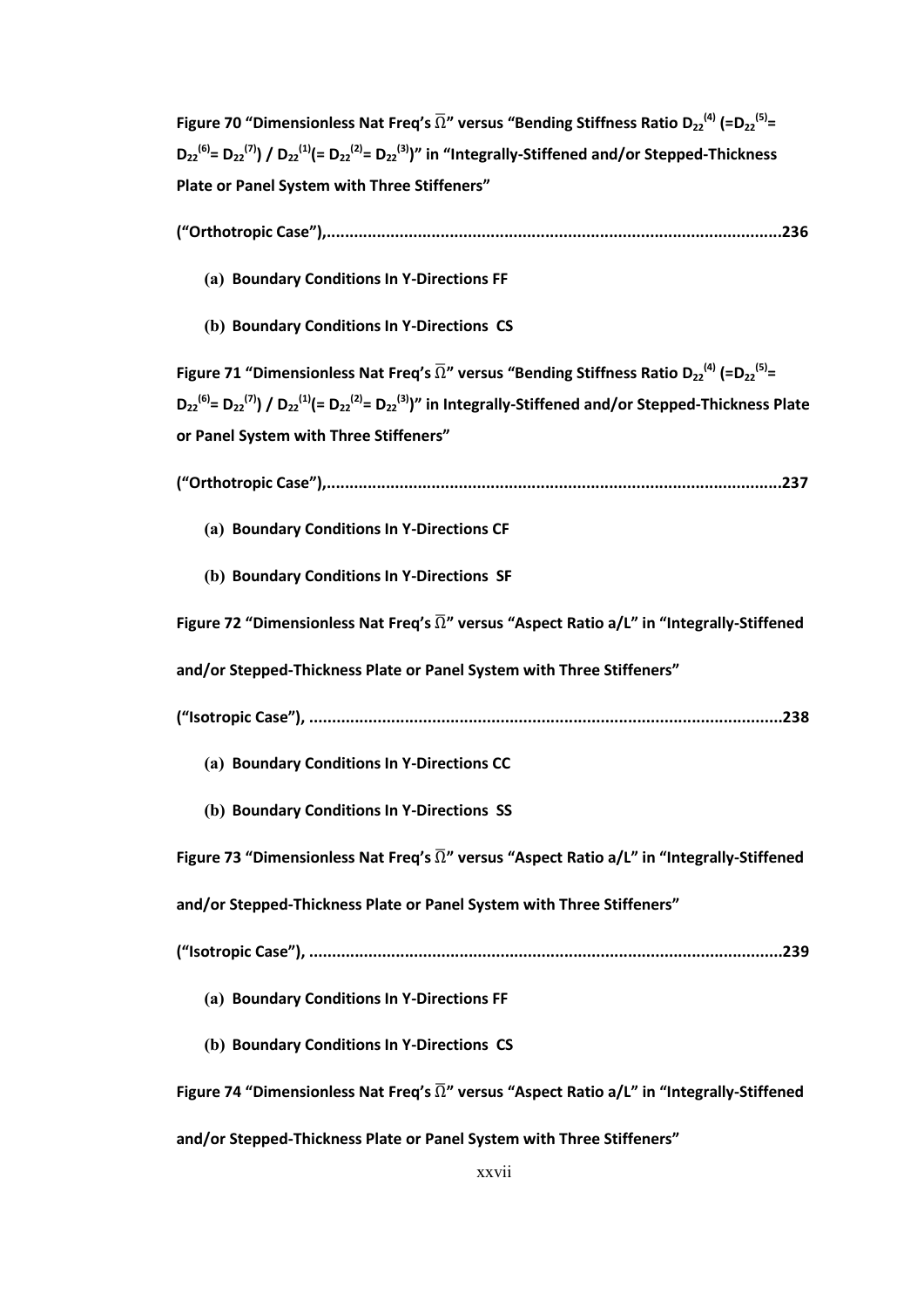**Figure 70 "Dimensionless Nat Freq's $\overline{\Omega}$" versus "Bending Stiffness Ratio $D_{22}^{(4)}$ (=$D_{22}^{(5)}$= $D_{22}^{(6)}$= $D_{22}^{(7)}$) / $D_{22}^{(1)}$(= $D_{22}^{(2)}$= $D_{22}^{(3)}$)" in "Integrally-Stiffened and/or Stepped-Thickness Plate or Panel System with Three Stiffeners"**

**("Orthotropic Case"),...................................................................................................236**

**(a) Boundary Conditions In Y-Directions FF**

**(b) Boundary Conditions In Y-Directions CS**

**Figure 71 "Dimensionless Nat Freq's $\overline{\Omega}$" versus "Bending Stiffness Ratio $D_{22}^{(4)}$ (=$D_{22}^{(5)}$= $D_{22}^{(6)}$= $D_{22}^{(7)}$) / $D_{22}^{(1)}$(= $D_{22}^{(2)}$= $D_{22}^{(3)}$)" in Integrally-Stiffened and/or Stepped-Thickness Plate or Panel System with Three Stiffeners"**

**("Orthotropic Case"),...................................................................................................237**

**(a) Boundary Conditions In Y-Directions CF**

**(b) Boundary Conditions In Y-Directions SF**

**Figure 72 "Dimensionless Nat Freq's $\overline{\Omega}$" versus "Aspect Ratio a/L" in "Integrally-Stiffened and/or Stepped-Thickness Plate or Panel System with Three Stiffeners"**

**("Isotropic Case"), .......................................................................................................238**

**(a) Boundary Conditions In Y-Directions CC**

**(b) Boundary Conditions In Y-Directions SS**

**Figure 73 "Dimensionless Nat Freq's $\overline{\Omega}$" versus "Aspect Ratio a/L" in "Integrally-Stiffened and/or Stepped-Thickness Plate or Panel System with Three Stiffeners"**

**("Isotropic Case"), .......................................................................................................239**

**(a) Boundary Conditions In Y-Directions FF**

**(b) Boundary Conditions In Y-Directions CS**

**Figure 74 "Dimensionless Nat Freq's $\overline{\Omega}$" versus "Aspect Ratio a/L" in "Integrally-Stiffened and/or Stepped-Thickness Plate or Panel System with Three Stiffeners"**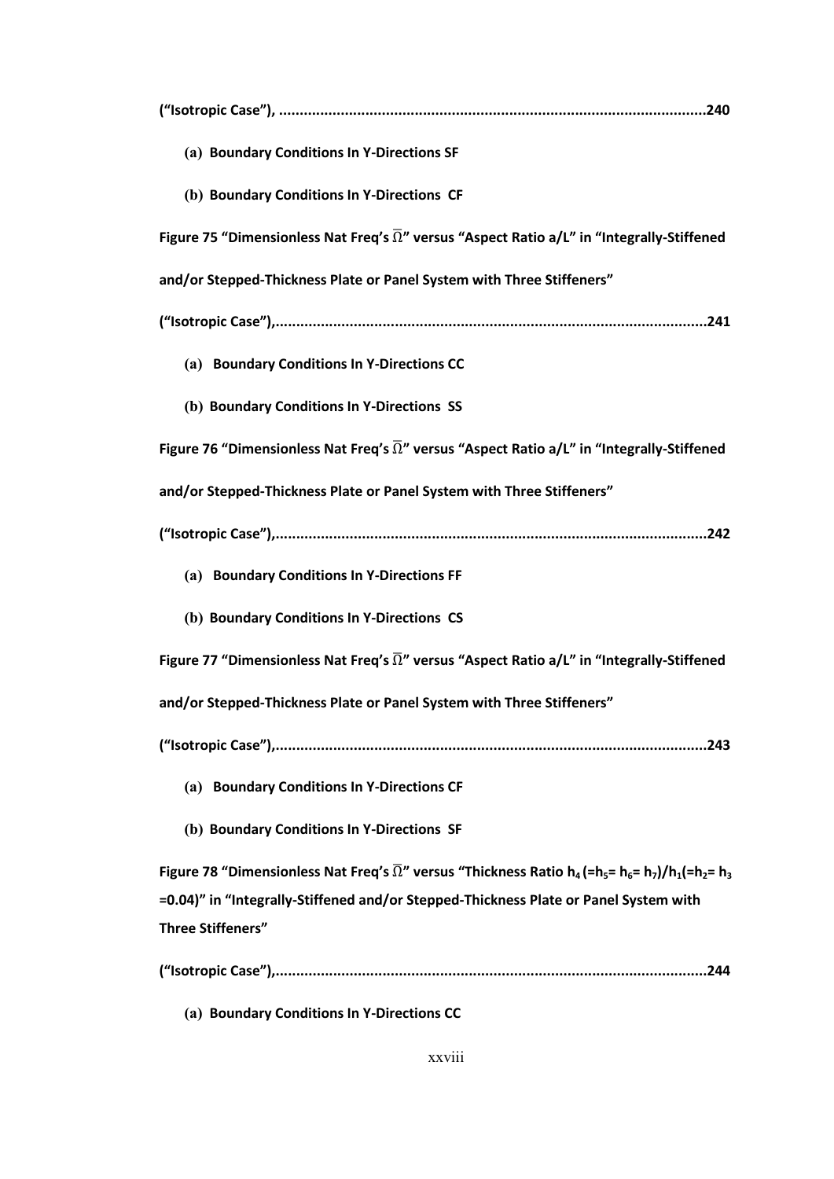**("Isotropic Case"), ......................................................................................................240**

**(a) Boundary Conditions In Y-Directions SF**

**(b) Boundary Conditions In Y-Directions CF**

**Figure 75 "Dimensionless Nat Freq's $\overline{\Omega}$" versus "Aspect Ratio a/L" in "Integrally-Stiffened and/or Stepped-Thickness Plate or Panel System with Three Stiffeners"**

**("Isotropic Case"),.......................................................................................................241**

**(a) Boundary Conditions In Y-Directions CC**

**(b) Boundary Conditions In Y-Directions SS**

**Figure 76 "Dimensionless Nat Freq's $\overline{\Omega}$" versus "Aspect Ratio a/L" in "Integrally-Stiffened and/or Stepped-Thickness Plate or Panel System with Three Stiffeners"**

**("Isotropic Case"),.......................................................................................................242**

**(a) Boundary Conditions In Y-Directions FF**

**(b) Boundary Conditions In Y-Directions CS**

**Figure 77 "Dimensionless Nat Freq's $\overline{\Omega}$" versus "Aspect Ratio a/L" in "Integrally-Stiffened and/or Stepped-Thickness Plate or Panel System with Three Stiffeners"**

**("Isotropic Case"),.......................................................................................................243**

**(a) Boundary Conditions In Y-Directions CF**

**(b) Boundary Conditions In Y-Directions SF**

**Figure 78 "Dimensionless Nat Freq's $\overline{\Omega}$" versus "Thickness Ratio $h_4$ (=$h_5$= $h_6$= $h_7$)/$h_1$(=$h_2$= $h_3$ =0.04)" in "Integrally-Stiffened and/or Stepped-Thickness Plate or Panel System with Three Stiffeners"**

**("Isotropic Case"),.......................................................................................................244**

**(a) Boundary Conditions In Y-Directions CC**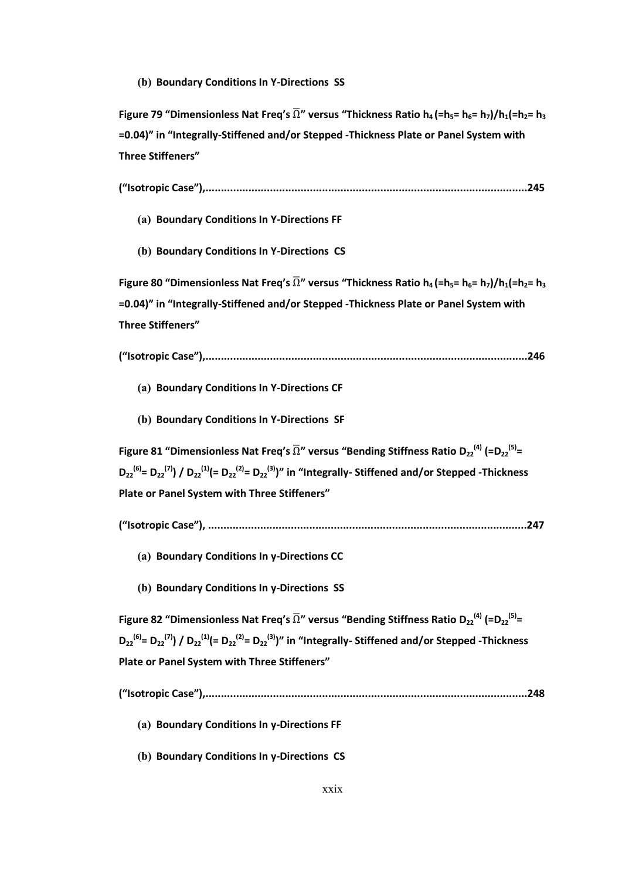**(b) Boundary Conditions In Y-Directions SS**

**Figure 79 "Dimensionless Nat Freq's $\bar{\Omega}$" versus "Thickness Ratio $h_4$ (=$h_5$= $h_6$= $h_7$)/$h_1$(=$h_2$= $h_3$ =0.04)" in "Integrally-Stiffened and/or Stepped -Thickness Plate or Panel System with Three Stiffeners"**

**("Isotropic Case"),........................................................................................................245**

**(a) Boundary Conditions In Y-Directions FF**

**(b) Boundary Conditions In Y-Directions CS**

**Figure 80 "Dimensionless Nat Freq's $\bar{\Omega}$" versus "Thickness Ratio $h_4$ (=$h_5$= $h_6$= $h_7$)/$h_1$(=$h_2$= $h_3$ =0.04)" in "Integrally-Stiffened and/or Stepped -Thickness Plate or Panel System with Three Stiffeners"**

**("Isotropic Case"),........................................................................................................246**

**(a) Boundary Conditions In Y-Directions CF**

**(b) Boundary Conditions In Y-Directions SF**

**Figure 81 "Dimensionless Nat Freq's $\bar{\Omega}$" versus "Bending Stiffness Ratio $D_{22}^{(4)}$ (=$D_{22}^{(5)}$= $D_{22}^{(6)}$= $D_{22}^{(7)}$) / $D_{22}^{(1)}$(= $D_{22}^{(2)}$= $D_{22}^{(3)}$)" in "Integrally- Stiffened and/or Stepped -Thickness Plate or Panel System with Three Stiffeners"**

**("Isotropic Case"), .......................................................................................................247**

**(a) Boundary Conditions In y-Directions CC**

**(b) Boundary Conditions In y-Directions SS**

**Figure 82 "Dimensionless Nat Freq's $\bar{\Omega}$" versus "Bending Stiffness Ratio $D_{22}^{(4)}$ (=$D_{22}^{(5)}$= $D_{22}^{(6)}$= $D_{22}^{(7)}$) / $D_{22}^{(1)}$(= $D_{22}^{(2)}$= $D_{22}^{(3)}$)" in "Integrally- Stiffened and/or Stepped -Thickness Plate or Panel System with Three Stiffeners"**

**("Isotropic Case"),........................................................................................................248**

**(a) Boundary Conditions In y-Directions FF**

**(b) Boundary Conditions In y-Directions CS**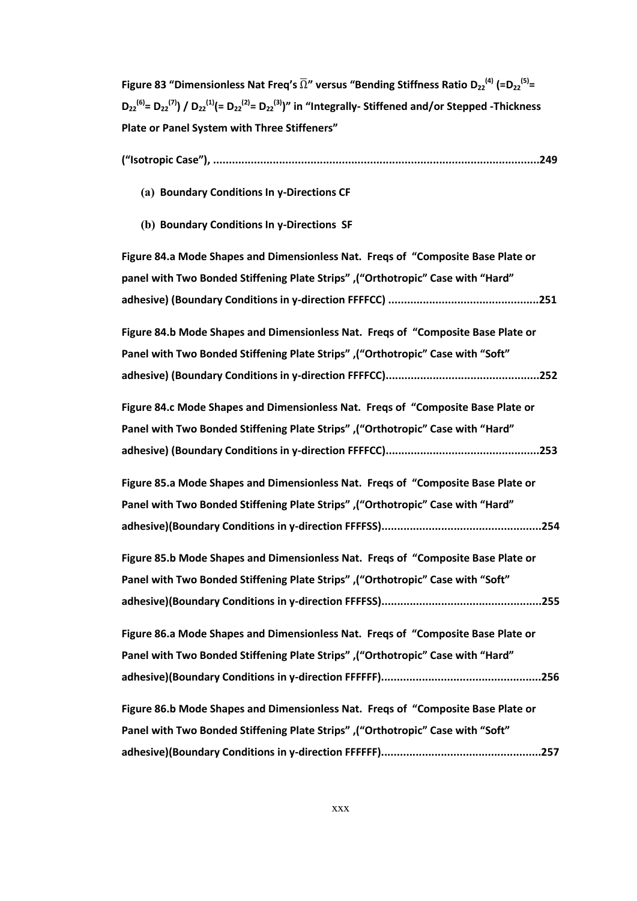**Figure 83 "Dimensionless Nat Freq's $\bar{\Omega}$" versus "Bending Stiffness Ratio $D_{22}^{(4)}$ (=$D_{22}^{(5)}$= $D_{22}^{(6)}$= $D_{22}^{(7)}$) / $D_{22}^{(1)}$(= $D_{22}^{(2)}$= $D_{22}^{(3)}$)" in "Integrally- Stiffened and/or Stepped -Thickness Plate or Panel System with Three Stiffeners"**

**("Isotropic Case"), .......................................................................................................249**

**(a) Boundary Conditions In y-Directions CF**

**(b) Boundary Conditions In y-Directions SF**

**Figure 84.a Mode Shapes and Dimensionless Nat. Freqs of "Composite Base Plate or panel with Two Bonded Stiffening Plate Strips" ,("Orthotropic" Case with "Hard" adhesive) (Boundary Conditions in y-direction FFFFCC) ................................................251**

**Figure 84.b Mode Shapes and Dimensionless Nat. Freqs of "Composite Base Plate or Panel with Two Bonded Stiffening Plate Strips" ,("Orthotropic" Case with "Soft" adhesive) (Boundary Conditions in y-direction FFFFCC)................................................252**

**Figure 84.c Mode Shapes and Dimensionless Nat. Freqs of "Composite Base Plate or Panel with Two Bonded Stiffening Plate Strips" ,("Orthotropic" Case with "Hard" adhesive) (Boundary Conditions in y-direction FFFFCC)................................................253**

**Figure 85.a Mode Shapes and Dimensionless Nat. Freqs of "Composite Base Plate or Panel with Two Bonded Stiffening Plate Strips" ,("Orthotropic" Case with "Hard" adhesive)(Boundary Conditions in y-direction FFFFSS)..................................................254**

**Figure 85.b Mode Shapes and Dimensionless Nat. Freqs of "Composite Base Plate or Panel with Two Bonded Stiffening Plate Strips" ,("Orthotropic" Case with "Soft" adhesive)(Boundary Conditions in y-direction FFFFSS)..................................................255**

**Figure 86.a Mode Shapes and Dimensionless Nat. Freqs of "Composite Base Plate or Panel with Two Bonded Stiffening Plate Strips" ,("Orthotropic" Case with "Hard" adhesive)(Boundary Conditions in y-direction FFFFFF)..................................................256**

**Figure 86.b Mode Shapes and Dimensionless Nat. Freqs of "Composite Base Plate or Panel with Two Bonded Stiffening Plate Strips" ,("Orthotropic" Case with "Soft" adhesive)(Boundary Conditions in y-direction FFFFFF)..................................................257**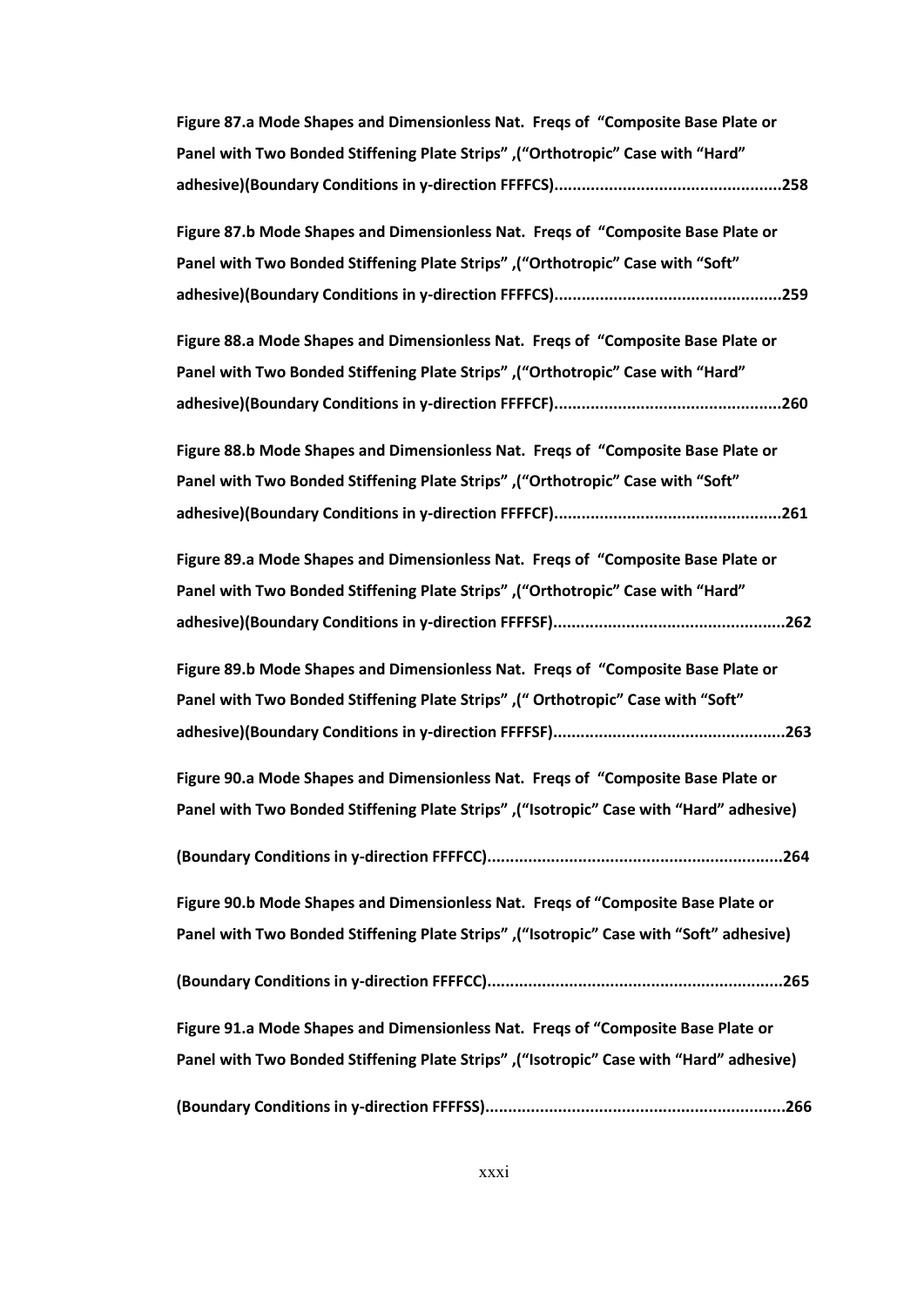**Figure 87.a Mode Shapes and Dimensionless Nat. Freqs of "Composite Base Plate or Panel with Two Bonded Stiffening Plate Strips" ,("Orthotropic" Case with "Hard" adhesive)(Boundary Conditions in y-direction FFFFCS).................................................258**

**Figure 87.b Mode Shapes and Dimensionless Nat. Freqs of "Composite Base Plate or Panel with Two Bonded Stiffening Plate Strips" ,("Orthotropic" Case with "Soft" adhesive)(Boundary Conditions in y-direction FFFFCS).................................................259**

**Figure 88.a Mode Shapes and Dimensionless Nat. Freqs of "Composite Base Plate or Panel with Two Bonded Stiffening Plate Strips" ,("Orthotropic" Case with "Hard" adhesive)(Boundary Conditions in y-direction FFFFCF).................................................260**

**Figure 88.b Mode Shapes and Dimensionless Nat. Freqs of "Composite Base Plate or Panel with Two Bonded Stiffening Plate Strips" ,("Orthotropic" Case with "Soft" adhesive)(Boundary Conditions in y-direction FFFFCF).................................................261**

**Figure 89.a Mode Shapes and Dimensionless Nat. Freqs of "Composite Base Plate or Panel with Two Bonded Stiffening Plate Strips" ,("Orthotropic" Case with "Hard" adhesive)(Boundary Conditions in y-direction FFFFSF)..................................................262**

**Figure 89.b Mode Shapes and Dimensionless Nat. Freqs of "Composite Base Plate or Panel with Two Bonded Stiffening Plate Strips" ,(" Orthotropic" Case with "Soft" adhesive)(Boundary Conditions in y-direction FFFFSF)..................................................263**

**Figure 90.a Mode Shapes and Dimensionless Nat. Freqs of "Composite Base Plate or Panel with Two Bonded Stiffening Plate Strips" ,("Isotropic" Case with "Hard" adhesive)**

**(Boundary Conditions in y-direction FFFFCC)................................................................264**

**Figure 90.b Mode Shapes and Dimensionless Nat. Freqs of "Composite Base Plate or Panel with Two Bonded Stiffening Plate Strips" ,("Isotropic" Case with "Soft" adhesive)**

**(Boundary Conditions in y-direction FFFFCC)................................................................265**

**Figure 91.a Mode Shapes and Dimensionless Nat. Freqs of "Composite Base Plate or Panel with Two Bonded Stiffening Plate Strips" ,("Isotropic" Case with "Hard" adhesive)**

**(Boundary Conditions in y-direction FFFFSS).................................................................266**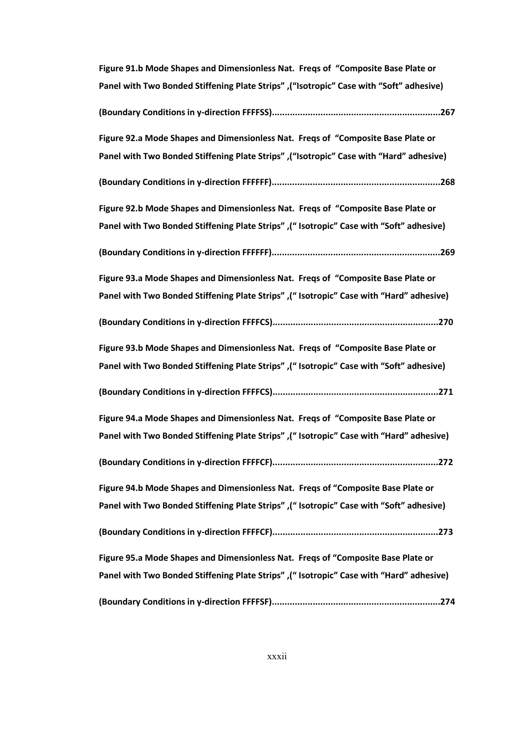**Figure 91.b Mode Shapes and Dimensionless Nat. Freqs of "Composite Base Plate or Panel with Two Bonded Stiffening Plate Strips" ,("Isotropic" Case with "Soft" adhesive)**

**(Boundary Conditions in y-direction FFFFSS).................................................................267**

**Figure 92.a Mode Shapes and Dimensionless Nat. Freqs of "Composite Base Plate or Panel with Two Bonded Stiffening Plate Strips" ,("Isotropic" Case with "Hard" adhesive)**

**(Boundary Conditions in y-direction FFFFFF).................................................................268**

**Figure 92.b Mode Shapes and Dimensionless Nat. Freqs of "Composite Base Plate or Panel with Two Bonded Stiffening Plate Strips" ,(" Isotropic" Case with "Soft" adhesive)**

**(Boundary Conditions in y-direction FFFFFF).................................................................269**

**Figure 93.a Mode Shapes and Dimensionless Nat. Freqs of "Composite Base Plate or Panel with Two Bonded Stiffening Plate Strips" ,(" Isotropic" Case with "Hard" adhesive)**

**(Boundary Conditions in y-direction FFFFCS)................................................................270**

**Figure 93.b Mode Shapes and Dimensionless Nat. Freqs of "Composite Base Plate or Panel with Two Bonded Stiffening Plate Strips" ,(" Isotropic" Case with "Soft" adhesive)**

**(Boundary Conditions in y-direction FFFFCS)................................................................271**

**Figure 94.a Mode Shapes and Dimensionless Nat. Freqs of "Composite Base Plate or Panel with Two Bonded Stiffening Plate Strips" ,(" Isotropic" Case with "Hard" adhesive)**

**(Boundary Conditions in y-direction FFFFCF)................................................................272**

**Figure 94.b Mode Shapes and Dimensionless Nat. Freqs of "Composite Base Plate or Panel with Two Bonded Stiffening Plate Strips" ,(" Isotropic" Case with "Soft" adhesive)**

**(Boundary Conditions in y-direction FFFFCF)................................................................273**

**Figure 95.a Mode Shapes and Dimensionless Nat. Freqs of "Composite Base Plate or Panel with Two Bonded Stiffening Plate Strips" ,(" Isotropic" Case with "Hard" adhesive)**

**(Boundary Conditions in y-direction FFFFSF).................................................................274**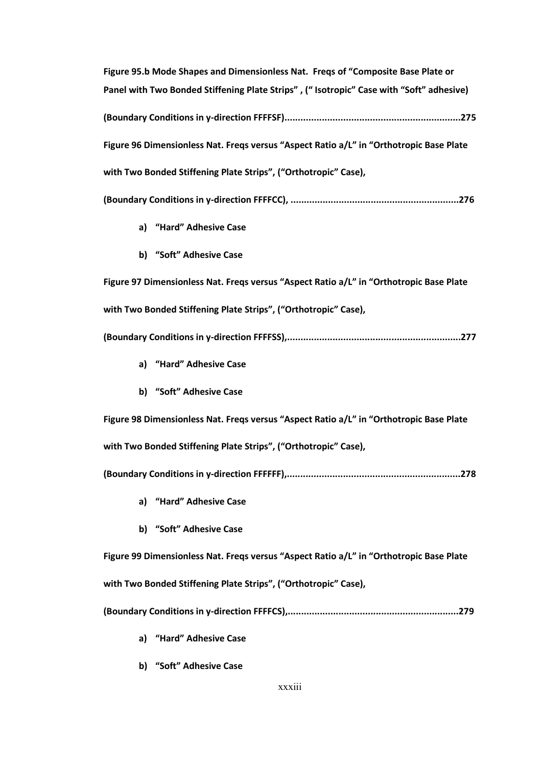**Figure 95.b Mode Shapes and Dimensionless Nat. Freqs of "Composite Base Plate or Panel with Two Bonded Stiffening Plate Strips" , (" Isotropic" Case with "Soft" adhesive) (Boundary Conditions in y-direction FFFFSF).................................................................275**

**Figure 96 Dimensionless Nat. Freqs versus "Aspect Ratio a/L" in "Orthotropic Base Plate with Two Bonded Stiffening Plate Strips", ("Orthotropic" Case), (Boundary Conditions in y-direction FFFFCC), ..............................................................276**

- **a) "Hard" Adhesive Case**
- **b) "Soft" Adhesive Case**

**Figure 97 Dimensionless Nat. Freqs versus "Aspect Ratio a/L" in "Orthotropic Base Plate with Two Bonded Stiffening Plate Strips", ("Orthotropic" Case), (Boundary Conditions in y-direction FFFFSS),................................................................277**

- **a) "Hard" Adhesive Case**
- **b) "Soft" Adhesive Case**

**Figure 98 Dimensionless Nat. Freqs versus "Aspect Ratio a/L" in "Orthotropic Base Plate with Two Bonded Stiffening Plate Strips", ("Orthotropic" Case), (Boundary Conditions in y-direction FFFFFF),................................................................278**

- **a) "Hard" Adhesive Case**
- **b) "Soft" Adhesive Case**

**Figure 99 Dimensionless Nat. Freqs versus "Aspect Ratio a/L" in "Orthotropic Base Plate with Two Bonded Stiffening Plate Strips", ("Orthotropic" Case), (Boundary Conditions in y-direction FFFFCS),...............................................................279**

- **a) "Hard" Adhesive Case**
- **b) "Soft" Adhesive Case**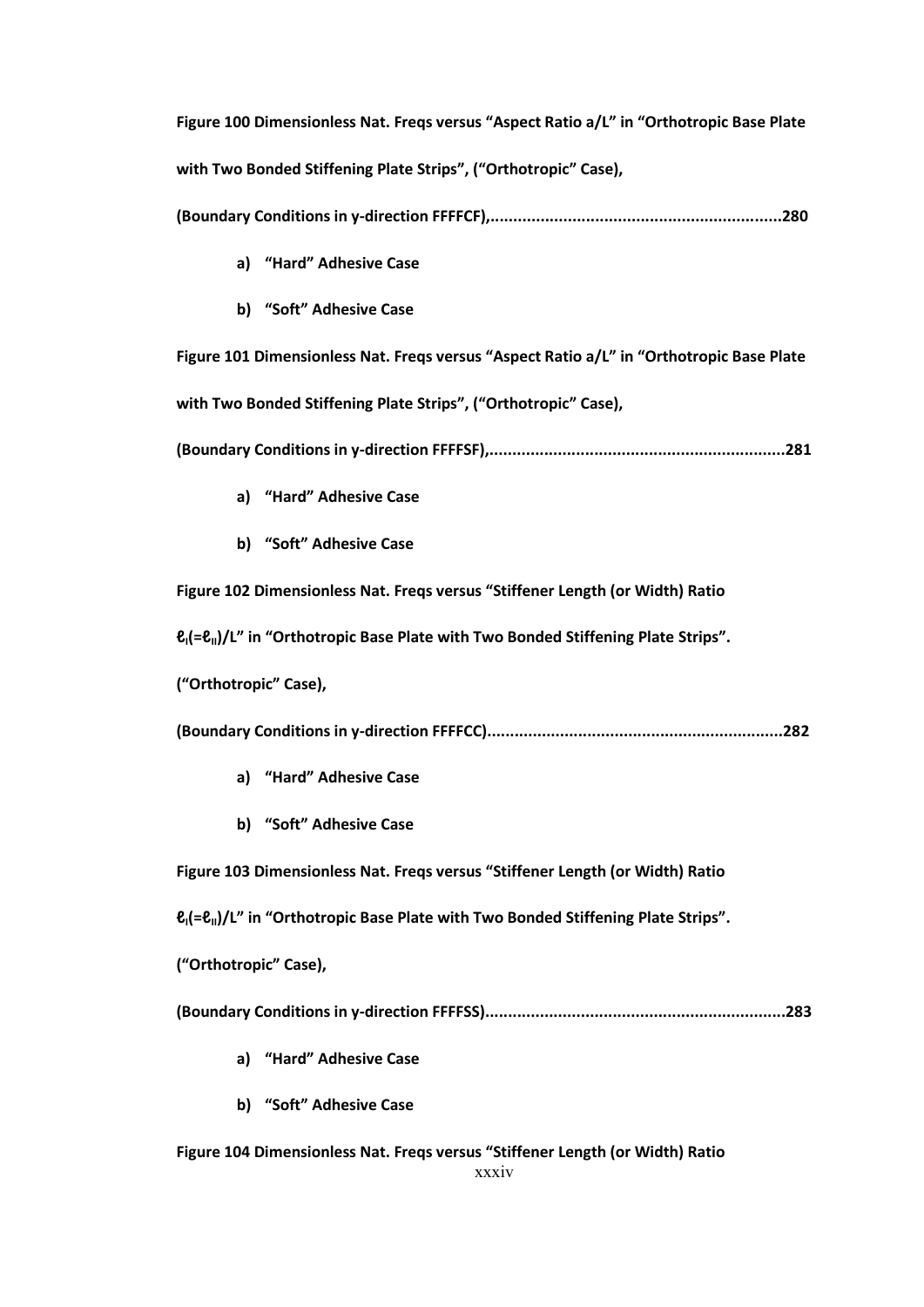**Figure 100 Dimensionless Nat. Freqs versus "Aspect Ratio a/L" in "Orthotropic Base Plate with Two Bonded Stiffening Plate Strips", ("Orthotropic" Case), (Boundary Conditions in y-direction FFFFCF),................................................................280**

- **a) "Hard" Adhesive Case**
- **b) "Soft" Adhesive Case**

**Figure 101 Dimensionless Nat. Freqs versus "Aspect Ratio a/L" in "Orthotropic Base Plate with Two Bonded Stiffening Plate Strips", ("Orthotropic" Case), (Boundary Conditions in y-direction FFFFSF),................................................................281**

- **a) "Hard" Adhesive Case**
- **b) "Soft" Adhesive Case**

**Figure 102 Dimensionless Nat. Freqs versus "Stiffener Length (or Width) Ratio $\ell_I (=\ell_{II})/L$" in "Orthotropic Base Plate with Two Bonded Stiffening Plate Strips". ("Orthotropic" Case), (Boundary Conditions in y-direction FFFFCC)................................................................282**

- **a) "Hard" Adhesive Case**
- **b) "Soft" Adhesive Case**

**Figure 103 Dimensionless Nat. Freqs versus "Stiffener Length (or Width) Ratio $\ell_I (=\ell_{II})/L$" in "Orthotropic Base Plate with Two Bonded Stiffening Plate Strips". ("Orthotropic" Case), (Boundary Conditions in y-direction FFFFSS)................................................................283**

- **a) "Hard" Adhesive Case**
- **b) "Soft" Adhesive Case**

**Figure 104 Dimensionless Nat. Freqs versus "Stiffener Length (or Width) Ratio**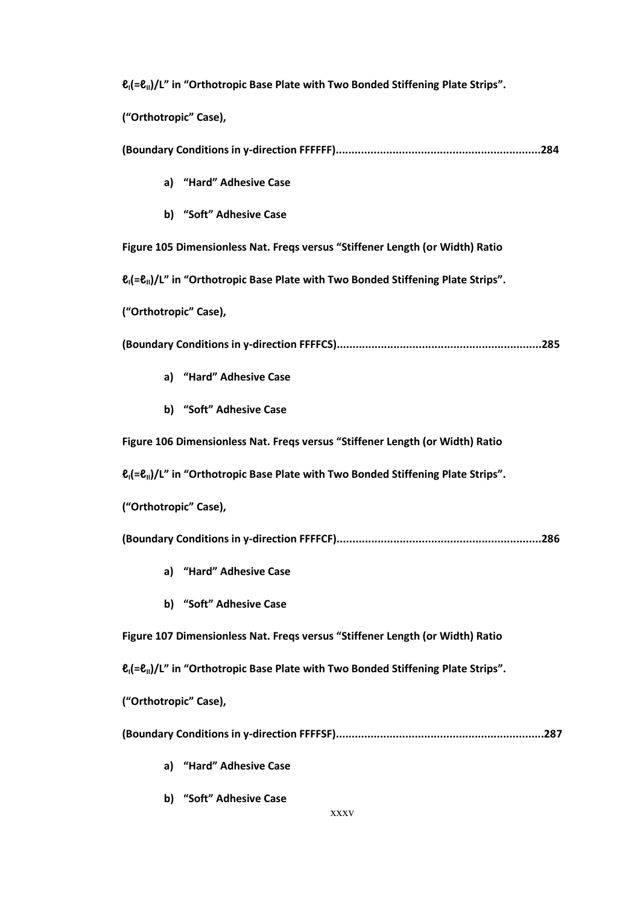**$\ell_I(=\ell_{II})/L$" in "Orthotropic Base Plate with Two Bonded Stiffening Plate Strips".**

**("Orthotropic" Case),**

**(Boundary Conditions in y-direction FFFFFF)................................................................284**

a) **"Hard" Adhesive Case**

b) **"Soft" Adhesive Case**

**Figure 105 Dimensionless Nat. Freqs versus "Stiffener Length (or Width) Ratio**

**$\ell_I(=\ell_{II})/L$" in "Orthotropic Base Plate with Two Bonded Stiffening Plate Strips".**

**("Orthotropic" Case),**

**(Boundary Conditions in y-direction FFFFCS)................................................................285**

a) **"Hard" Adhesive Case**

b) **"Soft" Adhesive Case**

**Figure 106 Dimensionless Nat. Freqs versus "Stiffener Length (or Width) Ratio**

**$\ell_I(=\ell_{II})/L$" in "Orthotropic Base Plate with Two Bonded Stiffening Plate Strips".**

**("Orthotropic" Case),**

**(Boundary Conditions in y-direction FFFFCF)................................................................286**

a) **"Hard" Adhesive Case**

b) **"Soft" Adhesive Case**

**Figure 107 Dimensionless Nat. Freqs versus "Stiffener Length (or Width) Ratio**

**$\ell_I(=\ell_{II})/L$" in "Orthotropic Base Plate with Two Bonded Stiffening Plate Strips".**

**("Orthotropic" Case),**

**(Boundary Conditions in y-direction FFFFSF)................................................................287**

a) **"Hard" Adhesive Case**

b) **"Soft" Adhesive Case**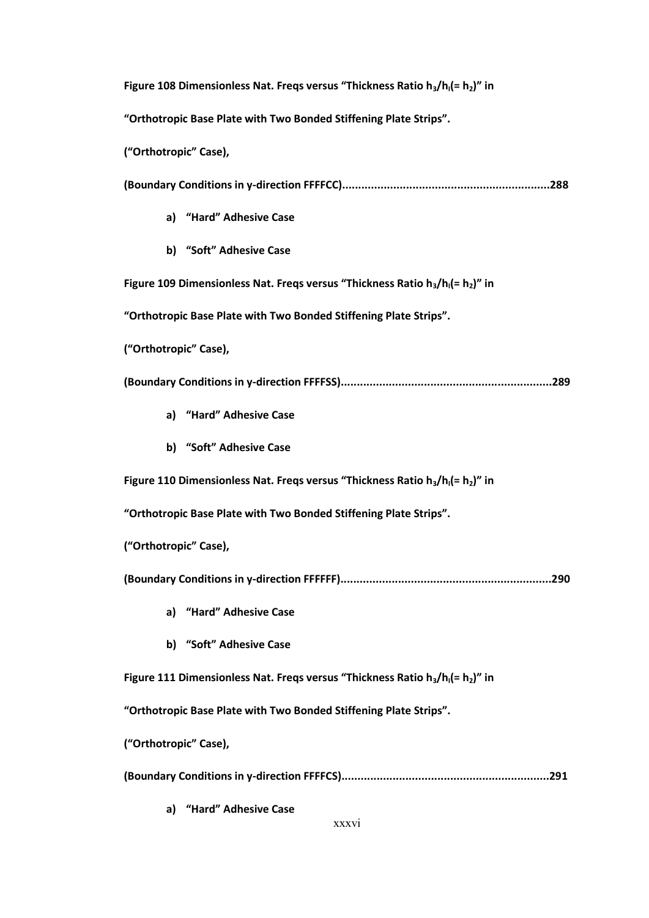**Figure 108 Dimensionless Nat. Freqs versus "Thickness Ratio $h_3/h_I(= h_2)$" in**

**"Orthotropic Base Plate with Two Bonded Stiffening Plate Strips".**

**("Orthotropic" Case),**

**(Boundary Conditions in y-direction FFFFCC)................................................................288**

a) **"Hard" Adhesive Case**

b) **"Soft" Adhesive Case**

**Figure 109 Dimensionless Nat. Freqs versus "Thickness Ratio $h_3/h_I(= h_2)$" in**

**"Orthotropic Base Plate with Two Bonded Stiffening Plate Strips".**

**("Orthotropic" Case),**

**(Boundary Conditions in y-direction FFFFSS).................................................................289**

a) **"Hard" Adhesive Case**

b) **"Soft" Adhesive Case**

**Figure 110 Dimensionless Nat. Freqs versus "Thickness Ratio $h_3/h_I(= h_2)$" in**

**"Orthotropic Base Plate with Two Bonded Stiffening Plate Strips".**

**("Orthotropic" Case),**

**(Boundary Conditions in y-direction FFFFFF).................................................................290**

a) **"Hard" Adhesive Case**

b) **"Soft" Adhesive Case**

**Figure 111 Dimensionless Nat. Freqs versus "Thickness Ratio $h_3/h_I(= h_2)$" in**

**"Orthotropic Base Plate with Two Bonded Stiffening Plate Strips".**

**("Orthotropic" Case),**

**(Boundary Conditions in y-direction FFFFCS)................................................................291**

a) **"Hard" Adhesive Case**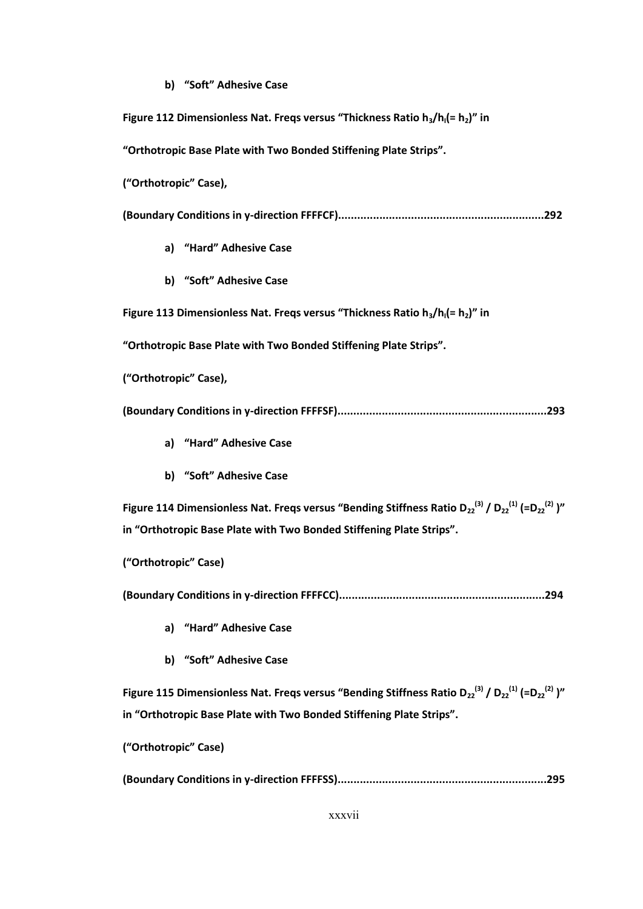**b) "Soft" Adhesive Case**

**Figure 112 Dimensionless Nat. Freqs versus "Thickness Ratio $h_3/h_l(= h_2)$" in**

**"Orthotropic Base Plate with Two Bonded Stiffening Plate Strips".**

**("Orthotropic" Case),**

**(Boundary Conditions in y-direction FFFFCF)................................................................292**

**a) "Hard" Adhesive Case**

**b) "Soft" Adhesive Case**

**Figure 113 Dimensionless Nat. Freqs versus "Thickness Ratio $h_3/h_l(= h_2)$" in**

**"Orthotropic Base Plate with Two Bonded Stiffening Plate Strips".**

**("Orthotropic" Case),**

**(Boundary Conditions in y-direction FFFFSF).................................................................293**

**a) "Hard" Adhesive Case**

**b) "Soft" Adhesive Case**

**Figure 114 Dimensionless Nat. Freqs versus "Bending Stiffness Ratio $D_{22}^{(3)} / D_{22}^{(1)} (=D_{22}^{(2)})$" in "Orthotropic Base Plate with Two Bonded Stiffening Plate Strips".**

**("Orthotropic" Case)**

**(Boundary Conditions in y-direction FFFFCC)................................................................294**

**a) "Hard" Adhesive Case**

**b) "Soft" Adhesive Case**

**Figure 115 Dimensionless Nat. Freqs versus "Bending Stiffness Ratio $D_{22}^{(3)} / D_{22}^{(1)} (=D_{22}^{(2)})$" in "Orthotropic Base Plate with Two Bonded Stiffening Plate Strips".**

**("Orthotropic" Case)**

**(Boundary Conditions in y-direction FFFFSS).................................................................295**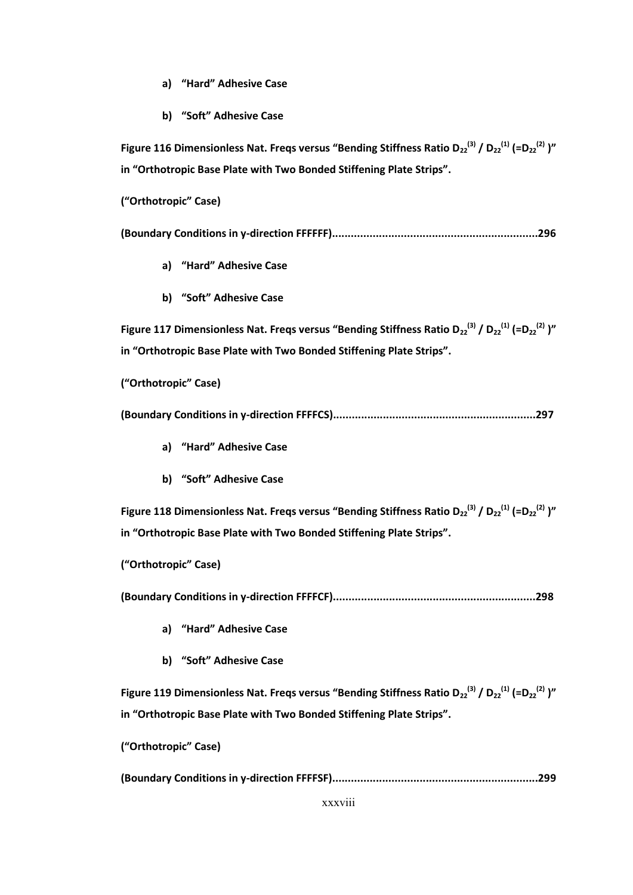a) **"Hard" Adhesive Case**

b) **"Soft" Adhesive Case**

**Figure 116 Dimensionless Nat. Freqs versus "Bending Stiffness Ratio $D_{22}^{(3)}$ / $D_{22}^{(1)}$ (=$D_{22}^{(2)}$ )" in "Orthotropic Base Plate with Two Bonded Stiffening Plate Strips".**

**("Orthotropic" Case)**

**(Boundary Conditions in y-direction FFFFFF)..................................................................296**

a) **"Hard" Adhesive Case**

b) **"Soft" Adhesive Case**

**Figure 117 Dimensionless Nat. Freqs versus "Bending Stiffness Ratio $D_{22}^{(3)}$ / $D_{22}^{(1)}$ (=$D_{22}^{(2)}$ )" in "Orthotropic Base Plate with Two Bonded Stiffening Plate Strips".**

**("Orthotropic" Case)**

**(Boundary Conditions in y-direction FFFFCS)..................................................................297**

a) **"Hard" Adhesive Case**

b) **"Soft" Adhesive Case**

**Figure 118 Dimensionless Nat. Freqs versus "Bending Stiffness Ratio $D_{22}^{(3)}$ / $D_{22}^{(1)}$ (=$D_{22}^{(2)}$ )" in "Orthotropic Base Plate with Two Bonded Stiffening Plate Strips".**

**("Orthotropic" Case)**

**(Boundary Conditions in y-direction FFFFCF)..................................................................298**

a) **"Hard" Adhesive Case**

b) **"Soft" Adhesive Case**

**Figure 119 Dimensionless Nat. Freqs versus "Bending Stiffness Ratio $D_{22}^{(3)}$ / $D_{22}^{(1)}$ (=$D_{22}^{(2)}$ )" in "Orthotropic Base Plate with Two Bonded Stiffening Plate Strips".**

**("Orthotropic" Case)**

**(Boundary Conditions in y-direction FFFFSF)..................................................................299**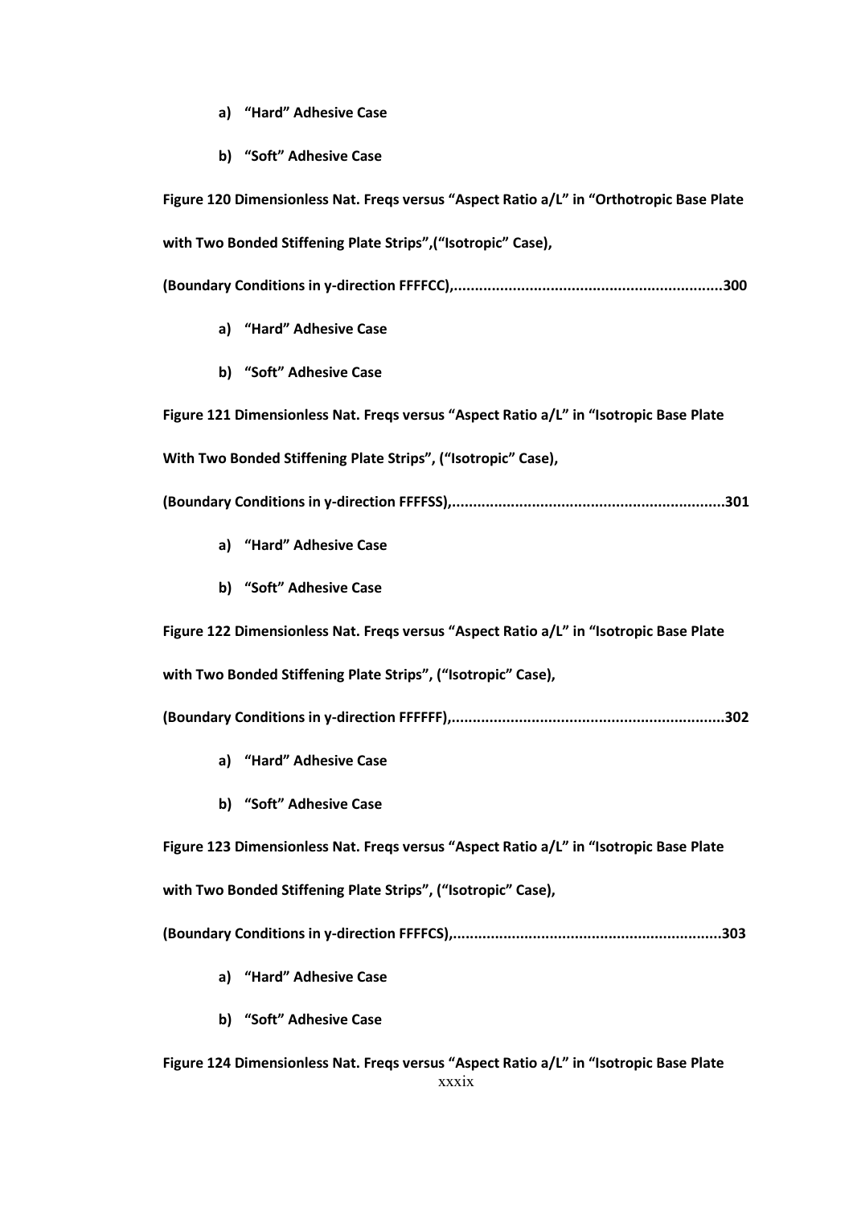a) **“Hard” Adhesive Case**

b) **“Soft” Adhesive Case**

**Figure 120 Dimensionless Nat. Freqs versus “Aspect Ratio a/L” in “Orthotropic Base Plate with Two Bonded Stiffening Plate Strips”,(“Isotropic” Case), (Boundary Conditions in y-direction FFFFCC),................................................................300**

a) **“Hard” Adhesive Case**

b) **“Soft” Adhesive Case**

**Figure 121 Dimensionless Nat. Freqs versus “Aspect Ratio a/L” in “Isotropic Base Plate With Two Bonded Stiffening Plate Strips”, (“Isotropic” Case), (Boundary Conditions in y-direction FFFFSS),................................................................301**

a) **“Hard” Adhesive Case**

b) **“Soft” Adhesive Case**

**Figure 122 Dimensionless Nat. Freqs versus “Aspect Ratio a/L” in “Isotropic Base Plate with Two Bonded Stiffening Plate Strips”, (“Isotropic” Case), (Boundary Conditions in y-direction FFFFFF),................................................................302**

a) **“Hard” Adhesive Case**

b) **“Soft” Adhesive Case**

**Figure 123 Dimensionless Nat. Freqs versus “Aspect Ratio a/L” in “Isotropic Base Plate with Two Bonded Stiffening Plate Strips”, (“Isotropic” Case), (Boundary Conditions in y-direction FFFFCS),................................................................303**

a) **“Hard” Adhesive Case**

b) **“Soft” Adhesive Case**

**Figure 124 Dimensionless Nat. Freqs versus “Aspect Ratio a/L” in “Isotropic Base Plate**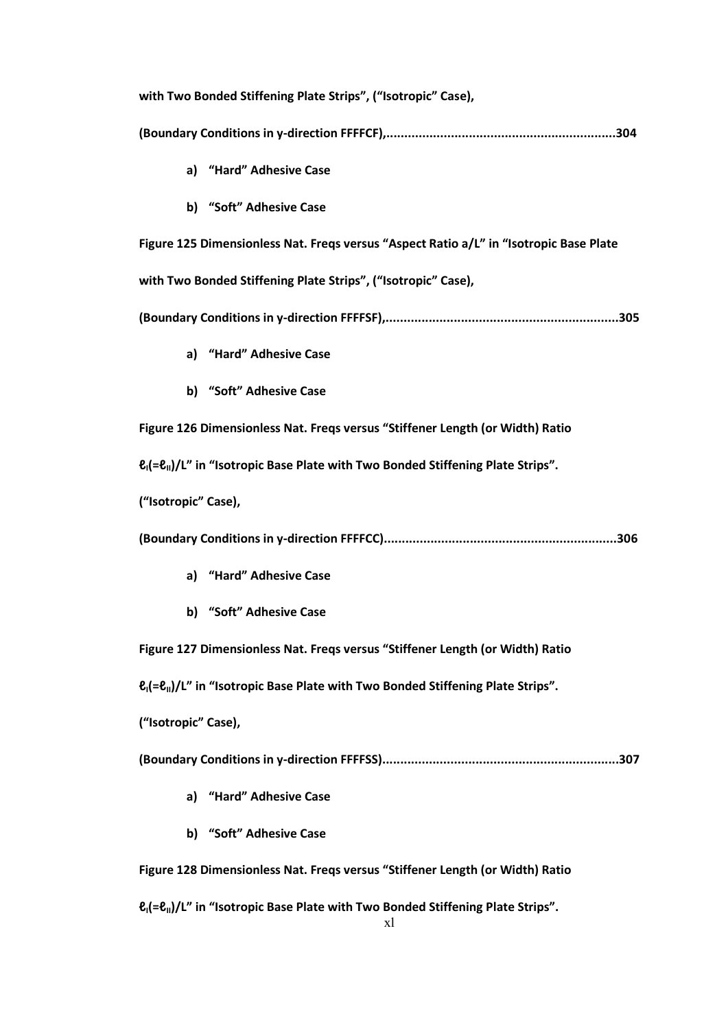**with Two Bonded Stiffening Plate Strips", ("Isotropic" Case),**

**(Boundary Conditions in y-direction FFFFCF),...............................................................304**

- **a) "Hard" Adhesive Case**
- **b) "Soft" Adhesive Case**

**Figure 125 Dimensionless Nat. Freqs versus "Aspect Ratio a/L" in "Isotropic Base Plate with Two Bonded Stiffening Plate Strips", ("Isotropic" Case),**

**(Boundary Conditions in y-direction FFFFSF),...............................................................305**

- **a) "Hard" Adhesive Case**
- **b) "Soft" Adhesive Case**

**Figure 126 Dimensionless Nat. Freqs versus "Stiffener Length (or Width) Ratio $\ell_I(=\ell_{II})/L$" in "Isotropic Base Plate with Two Bonded Stiffening Plate Strips". ("Isotropic" Case),**

**(Boundary Conditions in y-direction FFFFCC)...............................................................306**

- **a) "Hard" Adhesive Case**
- **b) "Soft" Adhesive Case**

**Figure 127 Dimensionless Nat. Freqs versus "Stiffener Length (or Width) Ratio $\ell_I(=\ell_{II})/L$" in "Isotropic Base Plate with Two Bonded Stiffening Plate Strips". ("Isotropic" Case),**

**(Boundary Conditions in y-direction FFFFSS)...............................................................307**

- **a) "Hard" Adhesive Case**
- **b) "Soft" Adhesive Case**

**Figure 128 Dimensionless Nat. Freqs versus "Stiffener Length (or Width) Ratio $\ell_I(=\ell_{II})/L$" in "Isotropic Base Plate with Two Bonded Stiffening Plate Strips".**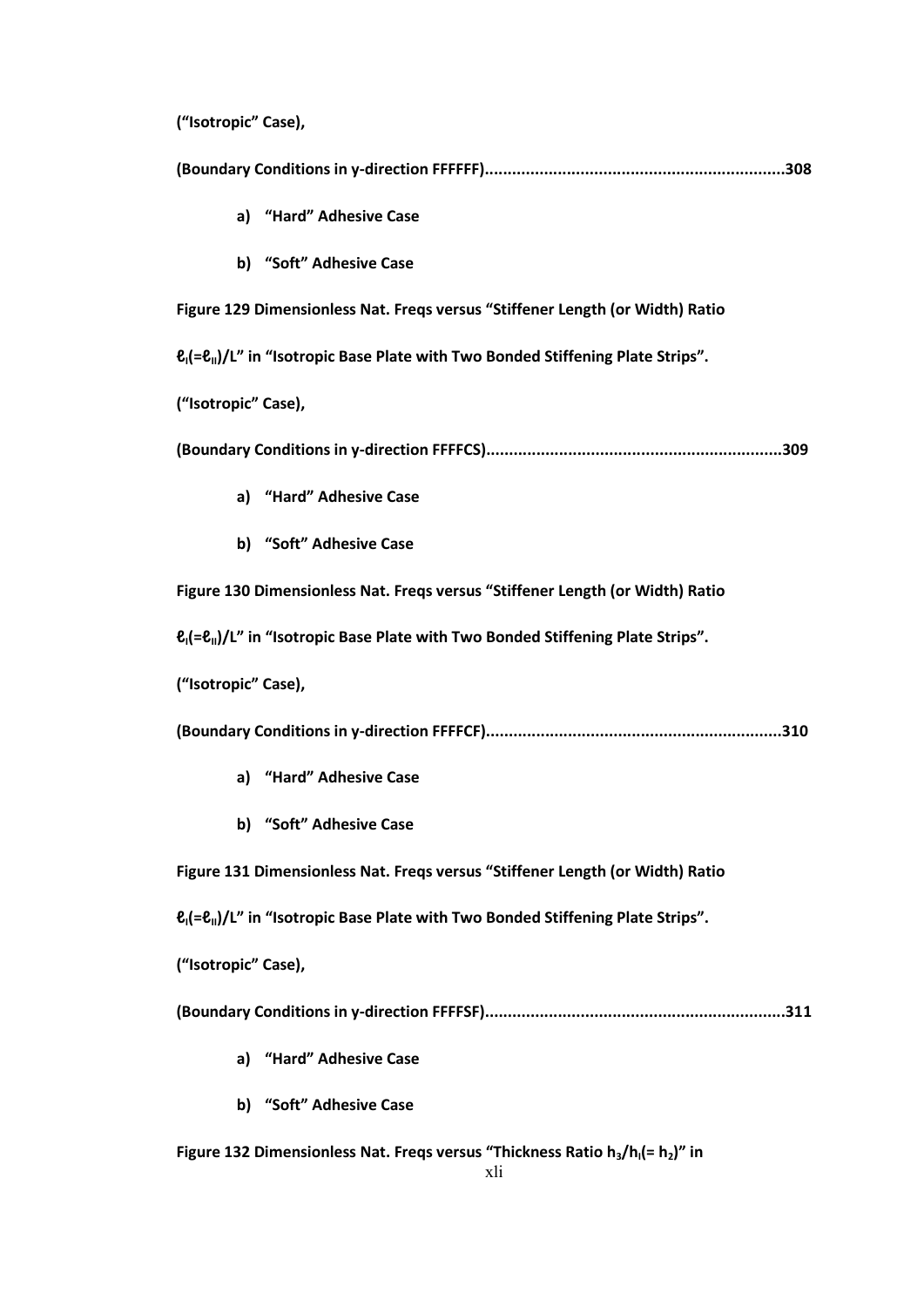**(“Isotropic” Case),**

**(Boundary Conditions in y-direction FFFFFF).................................................................308**

**a) “Hard” Adhesive Case**

**b) “Soft” Adhesive Case**

**Figure 129 Dimensionless Nat. Freqs versus “Stiffener Length (or Width) Ratio**

**$\ell_I(=\ell_{II})/L$” in “Isotropic Base Plate with Two Bonded Stiffening Plate Strips”.**

**(“Isotropic” Case),**

**(Boundary Conditions in y-direction FFFFCS)................................................................309**

**a) “Hard” Adhesive Case**

**b) “Soft” Adhesive Case**

**Figure 130 Dimensionless Nat. Freqs versus “Stiffener Length (or Width) Ratio**

**$\ell_I(=\ell_{II})/L$” in “Isotropic Base Plate with Two Bonded Stiffening Plate Strips”.**

**(“Isotropic” Case),**

**(Boundary Conditions in y-direction FFFFCF)................................................................310**

**a) “Hard” Adhesive Case**

**b) “Soft” Adhesive Case**

**Figure 131 Dimensionless Nat. Freqs versus “Stiffener Length (or Width) Ratio**

**$\ell_I(=\ell_{II})/L$” in “Isotropic Base Plate with Two Bonded Stiffening Plate Strips”.**

**(“Isotropic” Case),**

**(Boundary Conditions in y-direction FFFFSF).................................................................311**

**a) “Hard” Adhesive Case**

**b) “Soft” Adhesive Case**

**Figure 132 Dimensionless Nat. Freqs versus “Thickness Ratio $h_3/h_I(= h_2)$” in**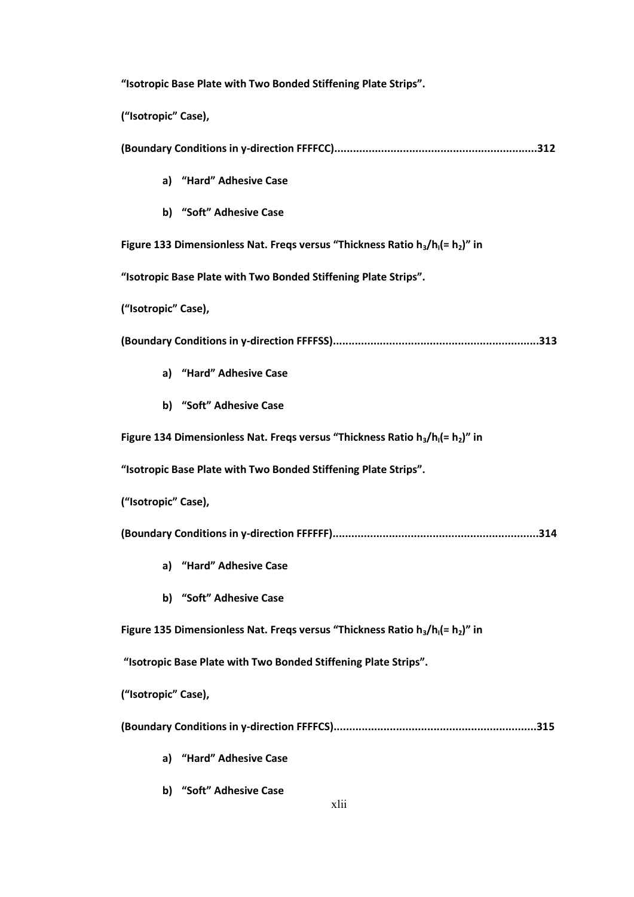**“Isotropic Base Plate with Two Bonded Stiffening Plate Strips”.**

**(“Isotropic” Case),**

**(Boundary Conditions in y-direction FFFFCC)................................................................312**

a) **“Hard” Adhesive Case**

b) **“Soft” Adhesive Case**

**Figure 133 Dimensionless Nat. Freqs versus “Thickness Ratio $h_3/h_l(=h_2)$” in**

**“Isotropic Base Plate with Two Bonded Stiffening Plate Strips”.**

**(“Isotropic” Case),**

**(Boundary Conditions in y-direction FFFFSS)................................................................313**

a) **“Hard” Adhesive Case**

b) **“Soft” Adhesive Case**

**Figure 134 Dimensionless Nat. Freqs versus “Thickness Ratio $h_3/h_l(=h_2)$” in**

**“Isotropic Base Plate with Two Bonded Stiffening Plate Strips”.**

**(“Isotropic” Case),**

**(Boundary Conditions in y-direction FFFFFF)................................................................314**

a) **“Hard” Adhesive Case**

b) **“Soft” Adhesive Case**

**Figure 135 Dimensionless Nat. Freqs versus “Thickness Ratio $h_3/h_l(=h_2)$” in**

**“Isotropic Base Plate with Two Bonded Stiffening Plate Strips”.**

**(“Isotropic” Case),**

**(Boundary Conditions in y-direction FFFFCS)................................................................315**

a) **“Hard” Adhesive Case**

b) **“Soft” Adhesive Case**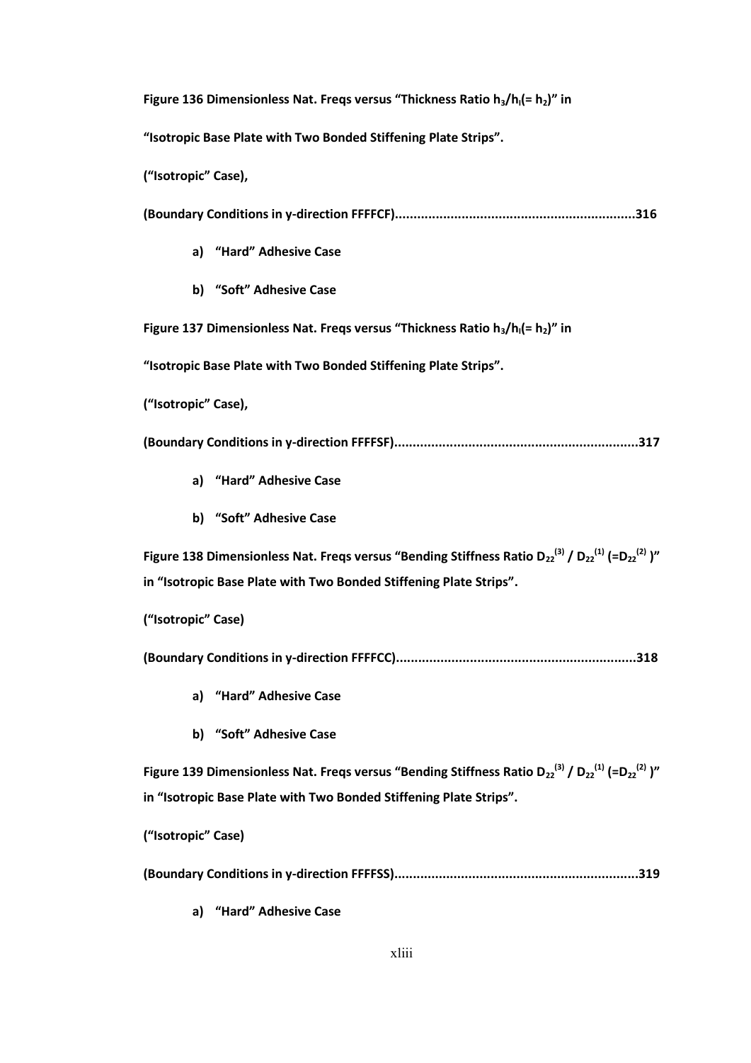**Figure 136 Dimensionless Nat. Freqs versus "Thickness Ratio $h_3/h_l(= h_2)$" in "Isotropic Base Plate with Two Bonded Stiffening Plate Strips".**

**("Isotropic" Case),**

**(Boundary Conditions in y-direction FFFFCF)................................................................316**

a) **"Hard" Adhesive Case**

b) **"Soft" Adhesive Case**

**Figure 137 Dimensionless Nat. Freqs versus "Thickness Ratio $h_3/h_l(= h_2)$" in "Isotropic Base Plate with Two Bonded Stiffening Plate Strips".**

**("Isotropic" Case),**

**(Boundary Conditions in y-direction FFFFSF).................................................................317**

a) **"Hard" Adhesive Case**

b) **"Soft" Adhesive Case**

**Figure 138 Dimensionless Nat. Freqs versus "Bending Stiffness Ratio $D_{22}^{(3)} / D_{22}^{(1)}$ ($=D_{22}^{(2)}$ )" in "Isotropic Base Plate with Two Bonded Stiffening Plate Strips".**

**("Isotropic" Case)**

**(Boundary Conditions in y-direction FFFFCC)................................................................318**

a) **"Hard" Adhesive Case**

b) **"Soft" Adhesive Case**

**Figure 139 Dimensionless Nat. Freqs versus "Bending Stiffness Ratio $D_{22}^{(3)} / D_{22}^{(1)}$ ($=D_{22}^{(2)}$ )" in "Isotropic Base Plate with Two Bonded Stiffening Plate Strips".**

**("Isotropic" Case)**

**(Boundary Conditions in y-direction FFFFSS).................................................................319**

a) **"Hard" Adhesive Case**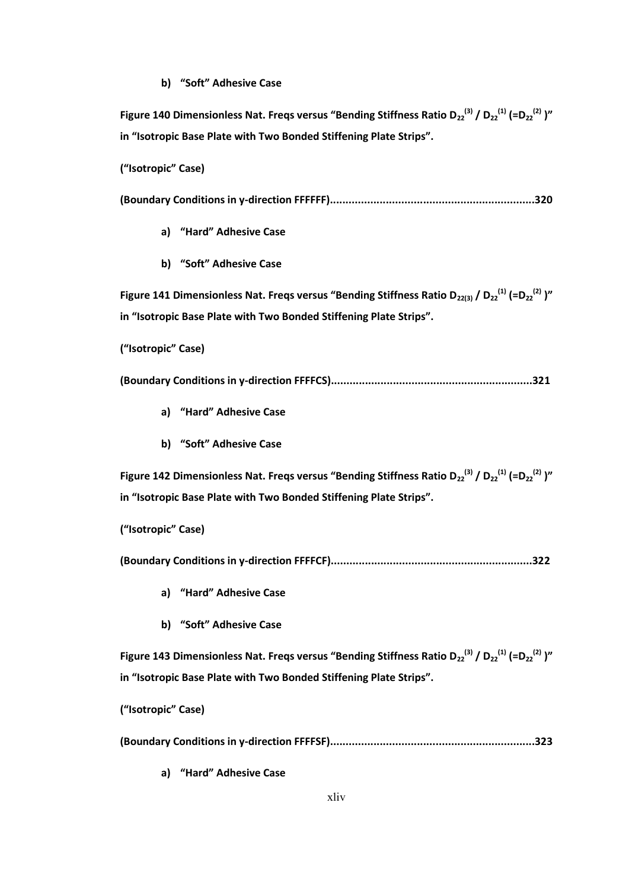**b) “Soft” Adhesive Case**

**Figure 140 Dimensionless Nat. Freqs versus “Bending Stiffness Ratio $D_{22}^{(3)}$ / $D_{22}^{(1)}$ (=$D_{22}^{(2)}$ )” in “Isotropic Base Plate with Two Bonded Stiffening Plate Strips”.**

**(“Isotropic” Case)**

**(Boundary Conditions in y-direction FFFFFF)..................................................................320**

**a) “Hard” Adhesive Case**

**b) “Soft” Adhesive Case**

**Figure 141 Dimensionless Nat. Freqs versus “Bending Stiffness Ratio $D_{22(3)}$ / $D_{22}^{(1)}$ (=$D_{22}^{(2)}$ )” in “Isotropic Base Plate with Two Bonded Stiffening Plate Strips”.**

**(“Isotropic” Case)**

**(Boundary Conditions in y-direction FFFFCS).................................................................321**

**a) “Hard” Adhesive Case**

**b) “Soft” Adhesive Case**

**Figure 142 Dimensionless Nat. Freqs versus “Bending Stiffness Ratio $D_{22}^{(3)}$ / $D_{22}^{(1)}$ (=$D_{22}^{(2)}$ )” in “Isotropic Base Plate with Two Bonded Stiffening Plate Strips”.**

**(“Isotropic” Case)**

**(Boundary Conditions in y-direction FFFFCF).................................................................322**

**a) “Hard” Adhesive Case**

**b) “Soft” Adhesive Case**

**Figure 143 Dimensionless Nat. Freqs versus “Bending Stiffness Ratio $D_{22}^{(3)}$ / $D_{22}^{(1)}$ (=$D_{22}^{(2)}$ )” in “Isotropic Base Plate with Two Bonded Stiffening Plate Strips”.**

**(“Isotropic” Case)**

**(Boundary Conditions in y-direction FFFFSF)..................................................................323**

**a) “Hard” Adhesive Case**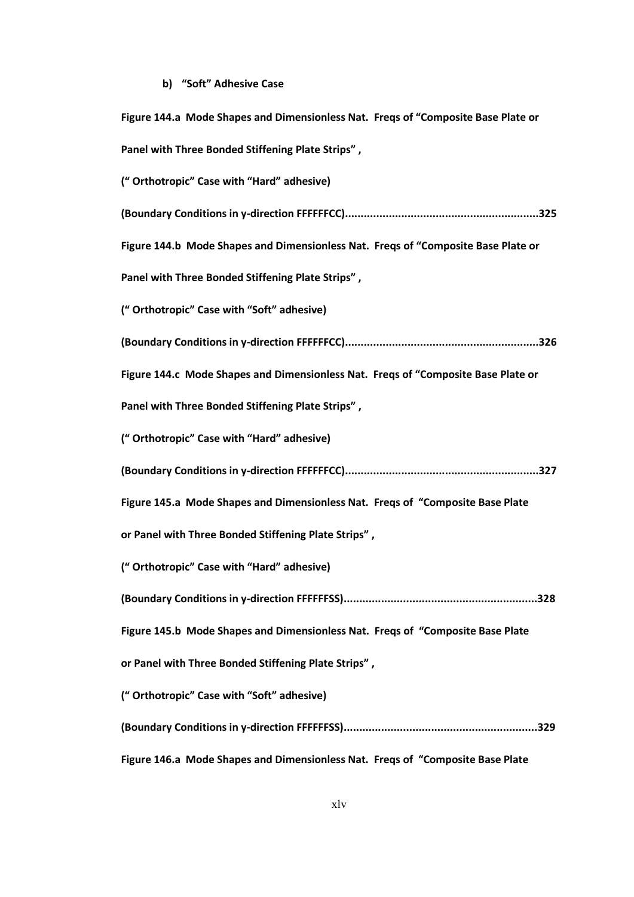**b) "Soft" Adhesive Case**

**Figure 144.a Mode Shapes and Dimensionless Nat. Freqs of "Composite Base Plate or Panel with Three Bonded Stiffening Plate Strips", (" Orthotropic" Case with "Hard" adhesive) (Boundary Conditions in y-direction FFFFFFCC)..............................................................325**

**Figure 144.b Mode Shapes and Dimensionless Nat. Freqs of "Composite Base Plate or Panel with Three Bonded Stiffening Plate Strips", (" Orthotropic" Case with "Soft" adhesive) (Boundary Conditions in y-direction FFFFFFCC)..............................................................326**

**Figure 144.c Mode Shapes and Dimensionless Nat. Freqs of "Composite Base Plate or Panel with Three Bonded Stiffening Plate Strips", (" Orthotropic" Case with "Hard" adhesive) (Boundary Conditions in y-direction FFFFFFCC)..............................................................327**

**Figure 145.a Mode Shapes and Dimensionless Nat. Freqs of "Composite Base Plate or Panel with Three Bonded Stiffening Plate Strips", (" Orthotropic" Case with "Hard" adhesive) (Boundary Conditions in y-direction FFFFFFSS)..............................................................328**

**Figure 145.b Mode Shapes and Dimensionless Nat. Freqs of "Composite Base Plate or Panel with Three Bonded Stiffening Plate Strips", (" Orthotropic" Case with "Soft" adhesive) (Boundary Conditions in y-direction FFFFFFSS)..............................................................329**

**Figure 146.a Mode Shapes and Dimensionless Nat. Freqs of "Composite Base Plate**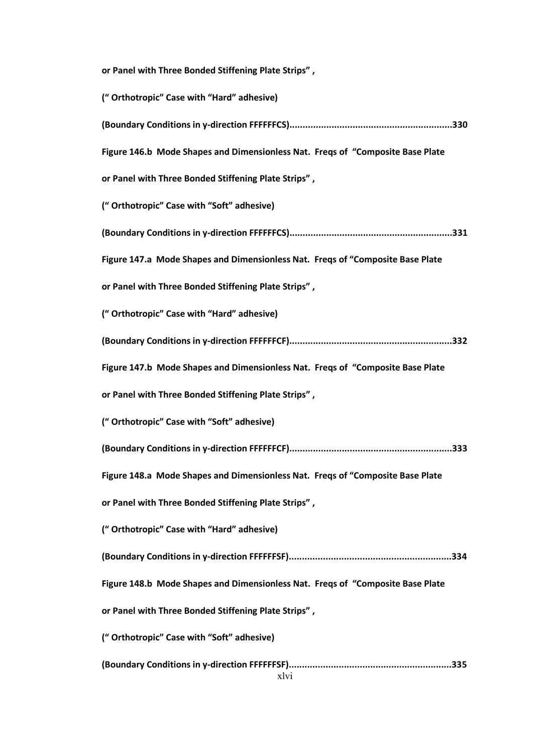**or Panel with Three Bonded Stiffening Plate Strips" ,**

**(" Orthotropic" Case with "Hard" adhesive)**

**(Boundary Conditions in y-direction FFFFFFCS)..............................................................330**

**Figure 146.b Mode Shapes and Dimensionless Nat. Freqs of "Composite Base Plate**

**or Panel with Three Bonded Stiffening Plate Strips" ,**

**(" Orthotropic" Case with "Soft" adhesive)**

**(Boundary Conditions in y-direction FFFFFFCS)..............................................................331**

**Figure 147.a Mode Shapes and Dimensionless Nat. Freqs of "Composite Base Plate**

**or Panel with Three Bonded Stiffening Plate Strips" ,**

**(" Orthotropic" Case with "Hard" adhesive)**

**(Boundary Conditions in y-direction FFFFFFCF)..............................................................332**

**Figure 147.b Mode Shapes and Dimensionless Nat. Freqs of "Composite Base Plate**

**or Panel with Three Bonded Stiffening Plate Strips" ,**

**(" Orthotropic" Case with "Soft" adhesive)**

**(Boundary Conditions in y-direction FFFFFFCF)..............................................................333**

**Figure 148.a Mode Shapes and Dimensionless Nat. Freqs of "Composite Base Plate**

**or Panel with Three Bonded Stiffening Plate Strips" ,**

**(" Orthotropic" Case with "Hard" adhesive)**

**(Boundary Conditions in y-direction FFFFFFSF)..............................................................334**

**Figure 148.b Mode Shapes and Dimensionless Nat. Freqs of "Composite Base Plate**

**or Panel with Three Bonded Stiffening Plate Strips" ,**

**(" Orthotropic" Case with "Soft" adhesive)**

**(Boundary Conditions in y-direction FFFFFFSF)..............................................................335**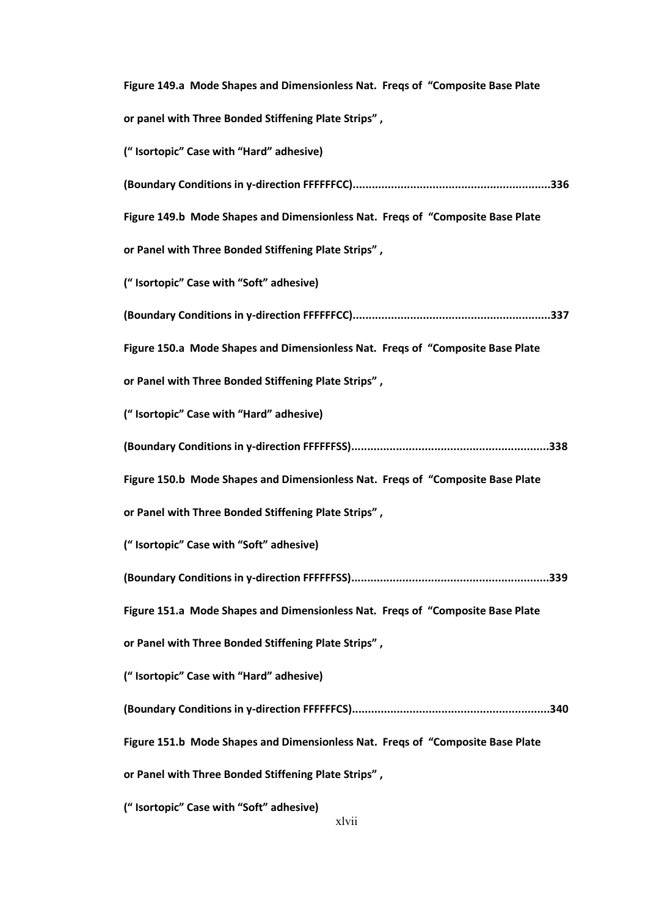**Figure 149.a Mode Shapes and Dimensionless Nat. Freqs of "Composite Base Plate or panel with Three Bonded Stiffening Plate Strips",**

**(" Isortopic" Case with "Hard" adhesive)**

**(Boundary Conditions in y-direction FFFFFFCC)..............................................................336**

**Figure 149.b Mode Shapes and Dimensionless Nat. Freqs of "Composite Base Plate or Panel with Three Bonded Stiffening Plate Strips",**

**(" Isortopic" Case with "Soft" adhesive)**

**(Boundary Conditions in y-direction FFFFFFCC)..............................................................337**

**Figure 150.a Mode Shapes and Dimensionless Nat. Freqs of "Composite Base Plate or Panel with Three Bonded Stiffening Plate Strips",**

**(" Isortopic" Case with "Hard" adhesive)**

**(Boundary Conditions in y-direction FFFFFFSS)..............................................................338**

**Figure 150.b Mode Shapes and Dimensionless Nat. Freqs of "Composite Base Plate or Panel with Three Bonded Stiffening Plate Strips",**

**(" Isortopic" Case with "Soft" adhesive)**

**(Boundary Conditions in y-direction FFFFFFSS)..............................................................339**

**Figure 151.a Mode Shapes and Dimensionless Nat. Freqs of "Composite Base Plate or Panel with Three Bonded Stiffening Plate Strips",**

**(" Isortopic" Case with "Hard" adhesive)**

**(Boundary Conditions in y-direction FFFFFFCS)..............................................................340**

**Figure 151.b Mode Shapes and Dimensionless Nat. Freqs of "Composite Base Plate or Panel with Three Bonded Stiffening Plate Strips",**

**(" Isortopic" Case with "Soft" adhesive)**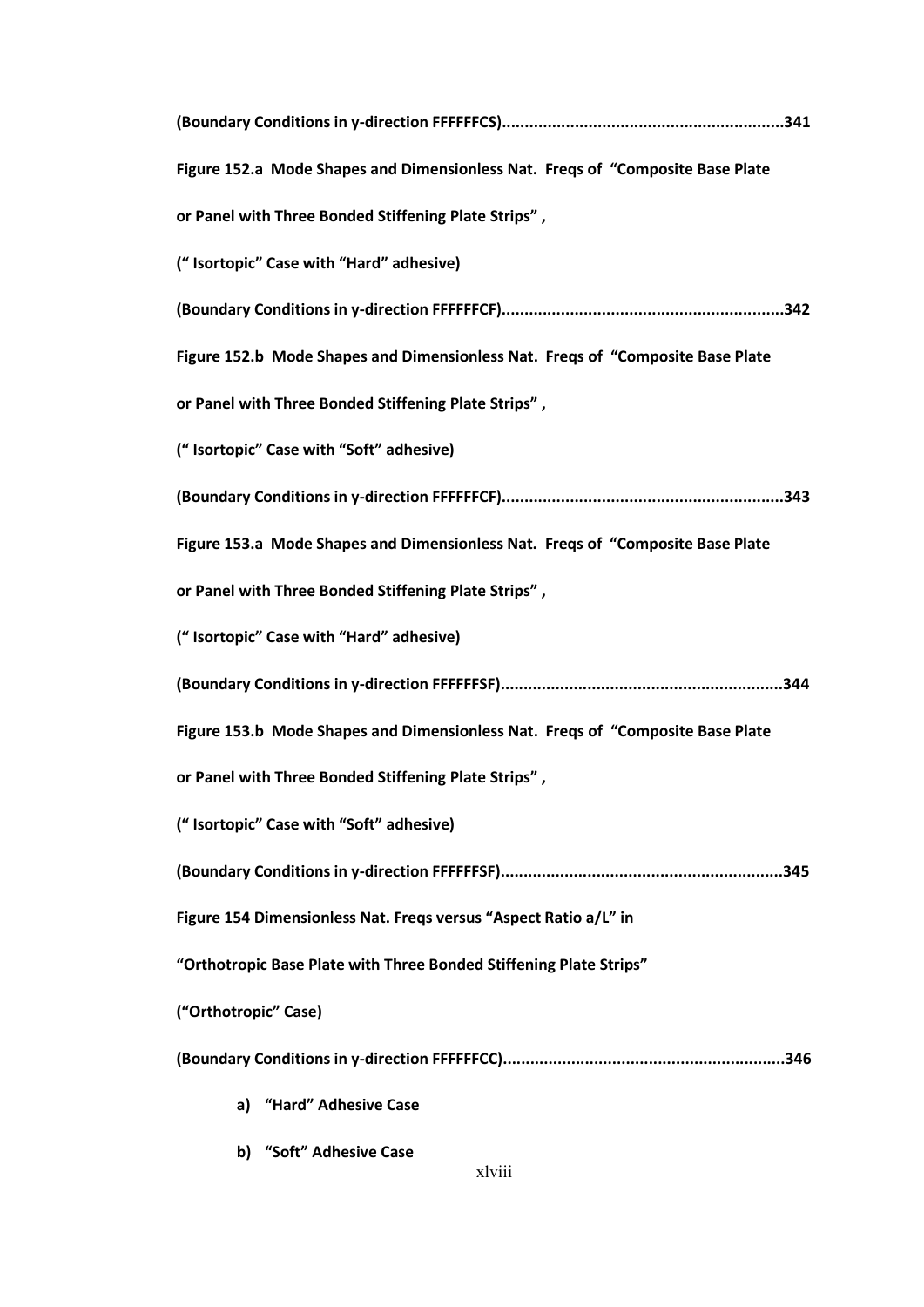**(Boundary Conditions in y-direction FFFFFFCS).............................................................341**

**Figure 152.a Mode Shapes and Dimensionless Nat. Freqs of "Composite Base Plate**

**or Panel with Three Bonded Stiffening Plate Strips" ,**

**(" Isortopic" Case with "Hard" adhesive)**

**(Boundary Conditions in y-direction FFFFFFCF).............................................................342**

**Figure 152.b Mode Shapes and Dimensionless Nat. Freqs of "Composite Base Plate**

**or Panel with Three Bonded Stiffening Plate Strips" ,**

**(" Isortopic" Case with "Soft" adhesive)**

**(Boundary Conditions in y-direction FFFFFFCF).............................................................343**

**Figure 153.a Mode Shapes and Dimensionless Nat. Freqs of "Composite Base Plate**

**or Panel with Three Bonded Stiffening Plate Strips" ,**

**(" Isortopic" Case with "Hard" adhesive)**

**(Boundary Conditions in y-direction FFFFFFSF).............................................................344**

**Figure 153.b Mode Shapes and Dimensionless Nat. Freqs of "Composite Base Plate**

**or Panel with Three Bonded Stiffening Plate Strips" ,**

**(" Isortopic" Case with "Soft" adhesive)**

**(Boundary Conditions in y-direction FFFFFFSF).............................................................345**

**Figure 154 Dimensionless Nat. Freqs versus "Aspect Ratio a/L" in**

**"Orthotropic Base Plate with Three Bonded Stiffening Plate Strips"**

**("Orthotropic" Case)**

**(Boundary Conditions in y-direction FFFFFFCC).............................................................346**

a) **"Hard" Adhesive Case**

b) **"Soft" Adhesive Case**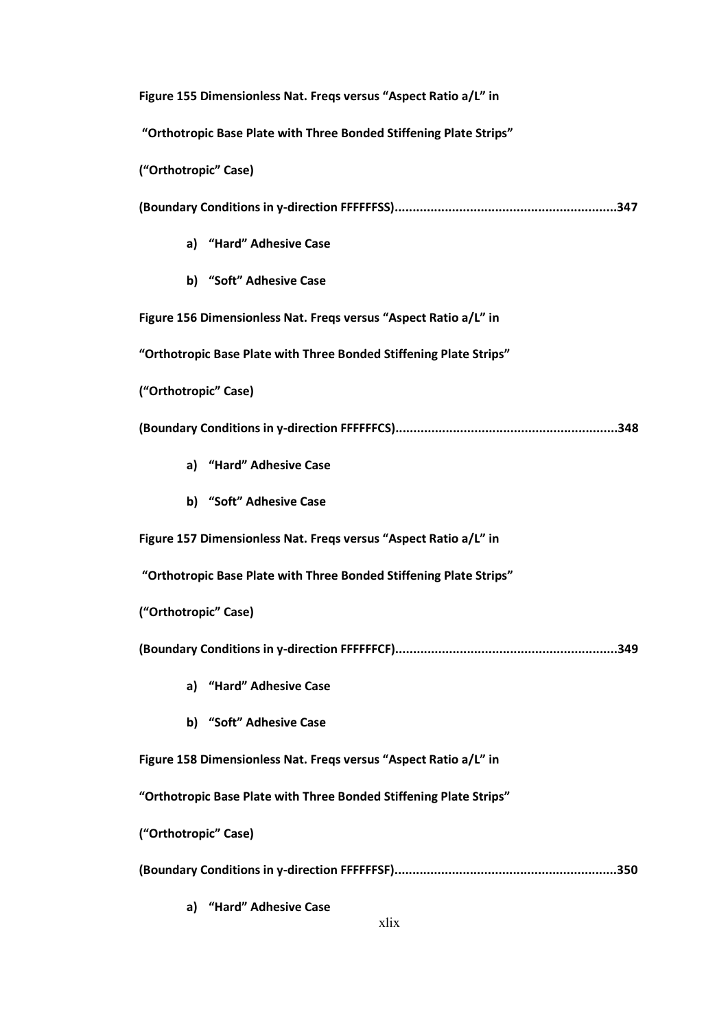**Figure 155 Dimensionless Nat. Freqs versus "Aspect Ratio a/L" in**

**"Orthotropic Base Plate with Three Bonded Stiffening Plate Strips"**

**("Orthotropic" Case)**

**(Boundary Conditions in y-direction FFFFFFSS)............................................................347**

a) **"Hard" Adhesive Case**

b) **"Soft" Adhesive Case**

**Figure 156 Dimensionless Nat. Freqs versus "Aspect Ratio a/L" in**

**"Orthotropic Base Plate with Three Bonded Stiffening Plate Strips"**

**("Orthotropic" Case)**

**(Boundary Conditions in y-direction FFFFFFCS)............................................................348**

a) **"Hard" Adhesive Case**

b) **"Soft" Adhesive Case**

**Figure 157 Dimensionless Nat. Freqs versus "Aspect Ratio a/L" in**

**"Orthotropic Base Plate with Three Bonded Stiffening Plate Strips"**

**("Orthotropic" Case)**

**(Boundary Conditions in y-direction FFFFFFCF)............................................................349**

a) **"Hard" Adhesive Case**

b) **"Soft" Adhesive Case**

**Figure 158 Dimensionless Nat. Freqs versus "Aspect Ratio a/L" in**

**"Orthotropic Base Plate with Three Bonded Stiffening Plate Strips"**

**("Orthotropic" Case)**

**(Boundary Conditions in y-direction FFFFFFSF)............................................................350**

a) **"Hard" Adhesive Case**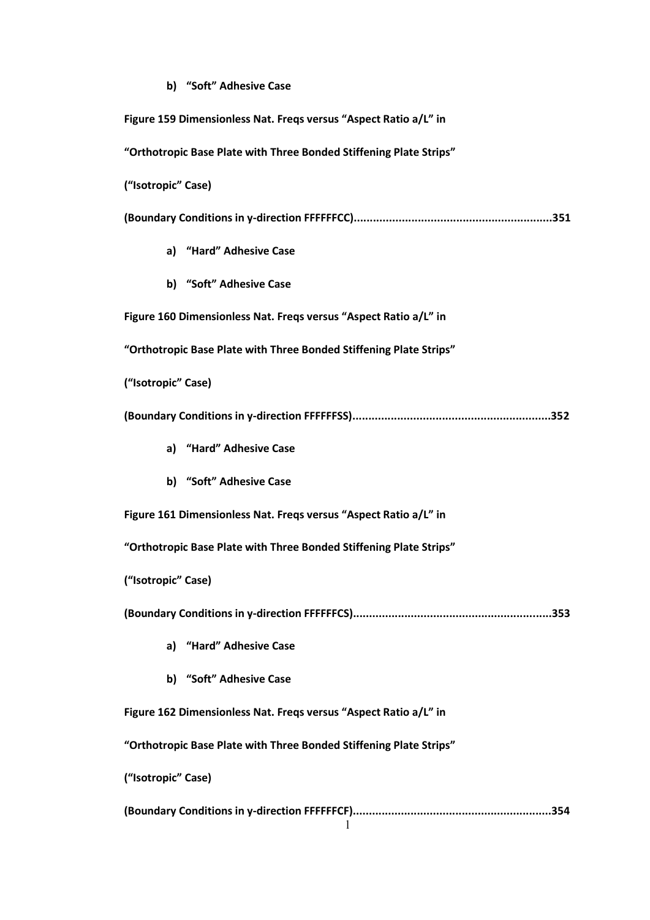**b) “Soft” Adhesive Case**

**Figure 159 Dimensionless Nat. Freqs versus “Aspect Ratio a/L” in**

**“Orthotropic Base Plate with Three Bonded Stiffening Plate Strips”**

**(“Isotropic” Case)**

**(Boundary Conditions in y-direction FFFFFFCC)..............................................................351**

**a) “Hard” Adhesive Case**

**b) “Soft” Adhesive Case**

**Figure 160 Dimensionless Nat. Freqs versus “Aspect Ratio a/L” in**

**“Orthotropic Base Plate with Three Bonded Stiffening Plate Strips”**

**(“Isotropic” Case)**

**(Boundary Conditions in y-direction FFFFFFSS)..............................................................352**

**a) “Hard” Adhesive Case**

**b) “Soft” Adhesive Case**

**Figure 161 Dimensionless Nat. Freqs versus “Aspect Ratio a/L” in**

**“Orthotropic Base Plate with Three Bonded Stiffening Plate Strips”**

**(“Isotropic” Case)**

**(Boundary Conditions in y-direction FFFFFFCS)..............................................................353**

**a) “Hard” Adhesive Case**

**b) “Soft” Adhesive Case**

**Figure 162 Dimensionless Nat. Freqs versus “Aspect Ratio a/L” in**

**“Orthotropic Base Plate with Three Bonded Stiffening Plate Strips”**

**(“Isotropic” Case)**

**(Boundary Conditions in y-direction FFFFFFCF)..............................................................354**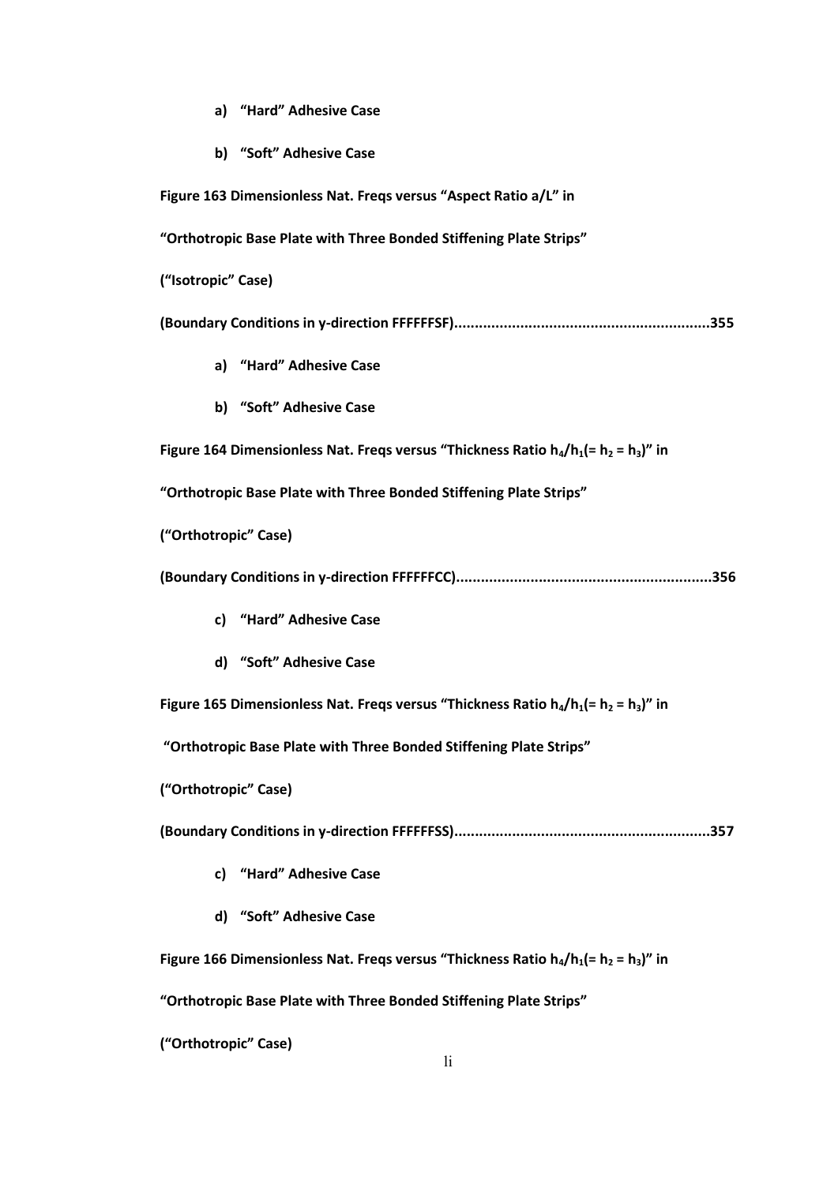**a) "Hard" Adhesive Case**

**b) "Soft" Adhesive Case**

**Figure 163 Dimensionless Nat. Freqs versus "Aspect Ratio a/L" in**

**"Orthotropic Base Plate with Three Bonded Stiffening Plate Strips"**

**("Isotropic" Case)**

**(Boundary Conditions in y-direction FFFFFFSF)..............................................................355**

**a) "Hard" Adhesive Case**

**b) "Soft" Adhesive Case**

**Figure 164 Dimensionless Nat. Freqs versus "Thickness Ratio $h_4/h_1(= h_2 = h_3)$" in**

**"Orthotropic Base Plate with Three Bonded Stiffening Plate Strips"**

**("Orthotropic" Case)**

**(Boundary Conditions in y-direction FFFFFFCC)..............................................................356**

**c) "Hard" Adhesive Case**

**d) "Soft" Adhesive Case**

**Figure 165 Dimensionless Nat. Freqs versus "Thickness Ratio $h_4/h_1(= h_2 = h_3)$" in**

**"Orthotropic Base Plate with Three Bonded Stiffening Plate Strips"**

**("Orthotropic" Case)**

**(Boundary Conditions in y-direction FFFFFFSS)..............................................................357**

**c) "Hard" Adhesive Case**

**d) "Soft" Adhesive Case**

**Figure 166 Dimensionless Nat. Freqs versus "Thickness Ratio $h_4/h_1(= h_2 = h_3)$" in**

**"Orthotropic Base Plate with Three Bonded Stiffening Plate Strips"**

**("Orthotropic" Case)**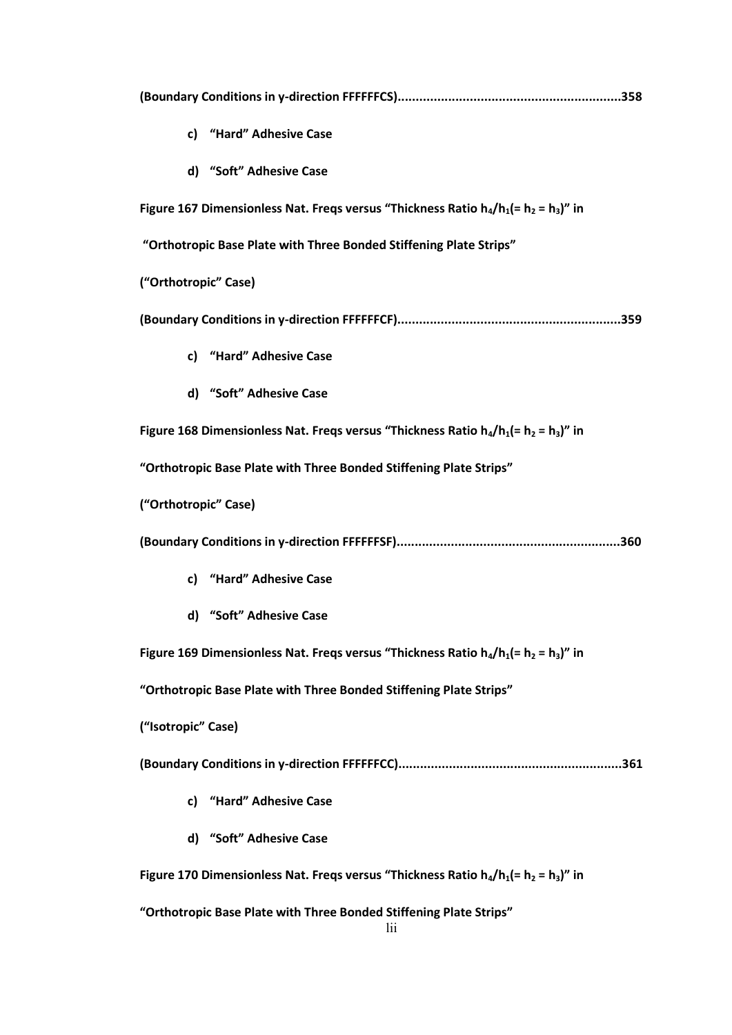**(Boundary Conditions in y-direction FFFFFFCS)..............................................................358**

- **c) "Hard" Adhesive Case**
- **d) "Soft" Adhesive Case**

**Figure 167 Dimensionless Nat. Freqs versus "Thickness Ratio $h_4/h_1(= h_2 = h_3)$" in**

**"Orthotropic Base Plate with Three Bonded Stiffening Plate Strips"**

**("Orthotropic" Case)**

**(Boundary Conditions in y-direction FFFFFFCF)..............................................................359**

- **c) "Hard" Adhesive Case**
- **d) "Soft" Adhesive Case**

**Figure 168 Dimensionless Nat. Freqs versus "Thickness Ratio $h_4/h_1(= h_2 = h_3)$" in**

**"Orthotropic Base Plate with Three Bonded Stiffening Plate Strips"**

**("Orthotropic" Case)**

**(Boundary Conditions in y-direction FFFFFFSF)..............................................................360**

- **c) "Hard" Adhesive Case**
- **d) "Soft" Adhesive Case**

**Figure 169 Dimensionless Nat. Freqs versus "Thickness Ratio $h_4/h_1(= h_2 = h_3)$" in**

**"Orthotropic Base Plate with Three Bonded Stiffening Plate Strips"**

**("Isotropic" Case)**

**(Boundary Conditions in y-direction FFFFFFCC)..............................................................361**

- **c) "Hard" Adhesive Case**
- **d) "Soft" Adhesive Case**

**Figure 170 Dimensionless Nat. Freqs versus "Thickness Ratio $h_4/h_1(= h_2 = h_3)$" in**

**"Orthotropic Base Plate with Three Bonded Stiffening Plate Strips"**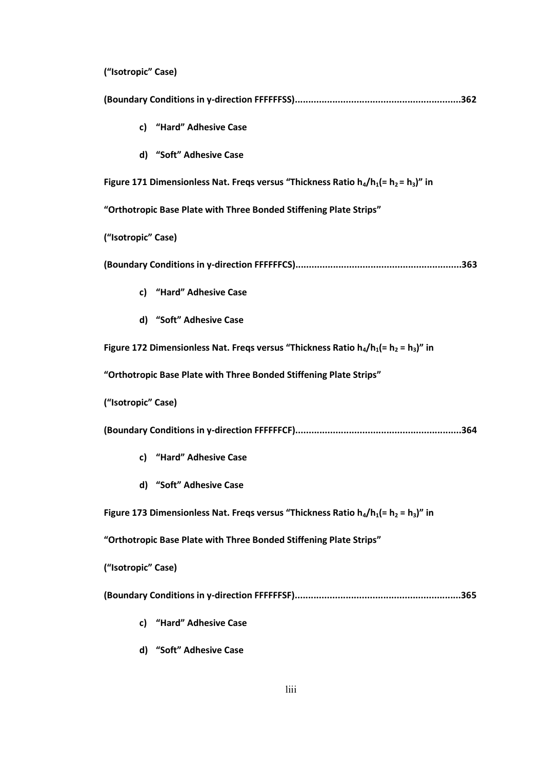**(“Isotropic” Case)**

**(Boundary Conditions in y-direction FFFFFFSS)..............................................................362**

- **c) “Hard” Adhesive Case**
- **d) “Soft” Adhesive Case**

**Figure 171 Dimensionless Nat. Freqs versus “Thickness Ratio $h_4/h_1$(= $h_2$ = $h_3$)” in**

**“Orthotropic Base Plate with Three Bonded Stiffening Plate Strips”**

**(“Isotropic” Case)**

**(Boundary Conditions in y-direction FFFFFFCS)..............................................................363**

- **c) “Hard” Adhesive Case**
- **d) “Soft” Adhesive Case**

**Figure 172 Dimensionless Nat. Freqs versus “Thickness Ratio $h_4/h_1$(= $h_2$ = $h_3$)” in**

**“Orthotropic Base Plate with Three Bonded Stiffening Plate Strips”**

**(“Isotropic” Case)**

**(Boundary Conditions in y-direction FFFFFFCF)..............................................................364**

- **c) “Hard” Adhesive Case**
- **d) “Soft” Adhesive Case**

**Figure 173 Dimensionless Nat. Freqs versus “Thickness Ratio $h_4/h_1$(= $h_2$ = $h_3$)” in**

**“Orthotropic Base Plate with Three Bonded Stiffening Plate Strips”**

**(“Isotropic” Case)**

**(Boundary Conditions in y-direction FFFFFFSF)..............................................................365**

- **c) “Hard” Adhesive Case**
- **d) “Soft” Adhesive Case**